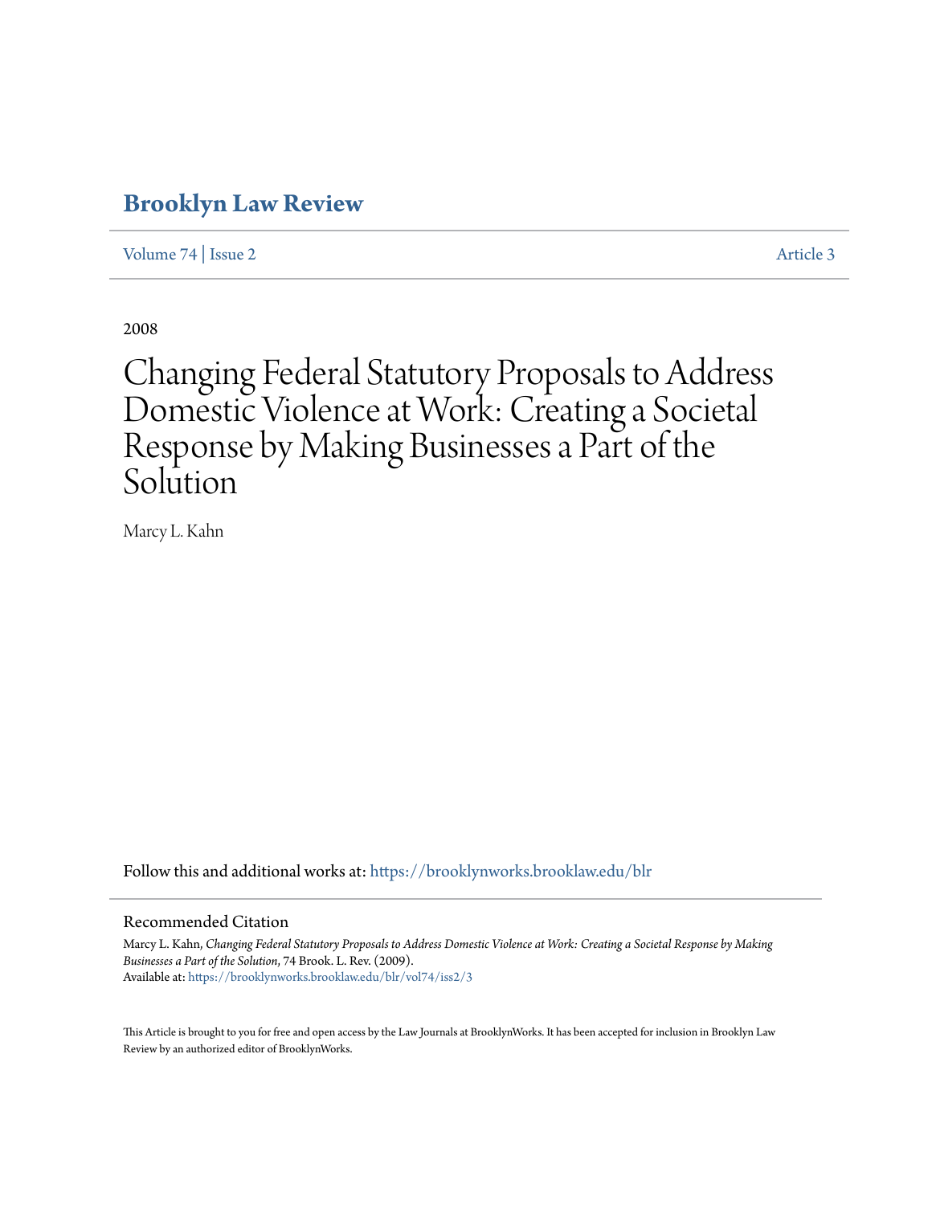# Brooklyn Law Review

Volume 74 | Issue 2 Article 3

2008

# Changing Federal Statutory Proposals to Address Domestic Violence at Work: Creating a Societal Response by Making Businesses a Part of the Solution

Marcy L. Kahn

Follow this and additional works at: https://brooklynworks.brooklaw.edu/blr

## Recommended Citation

Marcy L. Kahn, *Changing Federal Statutory Proposals to Address Domestic Violence at Work: Creating a Societal Response by Making Businesses a Part of the Solution*, 74 Brook. L. Rev. (2009).
Available at: https://brooklynworks.brooklaw.edu/blr/vol74/iss2/3

This Article is brought to you for free and open access by the Law Journals at BrooklynWorks. It has been accepted for inclusion in Brooklyn Law Review by an authorized editor of BrooklynWorks.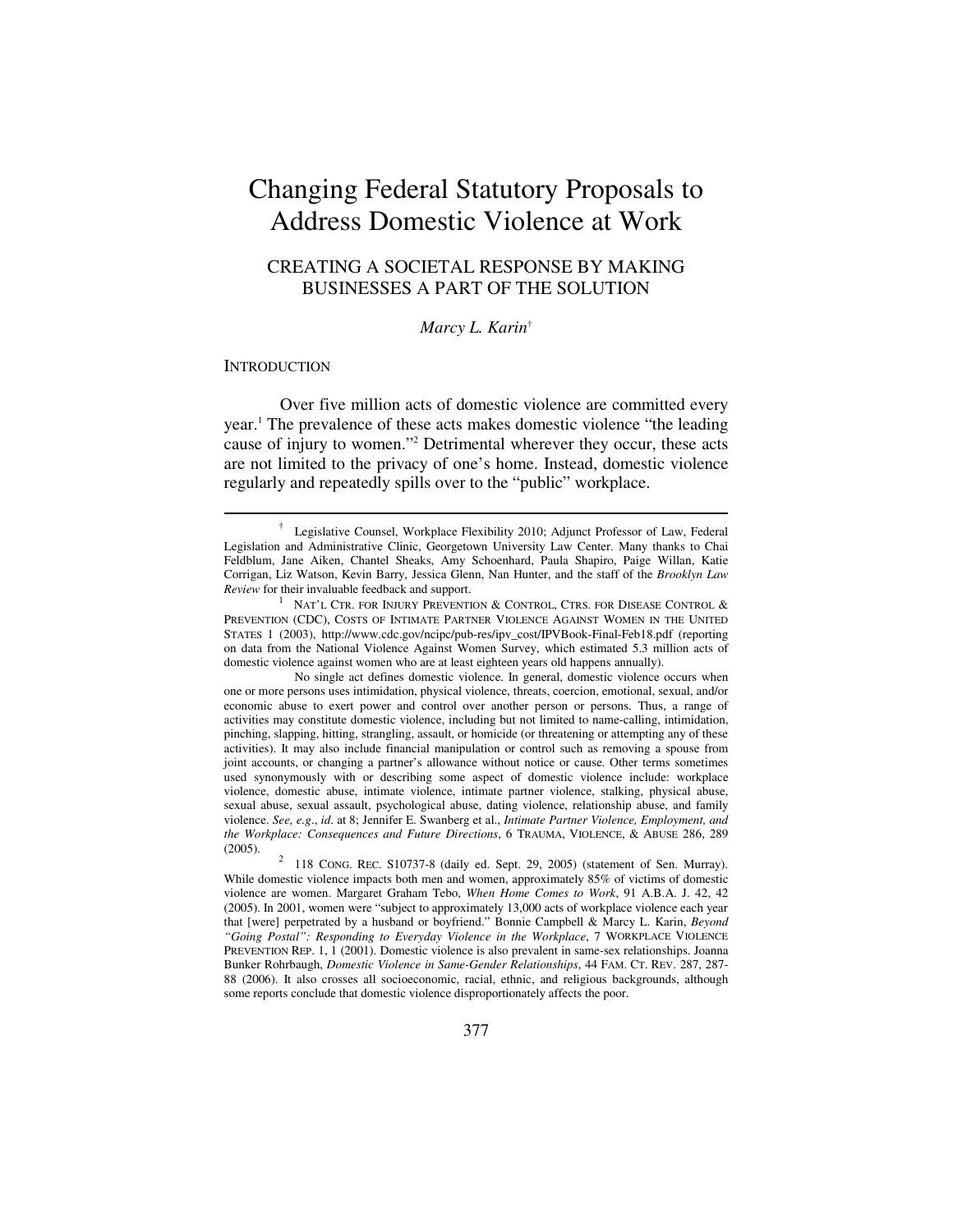# Changing Federal Statutory Proposals to Address Domestic Violence at Work

## CREATING A SOCIETAL RESPONSE BY MAKING BUSINESSES A PART OF THE SOLUTION

*Marcy L. Karin*[†]

### INTRODUCTION

Over five million acts of domestic violence are committed every year.[1] The prevalence of these acts makes domestic violence "the leading cause of injury to women."[2] Detrimental wherever they occur, these acts are not limited to the privacy of one's home. Instead, domestic violence regularly and repeatedly spills over to the "public" workplace.

---

[†] Legislative Counsel, Workplace Flexibility 2010; Adjunct Professor of Law, Federal Legislation and Administrative Clinic, Georgetown University Law Center. Many thanks to Chai Feldblum, Jane Aiken, Chantel Sheaks, Amy Schoenhard, Paula Shapiro, Paige Willan, Katie Corrigan, Liz Watson, Kevin Barry, Jessica Glenn, Nan Hunter, and the staff of the *Brooklyn Law Review* for their invaluable feedback and support.

[1] NAT'L CTR. FOR INJURY PREVENTION & CONTROL, CTRS. FOR DISEASE CONTROL & PREVENTION (CDC), COSTS OF INTIMATE PARTNER VIOLENCE AGAINST WOMEN IN THE UNITED STATES 1 (2003), http://www.cdc.gov/ncipc/pub-res/ipv_cost/IPVBook-Final-Feb18.pdf (reporting on data from the National Violence Against Women Survey, which estimated 5.3 million acts of domestic violence against women who are at least eighteen years old happens annually).

No single act defines domestic violence. In general, domestic violence occurs when one or more persons uses intimidation, physical violence, threats, coercion, emotional, sexual, and/or economic abuse to exert power and control over another person or persons. Thus, a range of activities may constitute domestic violence, including but not limited to name-calling, intimidation, pinching, slapping, hitting, strangling, assault, or homicide (or threatening or attempting any of these activities). It may also include financial manipulation or control such as removing a spouse from joint accounts, or changing a partner's allowance without notice or cause. Other terms sometimes used synonymously with or describing some aspect of domestic violence include: workplace violence, domestic abuse, intimate violence, intimate partner violence, stalking, physical abuse, sexual abuse, sexual assault, psychological abuse, dating violence, relationship abuse, and family violence. *See, e.g.*, *id*. at 8; Jennifer E. Swanberg et al., *Intimate Partner Violence, Employment, and the Workplace: Consequences and Future Directions*, 6 TRAUMA, VIOLENCE, & ABUSE 286, 289 (2005).

[2] 118 CONG. REC. S10737-8 (daily ed. Sept. 29, 2005) (statement of Sen. Murray). While domestic violence impacts both men and women, approximately 85% of victims of domestic violence are women. Margaret Graham Tebo, *When Home Comes to Work*, 91 A.B.A. J. 42, 42 (2005). In 2001, women were "subject to approximately 13,000 acts of workplace violence each year that [were] perpetrated by a husband or boyfriend." Bonnie Campbell & Marcy L. Karin, *Beyond "Going Postal": Responding to Everyday Violence in the Workplace*, 7 WORKPLACE VIOLENCE PREVENTION REP. 1, 1 (2001). Domestic violence is also prevalent in same-sex relationships. Joanna Bunker Rohrbaugh, *Domestic Violence in Same-Gender Relationships*, 44 FAM. CT. REV. 287, 287-88 (2006). It also crosses all socioeconomic, racial, ethnic, and religious backgrounds, although some reports conclude that domestic violence disproportionately affects the poor.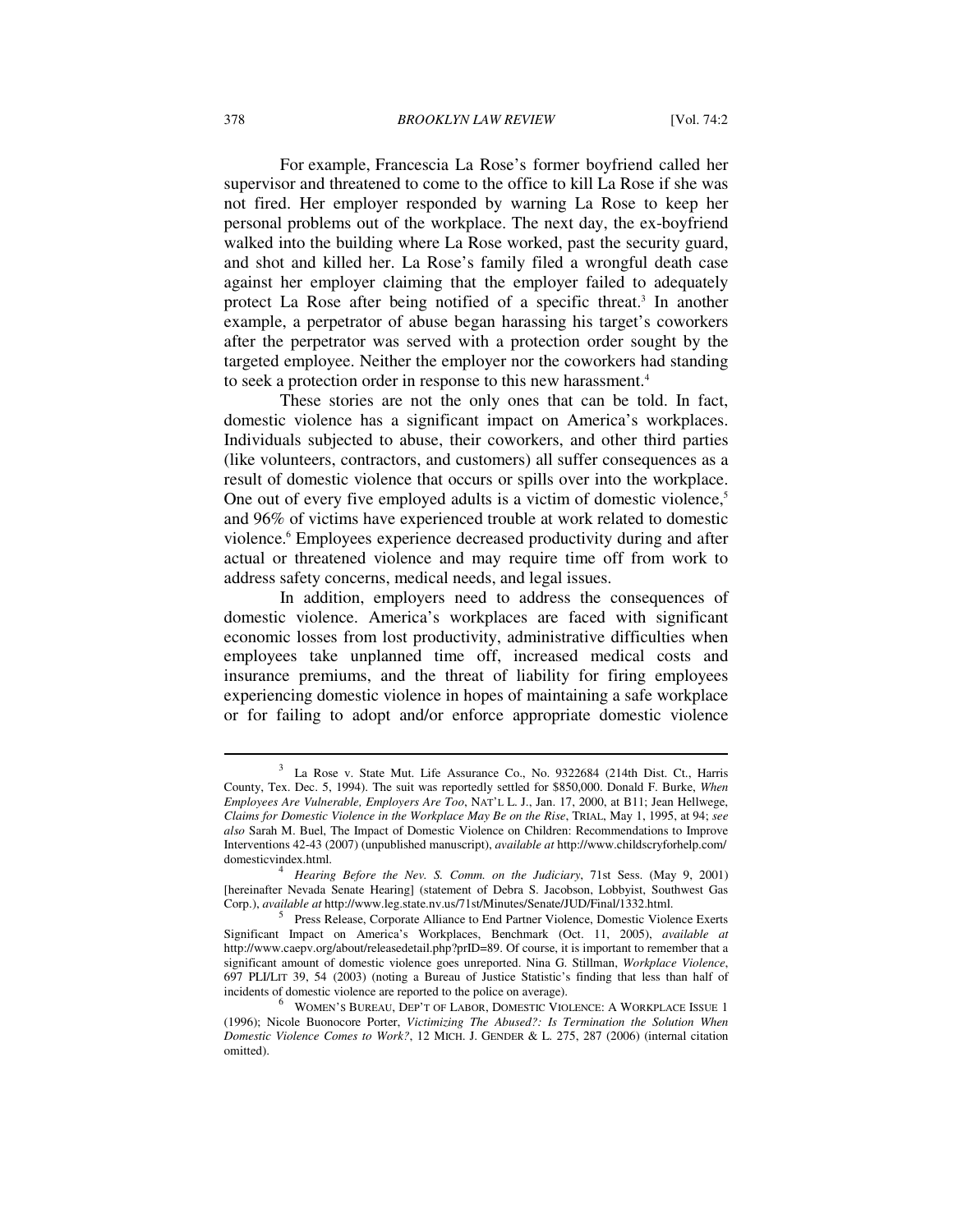For example, Francescia La Rose's former boyfriend called her supervisor and threatened to come to the office to kill La Rose if she was not fired. Her employer responded by warning La Rose to keep her personal problems out of the workplace. The next day, the ex-boyfriend walked into the building where La Rose worked, past the security guard, and shot and killed her. La Rose's family filed a wrongful death case against her employer claiming that the employer failed to adequately protect La Rose after being notified of a specific threat.[3] In another example, a perpetrator of abuse began harassing his target's coworkers after the perpetrator was served with a protection order sought by the targeted employee. Neither the employer nor the coworkers had standing to seek a protection order in response to this new harassment.[4]

These stories are not the only ones that can be told. In fact, domestic violence has a significant impact on America's workplaces. Individuals subjected to abuse, their coworkers, and other third parties (like volunteers, contractors, and customers) all suffer consequences as a result of domestic violence that occurs or spills over into the workplace. One out of every five employed adults is a victim of domestic violence,[5] and 96% of victims have experienced trouble at work related to domestic violence.[6] Employees experience decreased productivity during and after actual or threatened violence and may require time off from work to address safety concerns, medical needs, and legal issues.

In addition, employers need to address the consequences of domestic violence. America's workplaces are faced with significant economic losses from lost productivity, administrative difficulties when employees take unplanned time off, increased medical costs and insurance premiums, and the threat of liability for firing employees experiencing domestic violence in hopes of maintaining a safe workplace or for failing to adopt and/or enforce appropriate domestic violence

---

[3] La Rose v. State Mut. Life Assurance Co., No. 9322684 (214th Dist. Ct., Harris County, Tex. Dec. 5, 1994). The suit was reportedly settled for $850,000. Donald F. Burke, *When Employees Are Vulnerable, Employers Are Too*, NAT'L L. J., Jan. 17, 2000, at B11; Jean Hellwege, *Claims for Domestic Violence in the Workplace May Be on the Rise*, TRIAL, May 1, 1995, at 94; *see also* Sarah M. Buel, The Impact of Domestic Violence on Children: Recommendations to Improve Interventions 42-43 (2007) (unpublished manuscript), *available at* http://www.childscryforhelp.com/domesticvindex.html.

[4] *Hearing Before the Nev. S. Comm. on the Judiciary*, 71st Sess. (May 9, 2001) [hereinafter Nevada Senate Hearing] (statement of Debra S. Jacobson, Lobbyist, Southwest Gas Corp.), *available at* http://www.leg.state.nv.us/71st/Minutes/Senate/JUD/Final/1332.html.

[5] Press Release, Corporate Alliance to End Partner Violence, Domestic Violence Exerts Significant Impact on America's Workplaces, Benchmark (Oct. 11, 2005), *available at* http://www.caepv.org/about/releasedetail.php?prID=89. Of course, it is important to remember that a significant amount of domestic violence goes unreported. Nina G. Stillman, *Workplace Violence*, 697 PLI/LIT 39, 54 (2003) (noting a Bureau of Justice Statistic's finding that less than half of incidents of domestic violence are reported to the police on average).

[6] WOMEN'S BUREAU, DEP'T OF LABOR, DOMESTIC VIOLENCE: A WORKPLACE ISSUE 1 (1996); Nicole Buonocore Porter, *Victimizing The Abused?: Is Termination the Solution When Domestic Violence Comes to Work?*, 12 MICH. J. GENDER & L. 275, 287 (2006) (internal citation omitted).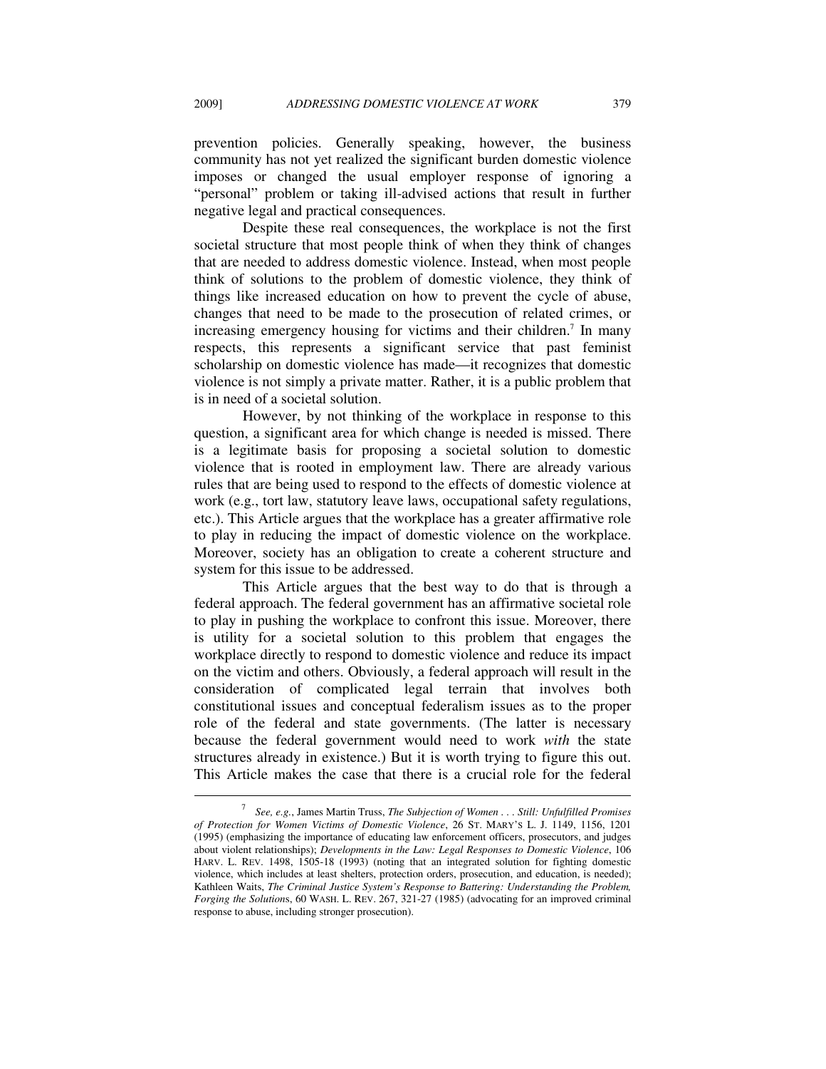prevention policies. Generally speaking, however, the business community has not yet realized the significant burden domestic violence imposes or changed the usual employer response of ignoring a "personal" problem or taking ill-advised actions that result in further negative legal and practical consequences.

Despite these real consequences, the workplace is not the first societal structure that most people think of when they think of changes that are needed to address domestic violence. Instead, when most people think of solutions to the problem of domestic violence, they think of things like increased education on how to prevent the cycle of abuse, changes that need to be made to the prosecution of related crimes, or increasing emergency housing for victims and their children.[7] In many respects, this represents a significant service that past feminist scholarship on domestic violence has made—it recognizes that domestic violence is not simply a private matter. Rather, it is a public problem that is in need of a societal solution.

However, by not thinking of the workplace in response to this question, a significant area for which change is needed is missed. There is a legitimate basis for proposing a societal solution to domestic violence that is rooted in employment law. There are already various rules that are being used to respond to the effects of domestic violence at work (e.g., tort law, statutory leave laws, occupational safety regulations, etc.). This Article argues that the workplace has a greater affirmative role to play in reducing the impact of domestic violence on the workplace. Moreover, society has an obligation to create a coherent structure and system for this issue to be addressed.

This Article argues that the best way to do that is through a federal approach. The federal government has an affirmative societal role to play in pushing the workplace to confront this issue. Moreover, there is utility for a societal solution to this problem that engages the workplace directly to respond to domestic violence and reduce its impact on the victim and others. Obviously, a federal approach will result in the consideration of complicated legal terrain that involves both constitutional issues and conceptual federalism issues as to the proper role of the federal and state governments. (The latter is necessary because the federal government would need to work *with* the state structures already in existence.) But it is worth trying to figure this out. This Article makes the case that there is a crucial role for the federal

---

[7] *See, e.g.*, James Martin Truss, *The Subjection of Women . . . Still: Unfulfilled Promises of Protection for Women Victims of Domestic Violence*, 26 ST. MARY'S L. J. 1149, 1156, 1201 (1995) (emphasizing the importance of educating law enforcement officers, prosecutors, and judges about violent relationships); *Developments in the Law: Legal Responses to Domestic Violence*, 106 HARV. L. REV. 1498, 1505-18 (1993) (noting that an integrated solution for fighting domestic violence, which includes at least shelters, protection orders, prosecution, and education, is needed); Kathleen Waits, *The Criminal Justice System's Response to Battering: Understanding the Problem, Forging the Solutions*, 60 WASH. L. REV. 267, 321-27 (1985) (advocating for an improved criminal response to abuse, including stronger prosecution).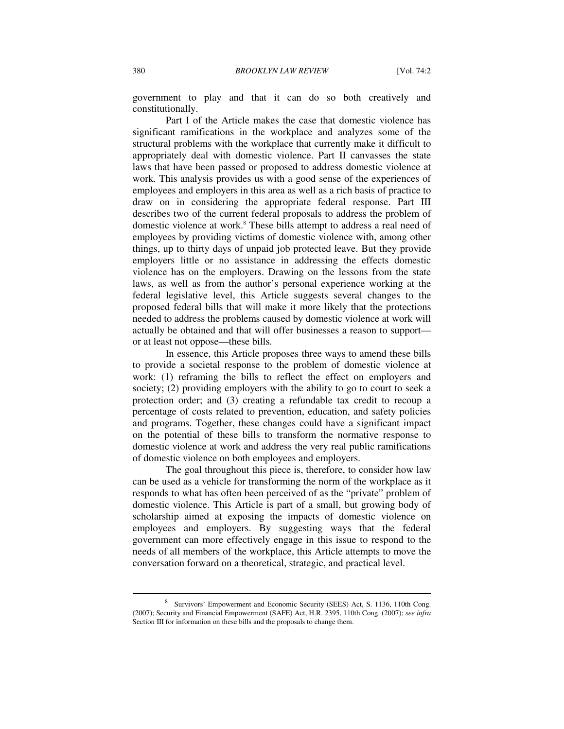government to play and that it can do so both creatively and constitutionally.

Part I of the Article makes the case that domestic violence has significant ramifications in the workplace and analyzes some of the structural problems with the workplace that currently make it difficult to appropriately deal with domestic violence. Part II canvasses the state laws that have been passed or proposed to address domestic violence at work. This analysis provides us with a good sense of the experiences of employees and employers in this area as well as a rich basis of practice to draw on in considering the appropriate federal response. Part III describes two of the current federal proposals to address the problem of domestic violence at work.[8] These bills attempt to address a real need of employees by providing victims of domestic violence with, among other things, up to thirty days of unpaid job protected leave. But they provide employers little or no assistance in addressing the effects domestic violence has on the employers. Drawing on the lessons from the state laws, as well as from the author's personal experience working at the federal legislative level, this Article suggests several changes to the proposed federal bills that will make it more likely that the protections needed to address the problems caused by domestic violence at work will actually be obtained and that will offer businesses a reason to support—or at least not oppose—these bills.

In essence, this Article proposes three ways to amend these bills to provide a societal response to the problem of domestic violence at work: (1) reframing the bills to reflect the effect on employers and society; (2) providing employers with the ability to go to court to seek a protection order; and (3) creating a refundable tax credit to recoup a percentage of costs related to prevention, education, and safety policies and programs. Together, these changes could have a significant impact on the potential of these bills to transform the normative response to domestic violence at work and address the very real public ramifications of domestic violence on both employees and employers.

The goal throughout this piece is, therefore, to consider how law can be used as a vehicle for transforming the norm of the workplace as it responds to what has often been perceived of as the "private" problem of domestic violence. This Article is part of a small, but growing body of scholarship aimed at exposing the impacts of domestic violence on employees and employers. By suggesting ways that the federal government can more effectively engage in this issue to respond to the needs of all members of the workplace, this Article attempts to move the conversation forward on a theoretical, strategic, and practical level.

---

[8] Survivors' Empowerment and Economic Security (SEES) Act, S. 1136, 110th Cong. (2007); Security and Financial Empowerment (SAFE) Act, H.R. 2395, 110th Cong. (2007); *see infra* Section III for information on these bills and the proposals to change them.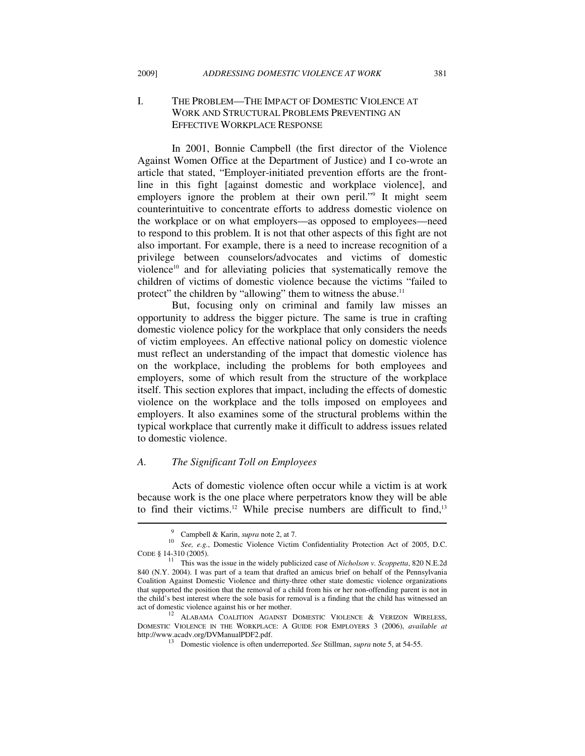## I. THE PROBLEM—THE IMPACT OF DOMESTIC VIOLENCE AT WORK AND STRUCTURAL PROBLEMS PREVENTING AN EFFECTIVE WORKPLACE RESPONSE

In 2001, Bonnie Campbell (the first director of the Violence Against Women Office at the Department of Justice) and I co-wrote an article that stated, "Employer-initiated prevention efforts are the front-line in this fight [against domestic and workplace violence], and employers ignore the problem at their own peril."[9] It might seem counterintuitive to concentrate efforts to address domestic violence on the workplace or on what employers—as opposed to employees—need to respond to this problem. It is not that other aspects of this fight are not also important. For example, there is a need to increase recognition of a privilege between counselors/advocates and victims of domestic violence[10] and for alleviating policies that systematically remove the children of victims of domestic violence because the victims "failed to protect" the children by "allowing" them to witness the abuse.[11]

But, focusing only on criminal and family law misses an opportunity to address the bigger picture. The same is true in crafting domestic violence policy for the workplace that only considers the needs of victim employees. An effective national policy on domestic violence must reflect an understanding of the impact that domestic violence has on the workplace, including the problems for both employees and employers, some of which result from the structure of the workplace itself. This section explores that impact, including the effects of domestic violence on the workplace and the tolls imposed on employees and employers. It also examines some of the structural problems within the typical workplace that currently make it difficult to address issues related to domestic violence.

### *A. The Significant Toll on Employees*

Acts of domestic violence often occur while a victim is at work because work is the one place where perpetrators know they will be able to find their victims.[12] While precise numbers are difficult to find,[13]

---

[9] Campbell & Karin, *supra* note 2, at 7.

[10] *See, e.g.*, Domestic Violence Victim Confidentiality Protection Act of 2005, D.C. CODE § 14-310 (2005).

[11] This was the issue in the widely publicized case of *Nicholson v. Scoppetta*, 820 N.E.2d 840 (N.Y. 2004). I was part of a team that drafted an amicus brief on behalf of the Pennsylvania Coalition Against Domestic Violence and thirty-three other state domestic violence organizations that supported the position that the removal of a child from his or her non-offending parent is not in the child's best interest where the sole basis for removal is a finding that the child has witnessed an act of domestic violence against his or her mother.

[12] ALABAMA COALITION AGAINST DOMESTIC VIOLENCE & VERIZON WIRELESS, DOMESTIC VIOLENCE IN THE WORKPLACE: A GUIDE FOR EMPLOYERS 3 (2006), *available at* http://www.acadv.org/DVManualPDF2.pdf.

[13] Domestic violence is often underreported. *See* Stillman, *supra* note 5, at 54-55.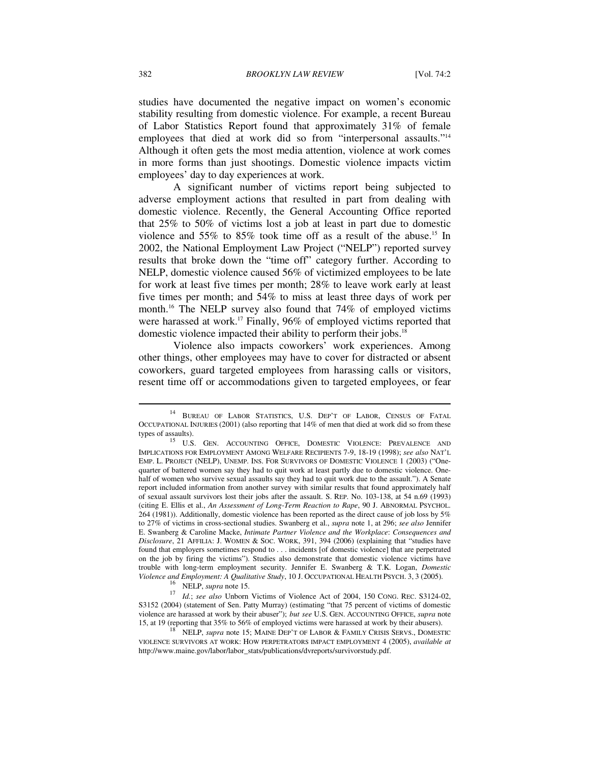studies have documented the negative impact on women's economic stability resulting from domestic violence. For example, a recent Bureau of Labor Statistics Report found that approximately 31% of female employees that died at work did so from "interpersonal assaults."[14] Although it often gets the most media attention, violence at work comes in more forms than just shootings. Domestic violence impacts victim employees' day to day experiences at work.

A significant number of victims report being subjected to adverse employment actions that resulted in part from dealing with domestic violence. Recently, the General Accounting Office reported that 25% to 50% of victims lost a job at least in part due to domestic violence and 55% to 85% took time off as a result of the abuse.[15] In 2002, the National Employment Law Project ("NELP") reported survey results that broke down the "time off" category further. According to NELP, domestic violence caused 56% of victimized employees to be late for work at least five times per month; 28% to leave work early at least five times per month; and 54% to miss at least three days of work per month.[16] The NELP survey also found that 74% of employed victims were harassed at work.[17] Finally, 96% of employed victims reported that domestic violence impacted their ability to perform their jobs.[18]

Violence also impacts coworkers' work experiences. Among other things, other employees may have to cover for distracted or absent coworkers, guard targeted employees from harassing calls or visitors, resent time off or accommodations given to targeted employees, or fear

---

[14] BUREAU OF LABOR STATISTICS, U.S. DEP'T OF LABOR, CENSUS OF FATAL OCCUPATIONAL INJURIES (2001) (also reporting that 14% of men that died at work did so from these types of assaults).

[15] U.S. GEN. ACCOUNTING OFFICE, DOMESTIC VIOLENCE: PREVALENCE AND IMPLICATIONS FOR EMPLOYMENT AMONG WELFARE RECIPIENTS 7-9, 18-19 (1998); *see also* NAT'L EMP. L. PROJECT (NELP), UNEMP. INS. FOR SURVIVORS OF DOMESTIC VIOLENCE 1 (2003) ("One-quarter of battered women say they had to quit work at least partly due to domestic violence. One-half of women who survive sexual assaults say they had to quit work due to the assault."). A Senate report included information from another survey with similar results that found approximately half of sexual assault survivors lost their jobs after the assault. S. REP. No. 103-138, at 54 n.69 (1993) (citing E. Ellis et al., *An Assessment of Long-Term Reaction to Rape*, 90 J. ABNORMAL PSYCHOL. 264 (1981)). Additionally, domestic violence has been reported as the direct cause of job loss by 5% to 27% of victims in cross-sectional studies. Swanberg et al., *supra* note 1, at 296; *see also* Jennifer E. Swanberg & Caroline Macke, *Intimate Partner Violence and the Workplace*: *Consequences and Disclosure*, 21 AFFILIA: J. WOMEN & SOC. WORK, 391, 394 (2006) (explaining that "studies have found that employers sometimes respond to . . . incidents [of domestic violence] that are perpetrated on the job by firing the victims"). Studies also demonstrate that domestic violence victims have trouble with long-term employment security. Jennifer E. Swanberg & T.K. Logan, *Domestic Violence and Employment: A Qualitative Study*, 10 J. OCCUPATIONAL HEALTH PSYCH. 3, 3 (2005).

[16] NELP, *supra* note 15.

[17] *Id.*; *see also* Unborn Victims of Violence Act of 2004, 150 CONG. REC. S3124-02, S3152 (2004) (statement of Sen. Patty Murray) (estimating "that 75 percent of victims of domestic violence are harassed at work by their abuser"); *but see* U.S. GEN. ACCOUNTING OFFICE, *supra* note 15, at 19 (reporting that 35% to 56% of employed victims were harassed at work by their abusers).

[18] NELP, *supra* note 15; MAINE DEP'T OF LABOR & FAMILY CRISIS SERVS., DOMESTIC VIOLENCE SURVIVORS AT WORK: HOW PERPETRATORS IMPACT EMPLOYMENT 4 (2005), *available at* http://www.maine.gov/labor/labor_stats/publications/dvreports/survivorstudy.pdf.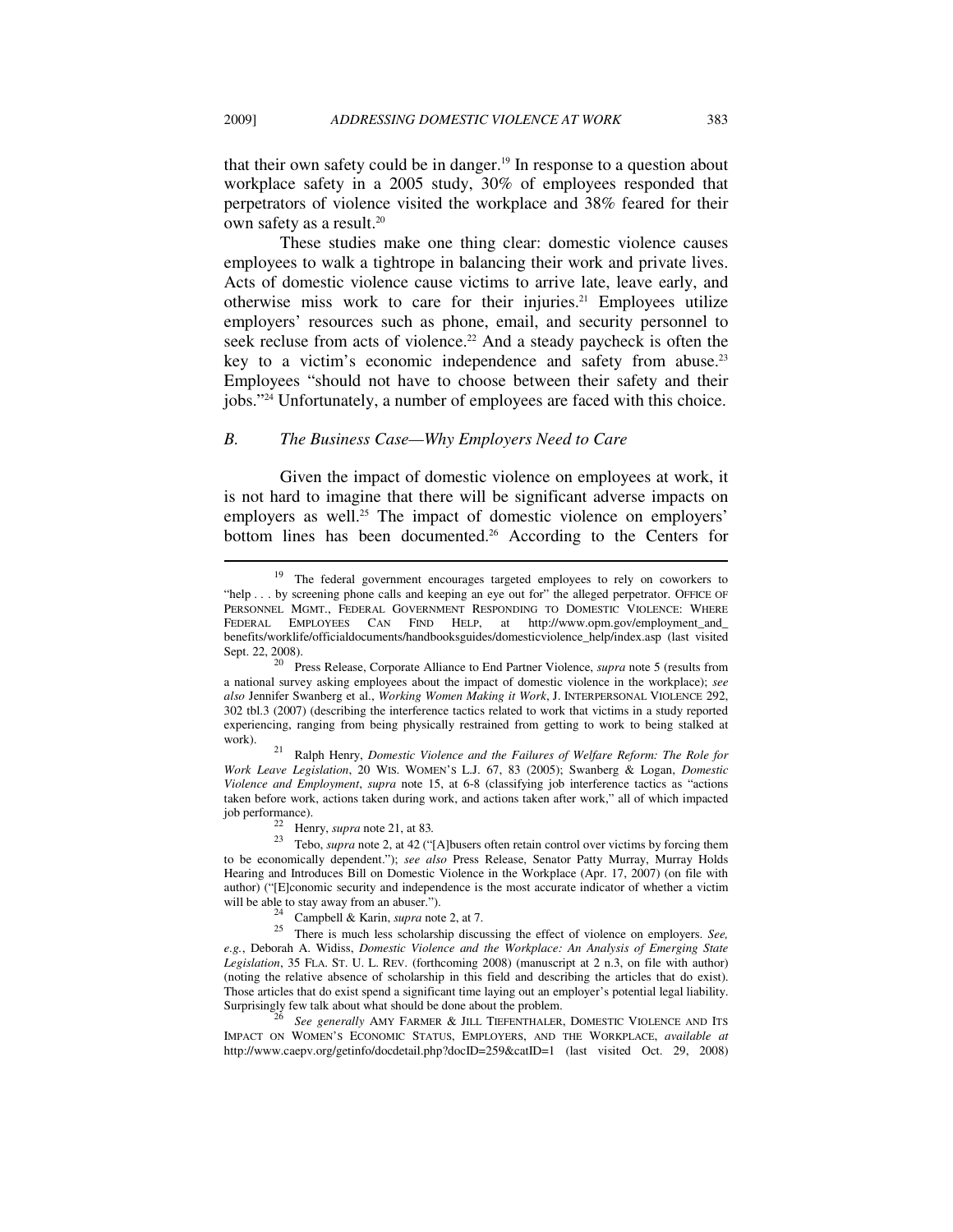that their own safety could be in danger.[19] In response to a question about workplace safety in a 2005 study, 30% of employees responded that perpetrators of violence visited the workplace and 38% feared for their own safety as a result.[20]

These studies make one thing clear: domestic violence causes employees to walk a tightrope in balancing their work and private lives. Acts of domestic violence cause victims to arrive late, leave early, and otherwise miss work to care for their injuries.[21] Employees utilize employers' resources such as phone, email, and security personnel to seek recluse from acts of violence.[22] And a steady paycheck is often the key to a victim's economic independence and safety from abuse.[23] Employees "should not have to choose between their safety and their jobs."[24] Unfortunately, a number of employees are faced with this choice.

### *B. The Business Case—Why Employers Need to Care*

Given the impact of domestic violence on employees at work, it is not hard to imagine that there will be significant adverse impacts on employers as well.[25] The impact of domestic violence on employers' bottom lines has been documented.[26] According to the Centers for

---

[19] The federal government encourages targeted employees to rely on coworkers to "help . . . by screening phone calls and keeping an eye out for" the alleged perpetrator. OFFICE OF PERSONNEL MGMT., FEDERAL GOVERNMENT RESPONDING TO DOMESTIC VIOLENCE: WHERE FEDERAL EMPLOYEES CAN FIND HELP, at http://www.opm.gov/employment_and_benefits/worklife/officialdocuments/handbooksguides/domesticviolence_help/index.asp (last visited Sept. 22, 2008).

[20] Press Release, Corporate Alliance to End Partner Violence, *supra* note 5 (results from a national survey asking employees about the impact of domestic violence in the workplace); *see also* Jennifer Swanberg et al., *Working Women Making it Work*, J. INTERPERSONAL VIOLENCE 292, 302 tbl.3 (2007) (describing the interference tactics related to work that victims in a study reported experiencing, ranging from being physically restrained from getting to work to being stalked at work).

[21] Ralph Henry, *Domestic Violence and the Failures of Welfare Reform: The Role for Work Leave Legislation*, 20 WIS. WOMEN'S L.J. 67, 83 (2005); Swanberg & Logan, *Domestic Violence and Employment*, *supra* note 15, at 6-8 (classifying job interference tactics as "actions taken before work, actions taken during work, and actions taken after work," all of which impacted job performance).

[22] Henry, *supra* note 21, at 83*.*

[23] Tebo, *supra* note 2, at 42 ("[A]busers often retain control over victims by forcing them to be economically dependent."); *see also* Press Release, Senator Patty Murray, Murray Holds Hearing and Introduces Bill on Domestic Violence in the Workplace (Apr. 17, 2007) (on file with author) ("[E]conomic security and independence is the most accurate indicator of whether a victim will be able to stay away from an abuser.").

[24] Campbell & Karin, *supra* note 2, at 7.

[25] There is much less scholarship discussing the effect of violence on employers. *See, e.g.*, Deborah A. Widiss, *Domestic Violence and the Workplace: An Analysis of Emerging State Legislation*, 35 FLA. ST. U. L. REV. (forthcoming 2008) (manuscript at 2 n.3, on file with author) (noting the relative absence of scholarship in this field and describing the articles that do exist). Those articles that do exist spend a significant time laying out an employer's potential legal liability. Surprisingly few talk about what should be done about the problem.

[26] *See generally* AMY FARMER & JILL TIEFENTHALER, DOMESTIC VIOLENCE AND ITS IMPACT ON WOMEN'S ECONOMIC STATUS, EMPLOYERS, AND THE WORKPLACE, *available at* http://www.caepv.org/getinfo/docdetail.php?docID=259&catID=1 (last visited Oct. 29, 2008)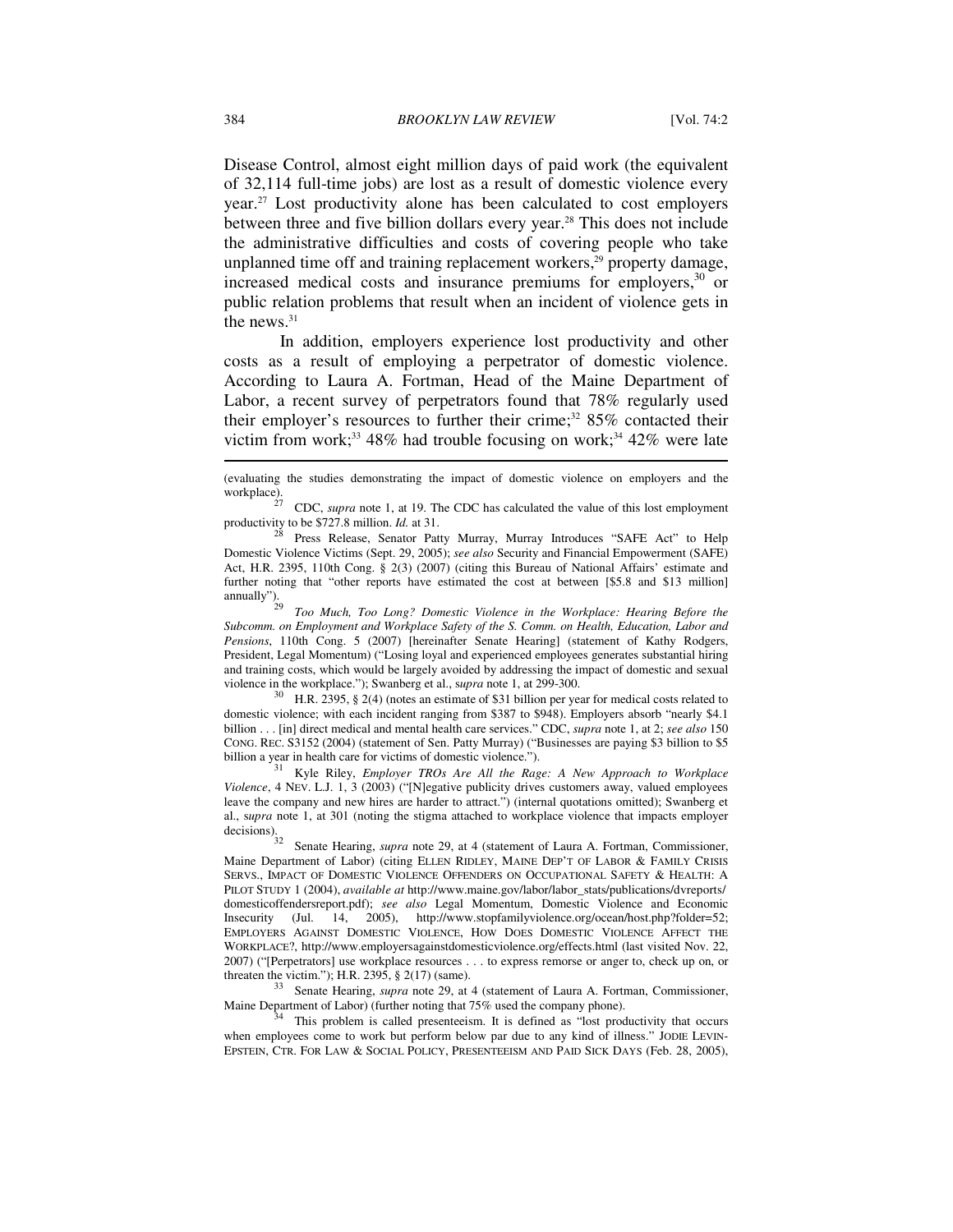Disease Control, almost eight million days of paid work (the equivalent of 32,114 full-time jobs) are lost as a result of domestic violence every year.[27] Lost productivity alone has been calculated to cost employers between three and five billion dollars every year.[28] This does not include the administrative difficulties and costs of covering people who take unplanned time off and training replacement workers,[29] property damage, increased medical costs and insurance premiums for employers,[30] or public relation problems that result when an incident of violence gets in the news.[31]

In addition, employers experience lost productivity and other costs as a result of employing a perpetrator of domestic violence. According to Laura A. Fortman, Head of the Maine Department of Labor, a recent survey of perpetrators found that 78% regularly used their employer's resources to further their crime;[32] 85% contacted their victim from work;[33] 48% had trouble focusing on work;[34] 42% were late

---

(evaluating the studies demonstrating the impact of domestic violence on employers and the workplace).

[27] CDC, *supra* note 1, at 19. The CDC has calculated the value of this lost employment productivity to be $727.8 million. *Id.* at 31.

[28] Press Release, Senator Patty Murray, Murray Introduces "SAFE Act" to Help Domestic Violence Victims (Sept. 29, 2005); *see also* Security and Financial Empowerment (SAFE) Act, H.R. 2395, 110th Cong. § 2(3) (2007) (citing this Bureau of National Affairs' estimate and further noting that "other reports have estimated the cost at between [$5.8 and $13 million] annually").

[29] *Too Much, Too Long? Domestic Violence in the Workplace: Hearing Before the Subcomm. on Employment and Workplace Safety of the S. Comm. on Health, Education, Labor and Pensions*, 110th Cong. 5 (2007) [hereinafter Senate Hearing] (statement of Kathy Rodgers, President, Legal Momentum) ("Losing loyal and experienced employees generates substantial hiring and training costs, which would be largely avoided by addressing the impact of domestic and sexual violence in the workplace."); Swanberg et al., *supra* note 1, at 299-300.

[30] H.R. 2395, § 2(4) (notes an estimate of $31 billion per year for medical costs related to domestic violence; with each incident ranging from $387 to $948). Employers absorb "nearly $4.1 billion . . . [in] direct medical and mental health care services." CDC, *supra* note 1, at 2; *see also* 150 CONG. REC. S3152 (2004) (statement of Sen. Patty Murray) ("Businesses are paying $3 billion to $5 billion a year in health care for victims of domestic violence.").

[31] Kyle Riley, *Employer TROs Are All the Rage: A New Approach to Workplace Violence*, 4 NEV. L.J. 1, 3 (2003) ("[N]egative publicity drives customers away, valued employees leave the company and new hires are harder to attract.") (internal quotations omitted); Swanberg et al., s*upra* note 1, at 301 (noting the stigma attached to workplace violence that impacts employer decisions).

[32] Senate Hearing, *supra* note 29, at 4 (statement of Laura A. Fortman, Commissioner, Maine Department of Labor) (citing ELLEN RIDLEY, MAINE DEP'T OF LABOR & FAMILY CRISIS SERVS., IMPACT OF DOMESTIC VIOLENCE OFFENDERS ON OCCUPATIONAL SAFETY & HEALTH: A PILOT STUDY 1 (2004), *available at* http://www.maine.gov/labor/labor_stats/publications/dvreports/domesticoffendersreport.pdf); *see also* Legal Momentum, Domestic Violence and Economic Insecurity (Jul. 14, 2005), http://www.stopfamilyviolence.org/ocean/host.php?folder=52; EMPLOYERS AGAINST DOMESTIC VIOLENCE, HOW DOES DOMESTIC VIOLENCE AFFECT THE WORKPLACE?, http://www.employersagainstdomesticviolence.org/effects.html (last visited Nov. 22, 2007) ("[Perpetrators] use workplace resources . . . to express remorse or anger to, check up on, or threaten the victim."); H.R. 2395, § 2(17) (same).

[33] Senate Hearing, *supra* note 29, at 4 (statement of Laura A. Fortman, Commissioner, Maine Department of Labor) (further noting that 75% used the company phone).

[34] This problem is called presenteeism. It is defined as "lost productivity that occurs when employees come to work but perform below par due to any kind of illness." JODIE LEVIN-EPSTEIN, CTR. FOR LAW & SOCIAL POLICY, PRESENTEEISM AND PAID SICK DAYS (Feb. 28, 2005),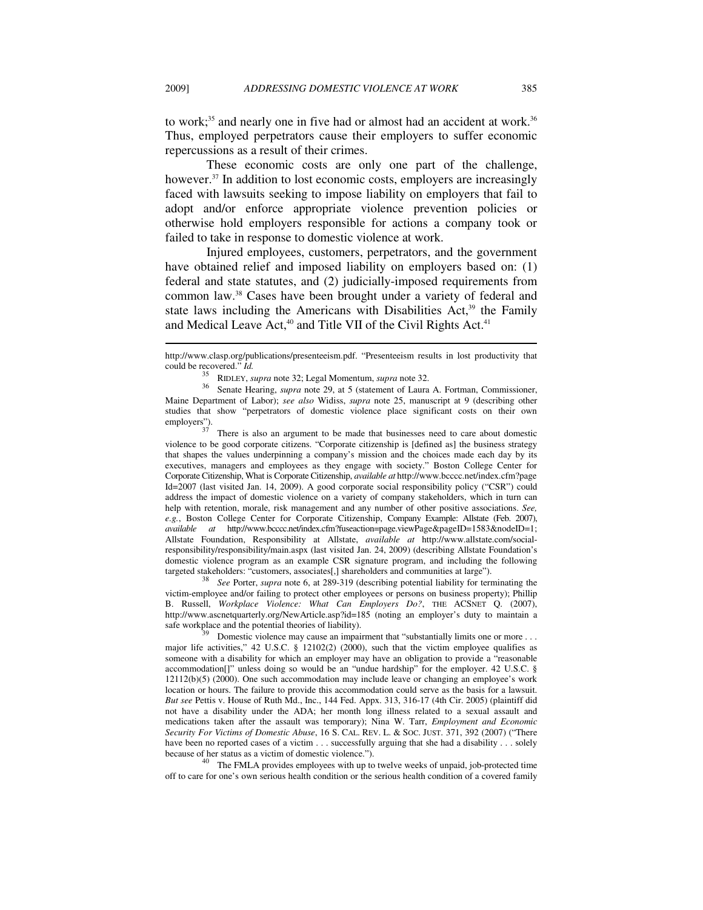to work;[35] and nearly one in five had or almost had an accident at work.[36] Thus, employed perpetrators cause their employers to suffer economic repercussions as a result of their crimes.

These economic costs are only one part of the challenge, however.[37] In addition to lost economic costs, employers are increasingly faced with lawsuits seeking to impose liability on employers that fail to adopt and/or enforce appropriate violence prevention policies or otherwise hold employers responsible for actions a company took or failed to take in response to domestic violence at work.

Injured employees, customers, perpetrators, and the government have obtained relief and imposed liability on employers based on: (1) federal and state statutes, and (2) judicially-imposed requirements from common law.[38] Cases have been brought under a variety of federal and state laws including the Americans with Disabilities Act,[39] the Family and Medical Leave Act,[40] and Title VII of the Civil Rights Act.[41]

---

http://www.clasp.org/publications/presenteeism.pdf. "Presenteeism results in lost productivity that could be recovered." *Id.*

[35] RIDLEY, *supra* note 32; Legal Momentum, *supra* note 32.

[36] Senate Hearing, *supra* note 29, at 5 (statement of Laura A. Fortman, Commissioner, Maine Department of Labor); *see also* Widiss, *supra* note 25, manuscript at 9 (describing other studies that show "perpetrators of domestic violence place significant costs on their own employers").

[37] There is also an argument to be made that businesses need to care about domestic violence to be good corporate citizens. "Corporate citizenship is [defined as] the business strategy that shapes the values underpinning a company's mission and the choices made each day by its executives, managers and employees as they engage with society." Boston College Center for Corporate Citizenship, What is Corporate Citizenship, *available at* http://www.bcccc.net/index.cfm?pageId=2007 (last visited Jan. 14, 2009). A good corporate social responsibility policy ("CSR") could address the impact of domestic violence on a variety of company stakeholders, which in turn can help with retention, morale, risk management and any number of other positive associations. *See, e.g.*, Boston College Center for Corporate Citizenship, Company Example: Allstate (Feb. 2007), *available at* http://www.bcccc.net/index.cfm?fuseaction=page.viewPage&pageID=1583&nodeID=1; Allstate Foundation, Responsibility at Allstate, *available at* http://www.allstate.com/social-responsibility/responsibility/main.aspx (last visited Jan. 24, 2009) (describing Allstate Foundation's domestic violence program as an example CSR signature program, and including the following targeted stakeholders: "customers, associates[,] shareholders and communities at large").

[38] *See* Porter, *supra* note 6, at 289-319 (describing potential liability for terminating the victim-employee and/or failing to protect other employees or persons on business property); Phillip B. Russell, *Workplace Violence: What Can Employers Do?*, THE ACSNET Q. (2007), http://www.ascnetquarterly.org/NewArticle.asp?id=185 (noting an employer's duty to maintain a safe workplace and the potential theories of liability).

[39] Domestic violence may cause an impairment that "substantially limits one or more . . . major life activities," 42 U.S.C. § 12102(2) (2000), such that the victim employee qualifies as someone with a disability for which an employer may have an obligation to provide a "reasonable accommodation[]" unless doing so would be an "undue hardship" for the employer. 42 U.S.C. § 12112(b)(5) (2000). One such accommodation may include leave or changing an employee's work location or hours. The failure to provide this accommodation could serve as the basis for a lawsuit. *But see* Pettis v. House of Ruth Md., Inc., 144 Fed. Appx. 313, 316-17 (4th Cir. 2005) (plaintiff did not have a disability under the ADA; her month long illness related to a sexual assault and medications taken after the assault was temporary); Nina W. Tarr, *Employment and Economic Security For Victims of Domestic Abuse*, 16 S. CAL. REV. L. & SOC. JUST. 371, 392 (2007) ("There have been no reported cases of a victim . . . successfully arguing that she had a disability . . . solely because of her status as a victim of domestic violence.").

[40] The FMLA provides employees with up to twelve weeks of unpaid, job-protected time off to care for one's own serious health condition or the serious health condition of a covered family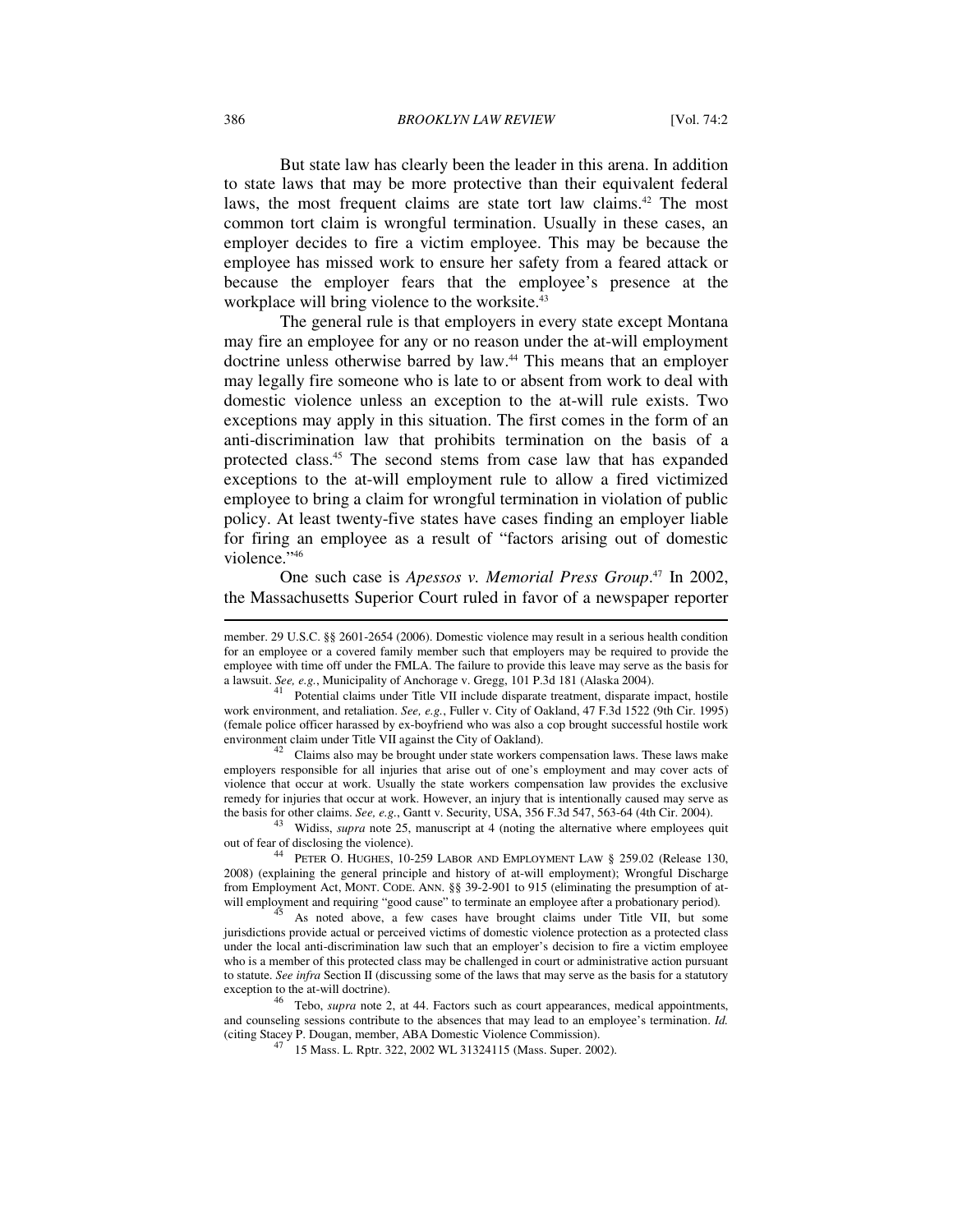But state law has clearly been the leader in this arena. In addition to state laws that may be more protective than their equivalent federal laws, the most frequent claims are state tort law claims.[42] The most common tort claim is wrongful termination. Usually in these cases, an employer decides to fire a victim employee. This may be because the employee has missed work to ensure her safety from a feared attack or because the employer fears that the employee's presence at the workplace will bring violence to the worksite.[43]

The general rule is that employers in every state except Montana may fire an employee for any or no reason under the at-will employment doctrine unless otherwise barred by law.[44] This means that an employer may legally fire someone who is late to or absent from work to deal with domestic violence unless an exception to the at-will rule exists. Two exceptions may apply in this situation. The first comes in the form of an anti-discrimination law that prohibits termination on the basis of a protected class.[45] The second stems from case law that has expanded exceptions to the at-will employment rule to allow a fired victimized employee to bring a claim for wrongful termination in violation of public policy. At least twenty-five states have cases finding an employer liable for firing an employee as a result of "factors arising out of domestic violence."[46]

One such case is *Apessos v. Memorial Press Group*.[47] In 2002, the Massachusetts Superior Court ruled in favor of a newspaper reporter

---

member. 29 U.S.C. §§ 2601-2654 (2006). Domestic violence may result in a serious health condition for an employee or a covered family member such that employers may be required to provide the employee with time off under the FMLA. The failure to provide this leave may serve as the basis for a lawsuit. *See, e.g.*, Municipality of Anchorage v. Gregg, 101 P.3d 181 (Alaska 2004).

[41] Potential claims under Title VII include disparate treatment, disparate impact, hostile work environment, and retaliation. *See, e.g.*, Fuller v. City of Oakland, 47 F.3d 1522 (9th Cir. 1995) (female police officer harassed by ex-boyfriend who was also a cop brought successful hostile work environment claim under Title VII against the City of Oakland).

[42] Claims also may be brought under state workers compensation laws. These laws make employers responsible for all injuries that arise out of one's employment and may cover acts of violence that occur at work. Usually the state workers compensation law provides the exclusive remedy for injuries that occur at work. However, an injury that is intentionally caused may serve as the basis for other claims. *See, e.g.*, Gantt v. Security, USA, 356 F.3d 547, 563-64 (4th Cir. 2004).

[43] Widiss, *supra* note 25, manuscript at 4 (noting the alternative where employees quit out of fear of disclosing the violence).

[44] PETER O. HUGHES, 10-259 LABOR AND EMPLOYMENT LAW § 259.02 (Release 130, 2008) (explaining the general principle and history of at-will employment); Wrongful Discharge from Employment Act, MONT. CODE. ANN. §§ 39-2-901 to 915 (eliminating the presumption of at-will employment and requiring "good cause" to terminate an employee after a probationary period).

[45] As noted above, a few cases have brought claims under Title VII, but some jurisdictions provide actual or perceived victims of domestic violence protection as a protected class under the local anti-discrimination law such that an employer's decision to fire a victim employee who is a member of this protected class may be challenged in court or administrative action pursuant to statute. *See infra* Section II (discussing some of the laws that may serve as the basis for a statutory exception to the at-will doctrine).

[46] Tebo, *supra* note 2, at 44. Factors such as court appearances, medical appointments, and counseling sessions contribute to the absences that may lead to an employee's termination. *Id.* (citing Stacey P. Dougan, member, ABA Domestic Violence Commission).

[47] 15 Mass. L. Rptr. 322, 2002 WL 31324115 (Mass. Super. 2002).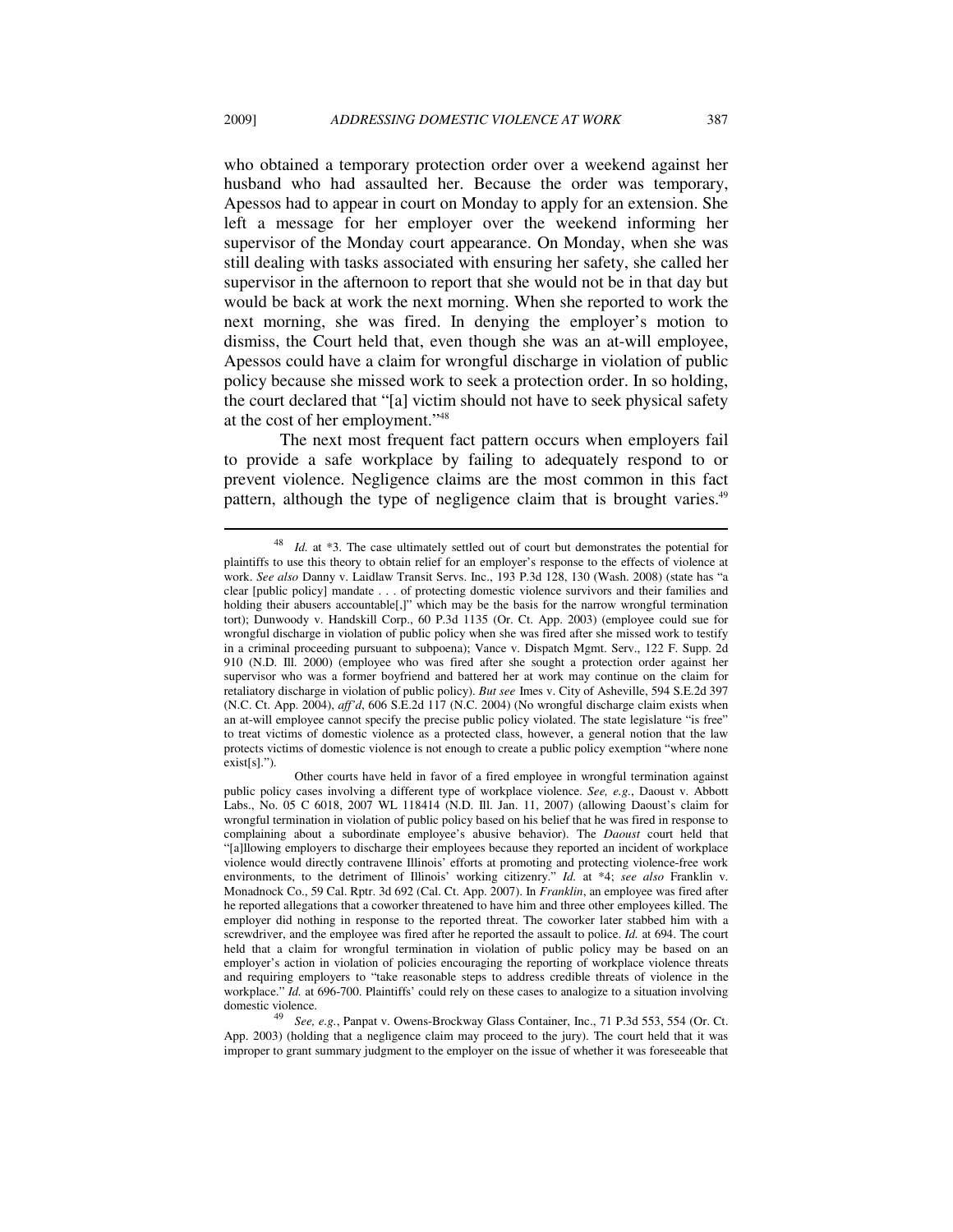who obtained a temporary protection order over a weekend against her husband who had assaulted her. Because the order was temporary, Apessos had to appear in court on Monday to apply for an extension. She left a message for her employer over the weekend informing her supervisor of the Monday court appearance. On Monday, when she was still dealing with tasks associated with ensuring her safety, she called her supervisor in the afternoon to report that she would not be in that day but would be back at work the next morning. When she reported to work the next morning, she was fired. In denying the employer's motion to dismiss, the Court held that, even though she was an at-will employee, Apessos could have a claim for wrongful discharge in violation of public policy because she missed work to seek a protection order. In so holding, the court declared that "[a] victim should not have to seek physical safety at the cost of her employment."[48]

The next most frequent fact pattern occurs when employers fail to provide a safe workplace by failing to adequately respond to or prevent violence. Negligence claims are the most common in this fact pattern, although the type of negligence claim that is brought varies.[49]

---

[48] *Id.* at *3. The case ultimately settled out of court but demonstrates the potential for plaintiffs to use this theory to obtain relief for an employer's response to the effects of violence at work. *See also* Danny v. Laidlaw Transit Servs. Inc., 193 P.3d 128, 130 (Wash. 2008) (state has "a clear [public policy] mandate . . . of protecting domestic violence survivors and their families and holding their abusers accountable[,]" which may be the basis for the narrow wrongful termination tort); Dunwoody v. Handskill Corp., 60 P.3d 1135 (Or. Ct. App. 2003) (employee could sue for wrongful discharge in violation of public policy when she was fired after she missed work to testify in a criminal proceeding pursuant to subpoena); Vance v. Dispatch Mgmt. Serv., 122 F. Supp. 2d 910 (N.D. Ill. 2000) (employee who was fired after she sought a protection order against her supervisor who was a former boyfriend and battered her at work may continue on the claim for retaliatory discharge in violation of public policy). *But see* Imes v. City of Asheville, 594 S.E.2d 397 (N.C. Ct. App. 2004), *aff'd*, 606 S.E.2d 117 (N.C. 2004) (No wrongful discharge claim exists when an at-will employee cannot specify the precise public policy violated. The state legislature "is free" to treat victims of domestic violence as a protected class, however, a general notion that the law protects victims of domestic violence is not enough to create a public policy exemption "where none exist[s].").

Other courts have held in favor of a fired employee in wrongful termination against public policy cases involving a different type of workplace violence. *See, e.g.*, Daoust v. Abbott Labs., No. 05 C 6018, 2007 WL 118414 (N.D. Ill. Jan. 11, 2007) (allowing Daoust's claim for wrongful termination in violation of public policy based on his belief that he was fired in response to complaining about a subordinate employee's abusive behavior). The *Daoust* court held that "[a]llowing employers to discharge their employees because they reported an incident of workplace violence would directly contravene Illinois' efforts at promoting and protecting violence-free work environments, to the detriment of Illinois' working citizenry." *Id.* at *4; *see also* Franklin v. Monadnock Co., 59 Cal. Rptr. 3d 692 (Cal. Ct. App. 2007). In *Franklin*, an employee was fired after he reported allegations that a coworker threatened to have him and three other employees killed. The employer did nothing in response to the reported threat. The coworker later stabbed him with a screwdriver, and the employee was fired after he reported the assault to police. *Id.* at 694. The court held that a claim for wrongful termination in violation of public policy may be based on an employer's action in violation of policies encouraging the reporting of workplace violence threats and requiring employers to "take reasonable steps to address credible threats of violence in the workplace." *Id.* at 696-700. Plaintiffs' could rely on these cases to analogize to a situation involving domestic violence.

[49] *See, e.g.*, Panpat v. Owens-Brockway Glass Container, Inc., 71 P.3d 553, 554 (Or. Ct. App. 2003) (holding that a negligence claim may proceed to the jury). The court held that it was improper to grant summary judgment to the employer on the issue of whether it was foreseeable that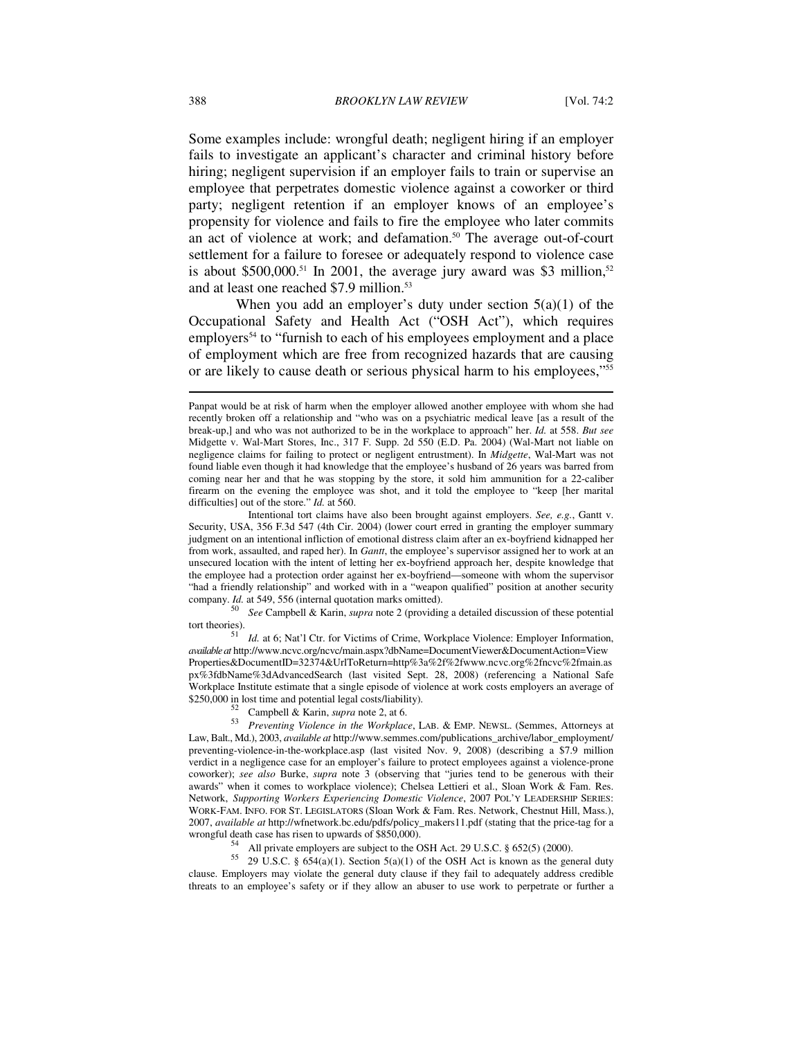Some examples include: wrongful death; negligent hiring if an employer fails to investigate an applicant's character and criminal history before hiring; negligent supervision if an employer fails to train or supervise an employee that perpetrates domestic violence against a coworker or third party; negligent retention if an employer knows of an employee's propensity for violence and fails to fire the employee who later commits an act of violence at work; and defamation.[50] The average out-of-court settlement for a failure to foresee or adequately respond to violence case is about $500,000.[51] In 2001, the average jury award was $3 million,[52] and at least one reached $7.9 million.[53]

When you add an employer's duty under section 5(a)(1) of the Occupational Safety and Health Act ("OSH Act"), which requires employers[54] to "furnish to each of his employees employment and a place of employment which are free from recognized hazards that are causing or are likely to cause death or serious physical harm to his employees,"[55]

---

Panpat would be at risk of harm when the employer allowed another employee with whom she had recently broken off a relationship and "who was on a psychiatric medical leave [as a result of the break-up,] and who was not authorized to be in the workplace to approach" her. *Id.* at 558. *But see* Midgette v. Wal-Mart Stores, Inc., 317 F. Supp. 2d 550 (E.D. Pa. 2004) (Wal-Mart not liable on negligence claims for failing to protect or negligent entrustment). In *Midgette*, Wal-Mart was not found liable even though it had knowledge that the employee's husband of 26 years was barred from coming near her and that he was stopping by the store, it sold him ammunition for a 22-caliber firearm on the evening the employee was shot, and it told the employee to "keep [her marital difficulties] out of the store." *Id.* at 560.

Intentional tort claims have also been brought against employers. *See, e.g.*, Gantt v. Security, USA, 356 F.3d 547 (4th Cir. 2004) (lower court erred in granting the employer summary judgment on an intentional infliction of emotional distress claim after an ex-boyfriend kidnapped her from work, assaulted, and raped her). In *Gantt*, the employee's supervisor assigned her to work at an unsecured location with the intent of letting her ex-boyfriend approach her, despite knowledge that the employee had a protection order against her ex-boyfriend—someone with whom the supervisor "had a friendly relationship" and worked with in a "weapon qualified" position at another security company. *Id.* at 549, 556 (internal quotation marks omitted).

[50] *See* Campbell & Karin, *supra* note 2 (providing a detailed discussion of these potential tort theories).

[51] *Id.* at 6; Nat'l Ctr. for Victims of Crime, Workplace Violence: Employer Information, *available at* http://www.ncvc.org/ncvc/main.aspx?dbName=DocumentViewer&DocumentAction=ViewProperties&DocumentID=32374&UrlToReturn=http%3a%2f%2fwww.ncvc.org%2fncvc%2fmain.aspx%3fdbName%3dAdvancedSearch (last visited Sept. 28, 2008) (referencing a National Safe Workplace Institute estimate that a single episode of violence at work costs employers an average of $250,000 in lost time and potential legal costs/liability).

[52] Campbell & Karin, *supra* note 2, at 6.

[53] *Preventing Violence in the Workplace*, LAB. & EMP. NEWSL. (Semmes, Attorneys at Law, Balt., Md.), 2003, *available at* http://www.semmes.com/publications_archive/labor_employment/preventing-violence-in-the-workplace.asp (last visited Nov. 9, 2008) (describing a $7.9 million verdict in a negligence case for an employer's failure to protect employees against a violence-prone coworker); *see also* Burke, *supra* note 3 (observing that "juries tend to be generous with their awards" when it comes to workplace violence); Chelsea Lettieri et al., Sloan Work & Fam. Res. Network, *Supporting Workers Experiencing Domestic Violence*, 2007 POL'Y LEADERSHIP SERIES: WORK-FAM. INFO. FOR ST. LEGISLATORS (Sloan Work & Fam. Res. Network, Chestnut Hill, Mass.), 2007, *available at* http://wfnetwork.bc.edu/pdfs/policy_makers11.pdf (stating that the price-tag for a wrongful death case has risen to upwards of $850,000).

[54] All private employers are subject to the OSH Act. 29 U.S.C. § 652(5) (2000).

[55] 29 U.S.C. § 654(a)(1). Section 5(a)(1) of the OSH Act is known as the general duty clause. Employers may violate the general duty clause if they fail to adequately address credible threats to an employee's safety or if they allow an abuser to use work to perpetrate or further a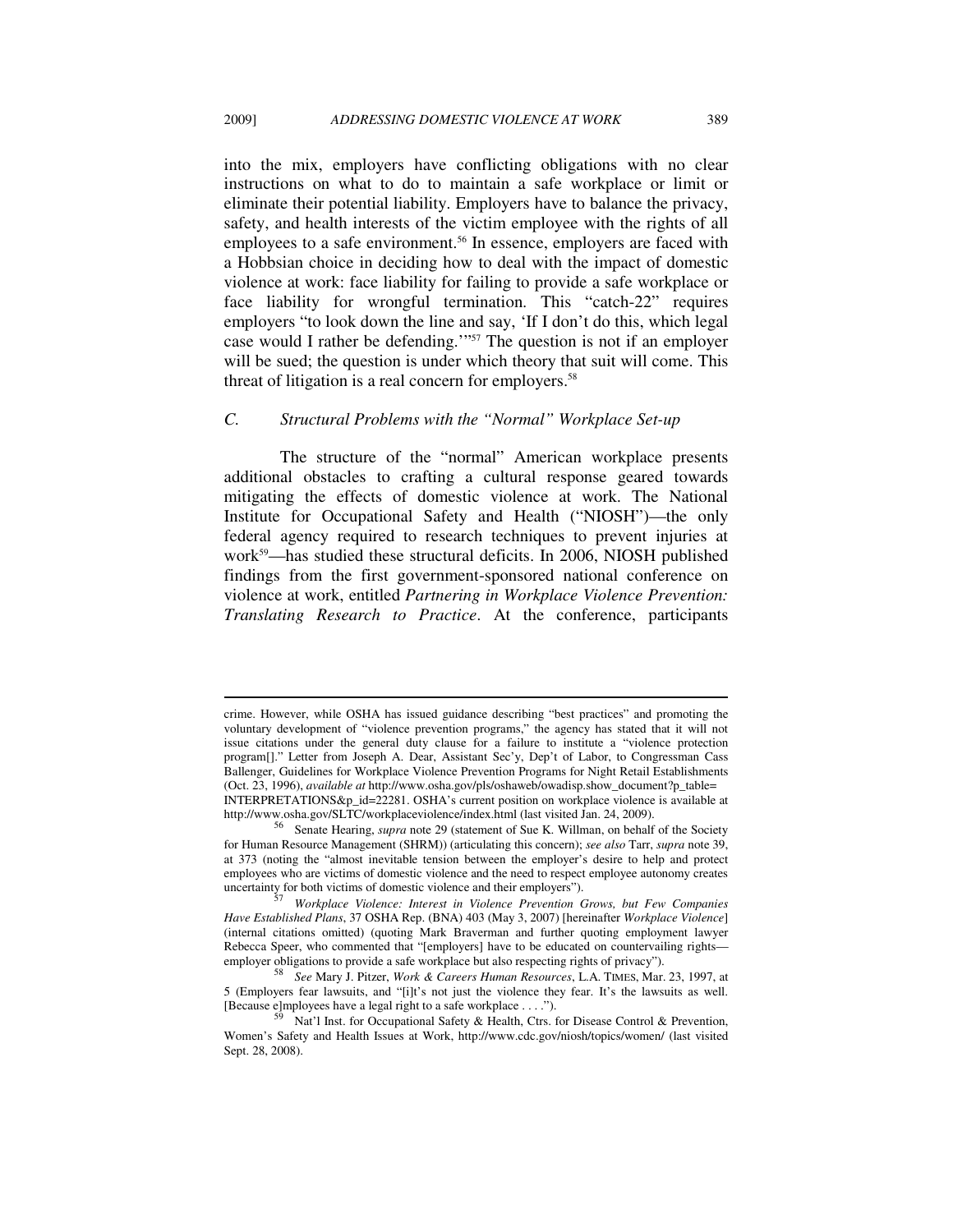into the mix, employers have conflicting obligations with no clear instructions on what to do to maintain a safe workplace or limit or eliminate their potential liability. Employers have to balance the privacy, safety, and health interests of the victim employee with the rights of all employees to a safe environment.[56] In essence, employers are faced with a Hobbsian choice in deciding how to deal with the impact of domestic violence at work: face liability for failing to provide a safe workplace or face liability for wrongful termination. This "catch-22" requires employers "to look down the line and say, 'If I don't do this, which legal case would I rather be defending.'"[57] The question is not if an employer will be sued; the question is under which theory that suit will come. This threat of litigation is a real concern for employers.[58]

### *C. Structural Problems with the "Normal" Workplace Set-up*

The structure of the "normal" American workplace presents additional obstacles to crafting a cultural response geared towards mitigating the effects of domestic violence at work. The National Institute for Occupational Safety and Health ("NIOSH")—the only federal agency required to research techniques to prevent injuries at work[59]—has studied these structural deficits. In 2006, NIOSH published findings from the first government-sponsored national conference on violence at work, entitled *Partnering in Workplace Violence Prevention: Translating Research to Practice*. At the conference, participants

---

crime. However, while OSHA has issued guidance describing "best practices" and promoting the voluntary development of "violence prevention programs," the agency has stated that it will not issue citations under the general duty clause for a failure to institute a "violence protection program[]." Letter from Joseph A. Dear, Assistant Sec'y, Dep't of Labor, to Congressman Cass Ballenger, Guidelines for Workplace Violence Prevention Programs for Night Retail Establishments (Oct. 23, 1996), *available at* http://www.osha.gov/pls/oshaweb/owadisp.show_document?p_table=INTERPRETATIONS&p_id=22281. OSHA's current position on workplace violence is available at http://www.osha.gov/SLTC/workplaceviolence/index.html (last visited Jan. 24, 2009).

[56] Senate Hearing, *supra* note 29 (statement of Sue K. Willman, on behalf of the Society for Human Resource Management (SHRM)) (articulating this concern); *see also* Tarr, *supra* note 39, at 373 (noting the "almost inevitable tension between the employer's desire to help and protect employees who are victims of domestic violence and the need to respect employee autonomy creates uncertainty for both victims of domestic violence and their employers").

[57] *Workplace Violence: Interest in Violence Prevention Grows, but Few Companies Have Established Plans*, 37 OSHA Rep. (BNA) 403 (May 3, 2007) [hereinafter *Workplace Violence*] (internal citations omitted) (quoting Mark Braverman and further quoting employment lawyer Rebecca Speer, who commented that "[employers] have to be educated on countervailing rights—employer obligations to provide a safe workplace but also respecting rights of privacy").

[58] *See* Mary J. Pitzer, *Work & Careers Human Resources*, L.A. TIMES, Mar. 23, 1997, at 5 (Employers fear lawsuits, and "[i]t's not just the violence they fear. It's the lawsuits as well. [Because e]mployees have a legal right to a safe workplace . . . .").

[59] Nat'l Inst. for Occupational Safety & Health, Ctrs. for Disease Control & Prevention, Women's Safety and Health Issues at Work, http://www.cdc.gov/niosh/topics/women/ (last visited Sept. 28, 2008).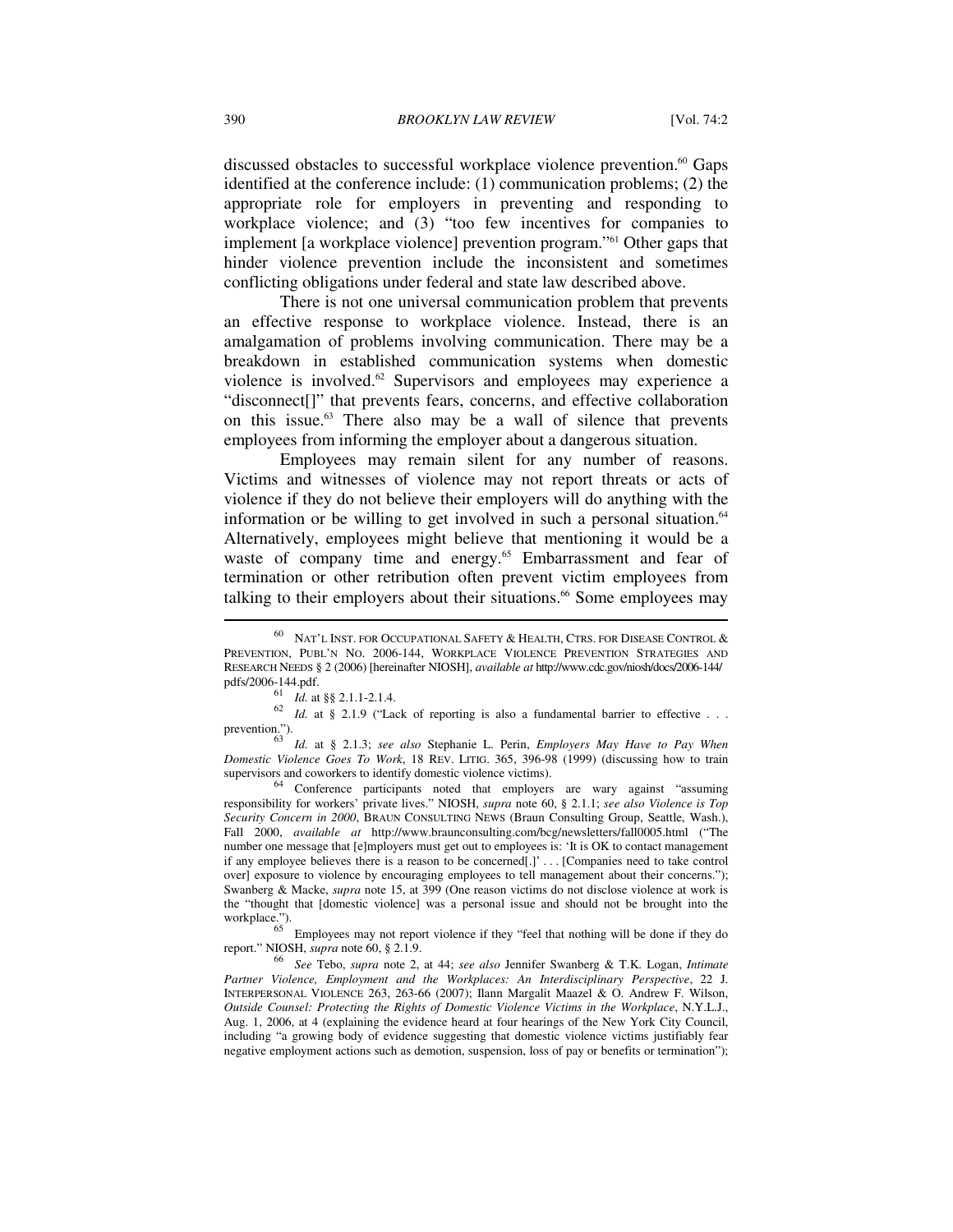discussed obstacles to successful workplace violence prevention.[60] Gaps identified at the conference include: (1) communication problems; (2) the appropriate role for employers in preventing and responding to workplace violence; and (3) "too few incentives for companies to implement [a workplace violence] prevention program."[61] Other gaps that hinder violence prevention include the inconsistent and sometimes conflicting obligations under federal and state law described above.

There is not one universal communication problem that prevents an effective response to workplace violence. Instead, there is an amalgamation of problems involving communication. There may be a breakdown in established communication systems when domestic violence is involved.[62] Supervisors and employees may experience a "disconnect[]" that prevents fears, concerns, and effective collaboration on this issue.[63] There also may be a wall of silence that prevents employees from informing the employer about a dangerous situation.

Employees may remain silent for any number of reasons. Victims and witnesses of violence may not report threats or acts of violence if they do not believe their employers will do anything with the information or be willing to get involved in such a personal situation.[64] Alternatively, employees might believe that mentioning it would be a waste of company time and energy.[65] Embarrassment and fear of termination or other retribution often prevent victim employees from talking to their employers about their situations.[66] Some employees may

---

[60] NAT'L INST. FOR OCCUPATIONAL SAFETY & HEALTH, CTRS. FOR DISEASE CONTROL & PREVENTION, PUBL'N NO. 2006-144, WORKPLACE VIOLENCE PREVENTION STRATEGIES AND RESEARCH NEEDS § 2 (2006) [hereinafter NIOSH], *available at* http://www.cdc.gov/niosh/docs/2006-144/pdfs/2006-144.pdf.

[61] *Id.* at §§ 2.1.1-2.1.4.

[62] *Id.* at § 2.1.9 ("Lack of reporting is also a fundamental barrier to effective . . . prevention.").

[63] *Id.* at § 2.1.3; *see also* Stephanie L. Perin, *Employers May Have to Pay When Domestic Violence Goes To Work*, 18 REV. LITIG. 365, 396-98 (1999) (discussing how to train supervisors and coworkers to identify domestic violence victims).

[64] Conference participants noted that employers are wary against "assuming responsibility for workers' private lives." NIOSH, *supra* note 60, § 2.1.1; *see also Violence is Top Security Concern in 2000*, BRAUN CONSULTING NEWS (Braun Consulting Group, Seattle, Wash.), Fall 2000, *available at* http://www.braunconsulting.com/bcg/newsletters/fall0005.html ("The number one message that [e]mployers must get out to employees is: 'It is OK to contact management if any employee believes there is a reason to be concerned[.]' . . . [Companies need to take control over] exposure to violence by encouraging employees to tell management about their concerns."); Swanberg & Macke, *supra* note 15, at 399 (One reason victims do not disclose violence at work is the "thought that [domestic violence] was a personal issue and should not be brought into the workplace.").

[65] Employees may not report violence if they "feel that nothing will be done if they do report." NIOSH, *supra* note 60, § 2.1.9.

[66] *See* Tebo, *supra* note 2, at 44; *see also* Jennifer Swanberg & T.K. Logan, *Intimate Partner Violence, Employment and the Workplaces: An Interdisciplinary Perspective*, 22 J. INTERPERSONAL VIOLENCE 263, 263-66 (2007); Ilann Margalit Maazel & O. Andrew F. Wilson, *Outside Counsel: Protecting the Rights of Domestic Violence Victims in the Workplace*, N.Y.L.J., Aug. 1, 2006, at 4 (explaining the evidence heard at four hearings of the New York City Council, including "a growing body of evidence suggesting that domestic violence victims justifiably fear negative employment actions such as demotion, suspension, loss of pay or benefits or termination");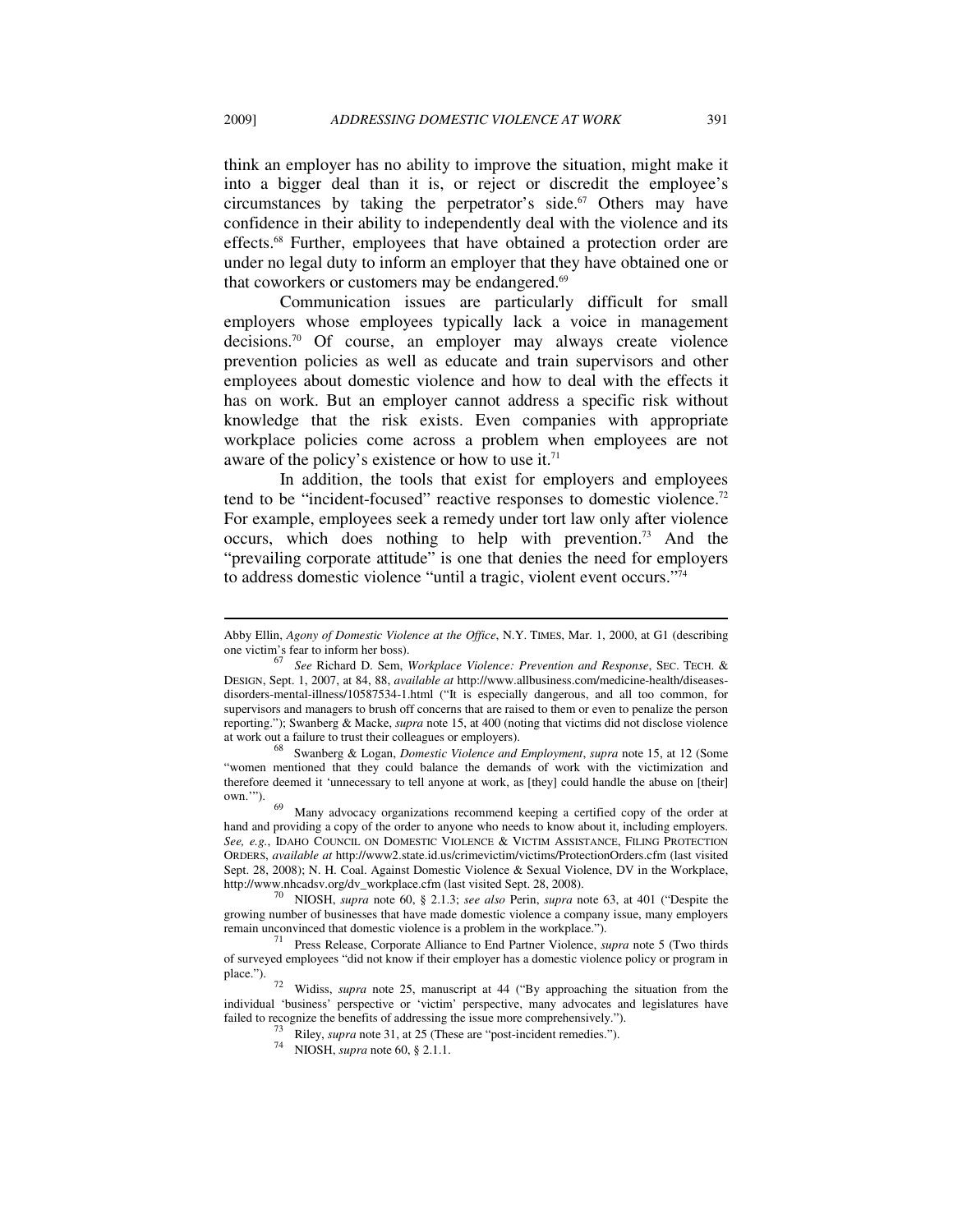think an employer has no ability to improve the situation, might make it into a bigger deal than it is, or reject or discredit the employee's circumstances by taking the perpetrator's side.[67] Others may have confidence in their ability to independently deal with the violence and its effects.[68] Further, employees that have obtained a protection order are under no legal duty to inform an employer that they have obtained one or that coworkers or customers may be endangered.[69]

Communication issues are particularly difficult for small employers whose employees typically lack a voice in management decisions.[70] Of course, an employer may always create violence prevention policies as well as educate and train supervisors and other employees about domestic violence and how to deal with the effects it has on work. But an employer cannot address a specific risk without knowledge that the risk exists. Even companies with appropriate workplace policies come across a problem when employees are not aware of the policy's existence or how to use it.[71]

In addition, the tools that exist for employers and employees tend to be "incident-focused" reactive responses to domestic violence.[72] For example, employees seek a remedy under tort law only after violence occurs, which does nothing to help with prevention.[73] And the "prevailing corporate attitude" is one that denies the need for employers to address domestic violence "until a tragic, violent event occurs."[74]

---

Abby Ellin, *Agony of Domestic Violence at the Office*, N.Y. TIMES, Mar. 1, 2000, at G1 (describing one victim's fear to inform her boss).

[67] *See* Richard D. Sem, *Workplace Violence: Prevention and Response*, SEC. TECH. & DESIGN, Sept. 1, 2007, at 84, 88, *available at* http://www.allbusiness.com/medicine-health/diseases-disorders-mental-illness/10587534-1.html ("It is especially dangerous, and all too common, for supervisors and managers to brush off concerns that are raised to them or even to penalize the person reporting."); Swanberg & Macke, *supra* note 15, at 400 (noting that victims did not disclose violence at work out a failure to trust their colleagues or employers).

[68] Swanberg & Logan, *Domestic Violence and Employment*, *supra* note 15, at 12 (Some "women mentioned that they could balance the demands of work with the victimization and therefore deemed it 'unnecessary to tell anyone at work, as [they] could handle the abuse on [their] own.'").

[69] Many advocacy organizations recommend keeping a certified copy of the order at hand and providing a copy of the order to anyone who needs to know about it, including employers. *See, e.g.*, IDAHO COUNCIL ON DOMESTIC VIOLENCE & VICTIM ASSISTANCE, FILING PROTECTION ORDERS, *available at* http://www2.state.id.us/crimevictim/victims/ProtectionOrders.cfm (last visited Sept. 28, 2008); N. H. Coal. Against Domestic Violence & Sexual Violence, DV in the Workplace, http://www.nhcadsv.org/dv_workplace.cfm (last visited Sept. 28, 2008).

[70] NIOSH, *supra* note 60, § 2.1.3; *see also* Perin, *supra* note 63, at 401 ("Despite the growing number of businesses that have made domestic violence a company issue, many employers remain unconvinced that domestic violence is a problem in the workplace.").

[71] Press Release, Corporate Alliance to End Partner Violence, *supra* note 5 (Two thirds of surveyed employees "did not know if their employer has a domestic violence policy or program in place.").

[72] Widiss, *supra* note 25, manuscript at 44 ("By approaching the situation from the individual 'business' perspective or 'victim' perspective, many advocates and legislatures have failed to recognize the benefits of addressing the issue more comprehensively.").

[73] Riley, *supra* note 31, at 25 (These are "post-incident remedies.").

[74] NIOSH, *supra* note 60, § 2.1.1.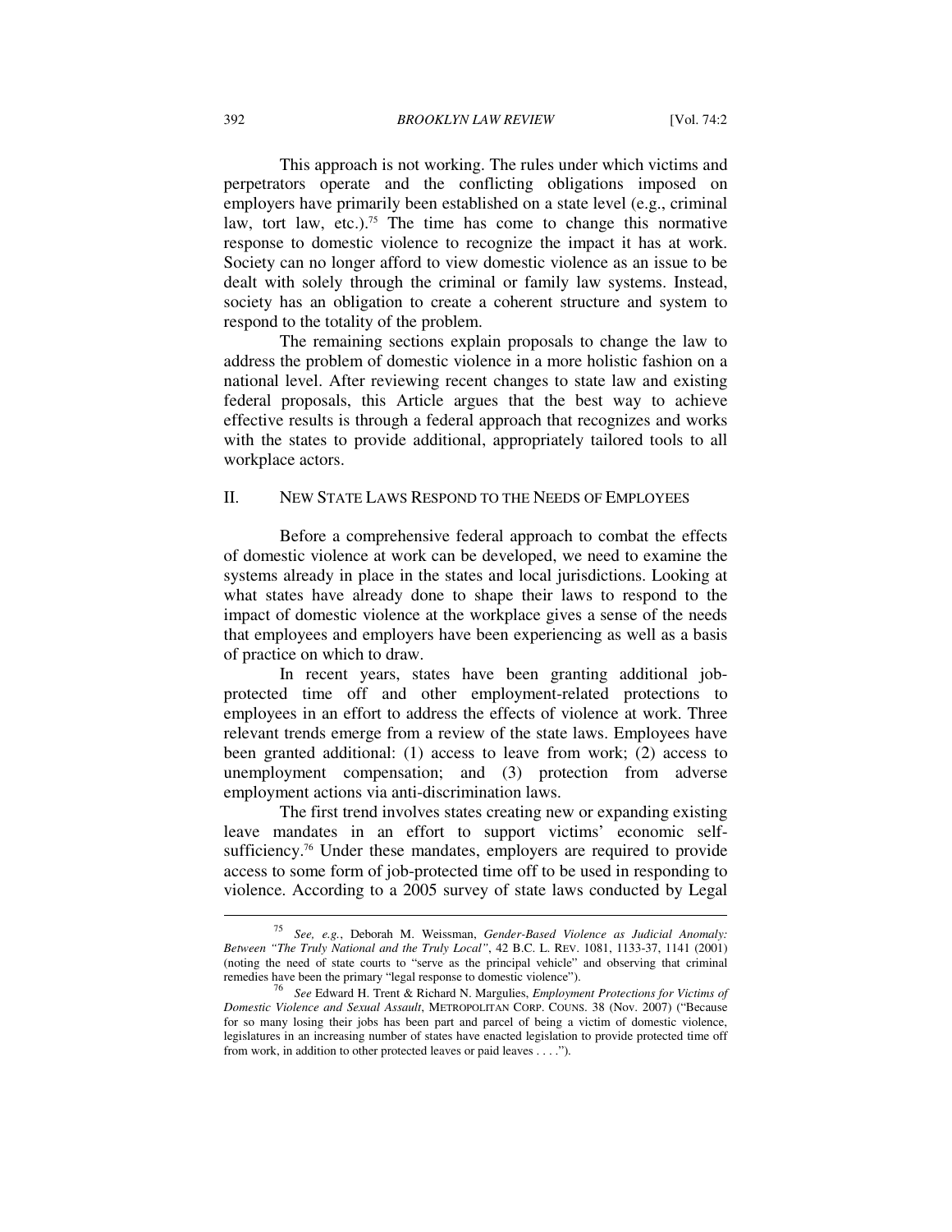This approach is not working. The rules under which victims and perpetrators operate and the conflicting obligations imposed on employers have primarily been established on a state level (e.g., criminal law, tort law, etc.).[75] The time has come to change this normative response to domestic violence to recognize the impact it has at work. Society can no longer afford to view domestic violence as an issue to be dealt with solely through the criminal or family law systems. Instead, society has an obligation to create a coherent structure and system to respond to the totality of the problem.

The remaining sections explain proposals to change the law to address the problem of domestic violence in a more holistic fashion on a national level. After reviewing recent changes to state law and existing federal proposals, this Article argues that the best way to achieve effective results is through a federal approach that recognizes and works with the states to provide additional, appropriately tailored tools to all workplace actors.

## II. NEW STATE LAWS RESPOND TO THE NEEDS OF EMPLOYEES

Before a comprehensive federal approach to combat the effects of domestic violence at work can be developed, we need to examine the systems already in place in the states and local jurisdictions. Looking at what states have already done to shape their laws to respond to the impact of domestic violence at the workplace gives a sense of the needs that employees and employers have been experiencing as well as a basis of practice on which to draw.

In recent years, states have been granting additional job-protected time off and other employment-related protections to employees in an effort to address the effects of violence at work. Three relevant trends emerge from a review of the state laws. Employees have been granted additional: (1) access to leave from work; (2) access to unemployment compensation; and (3) protection from adverse employment actions via anti-discrimination laws.

The first trend involves states creating new or expanding existing leave mandates in an effort to support victims' economic self-sufficiency.[76] Under these mandates, employers are required to provide access to some form of job-protected time off to be used in responding to violence. According to a 2005 survey of state laws conducted by Legal

---

[75] *See, e.g.*, Deborah M. Weissman, *Gender-Based Violence as Judicial Anomaly: Between "The Truly National and the Truly Local"*, 42 B.C. L. REV. 1081, 1133-37, 1141 (2001) (noting the need of state courts to "serve as the principal vehicle" and observing that criminal remedies have been the primary "legal response to domestic violence").

[76] *See* Edward H. Trent & Richard N. Margulies, *Employment Protections for Victims of Domestic Violence and Sexual Assault*, METROPOLITAN CORP. COUNS. 38 (Nov. 2007) ("Because for so many losing their jobs has been part and parcel of being a victim of domestic violence, legislatures in an increasing number of states have enacted legislation to provide protected time off from work, in addition to other protected leaves or paid leaves . . . .").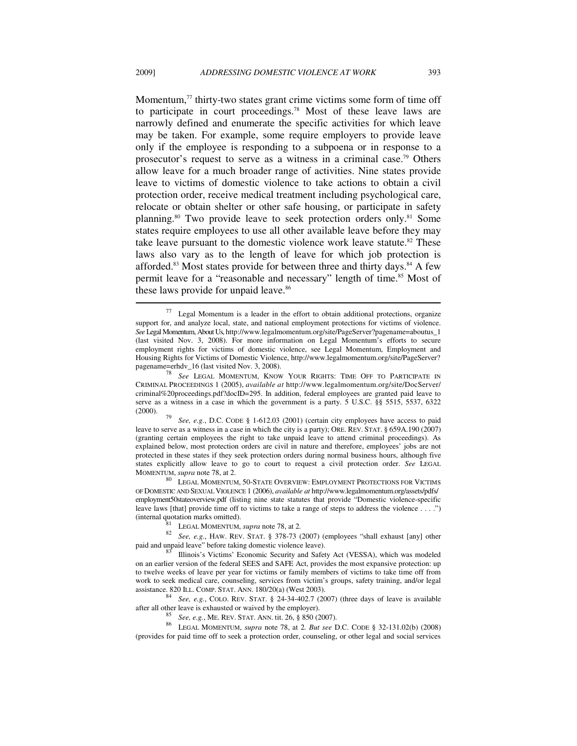Momentum,[77] thirty-two states grant crime victims some form of time off to participate in court proceedings.[78] Most of these leave laws are narrowly defined and enumerate the specific activities for which leave may be taken. For example, some require employers to provide leave only if the employee is responding to a subpoena or in response to a prosecutor's request to serve as a witness in a criminal case.[79] Others allow leave for a much broader range of activities. Nine states provide leave to victims of domestic violence to take actions to obtain a civil protection order, receive medical treatment including psychological care, relocate or obtain shelter or other safe housing, or participate in safety planning.[80] Two provide leave to seek protection orders only.[81] Some states require employees to use all other available leave before they may take leave pursuant to the domestic violence work leave statute.[82] These laws also vary as to the length of leave for which job protection is afforded.[83] Most states provide for between three and thirty days.[84] A few permit leave for a "reasonable and necessary" length of time.[85] Most of these laws provide for unpaid leave.[86]

---

[77] Legal Momentum is a leader in the effort to obtain additional protections, organize support for, and analyze local, state, and national employment protections for victims of violence. *See* Legal Momentum, About Us, http://www.legalmomentum.org/site/PageServer?pagename=aboutus_1 (last visited Nov. 3, 2008). For more information on Legal Momentum's efforts to secure employment rights for victims of domestic violence, see Legal Momentum, Employment and Housing Rights for Victims of Domestic Violence, http://www.legalmomentum.org/site/PageServer?pagename=erhdv_16 (last visited Nov. 3, 2008).

[78] *See* LEGAL MOMENTUM, KNOW YOUR RIGHTS: TIME OFF TO PARTICIPATE IN CRIMINAL PROCEEDINGS 1 (2005), *available at* http://www.legalmomentum.org/site/DocServer/criminal%20proceedings.pdf?docID=295. In addition, federal employees are granted paid leave to serve as a witness in a case in which the government is a party. 5 U.S.C. §§ 5515, 5537, 6322 (2000).

[79] *See, e.g.*, D.C. CODE § 1-612.03 (2001) (certain city employees have access to paid leave to serve as a witness in a case in which the city is a party); OR. REV. STAT. § 659A.190 (2007) (granting certain employees the right to take unpaid leave to attend criminal proceedings). As explained below, most protection orders are civil in nature and therefore, employees' jobs are not protected in these states if they seek protection orders during normal business hours, although five states explicitly allow leave to go to court to request a civil protection order. *See* LEGAL MOMENTUM, *supra* note 78, at 2.

[80] LEGAL MOMENTUM, 50-STATE OVERVIEW: EMPLOYMENT PROTECTIONS FOR VICTIMS OF DOMESTIC AND SEXUAL VIOLENCE 1 (2006), *available at* http://www.legalmomentum.org/assets/pdfs/employment50stateoverview.pdf (listing nine state statutes that provide "Domestic violence-specific leave laws [that] provide time off to victims to take a range of steps to address the violence . . . .") (internal quotation marks omitted).

[81] LEGAL MOMENTUM, *supra* note 78, at 2.

[82] *See, e.g.*, HAW. REV. STAT. § 378-73 (2007) (employees "shall exhaust [any] other paid and unpaid leave" before taking domestic violence leave).

[83] Illinois's Victims' Economic Security and Safety Act (VESSA), which was modeled on an earlier version of the federal SEES and SAFE Act, provides the most expansive protection: up to twelve weeks of leave per year for victims or family members of victims to take time off from work to seek medical care, counseling, services from victim's groups, safety training, and/or legal assistance. 820 ILL. COMP. STAT. ANN. 180/20(a) (West 2003).

[84] *See, e.g.*, COLO. REV. STAT. § 24-34-402.7 (2007) (three days of leave is available after all other leave is exhausted or waived by the employer).

[85] *See, e.g.*, ME. REV. STAT. ANN. tit. 26, § 850 (2007).

[86] LEGAL MOMENTUM, *supra* note 78, at 2. *But see* D.C. CODE § 32-131.02(b) (2008) (provides for paid time off to seek a protection order, counseling, or other legal and social services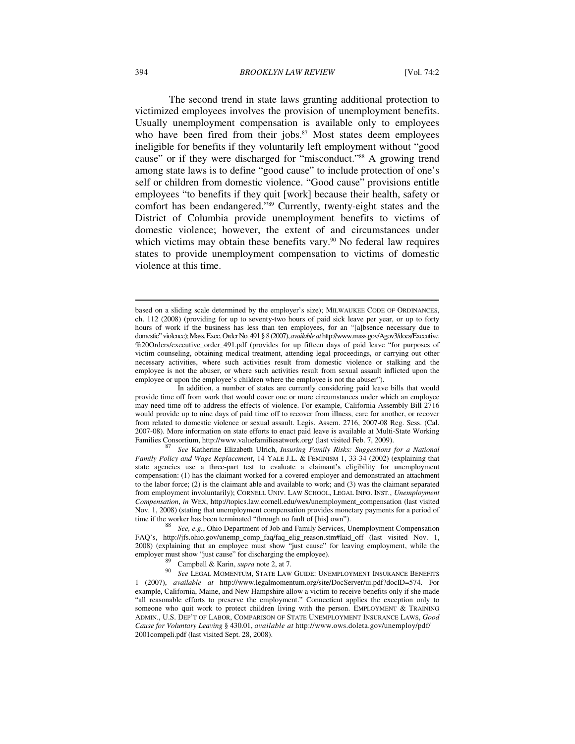The second trend in state laws granting additional protection to victimized employees involves the provision of unemployment benefits. Usually unemployment compensation is available only to employees who have been fired from their jobs.[87] Most states deem employees ineligible for benefits if they voluntarily left employment without "good cause" or if they were discharged for "misconduct."[88] A growing trend among state laws is to define "good cause" to include protection of one's self or children from domestic violence. "Good cause" provisions entitle employees "to benefits if they quit [work] because their health, safety or comfort has been endangered."[89] Currently, twenty-eight states and the District of Columbia provide unemployment benefits to victims of domestic violence; however, the extent of and circumstances under which victims may obtain these benefits vary.[90] No federal law requires states to provide unemployment compensation to victims of domestic violence at this time.

---

based on a sliding scale determined by the employer's size); MILWAUKEE CODE OF ORDINANCES, ch. 112 (2008) (providing for up to seventy-two hours of paid sick leave per year, or up to forty hours of work if the business has less than ten employees, for an "[a]bsence necessary due to domestic" violence); Mass. Exec. Order No. 491 § 8 (2007), *available at* http://www.mass.gov/Agov3/docs/Executive%20Orders/executive_order_491.pdf (provides for up fifteen days of paid leave "for purposes of victim counseling, obtaining medical treatment, attending legal proceedings, or carrying out other necessary activities, where such activities result from domestic violence or stalking and the employee is not the abuser, or where such activities result from sexual assault inflicted upon the employee or upon the employee's children where the employee is not the abuser").

In addition, a number of states are currently considering paid leave bills that would provide time off from work that would cover one or more circumstances under which an employee may need time off to address the effects of violence. For example, California Assembly Bill 2716 would provide up to nine days of paid time off to recover from illness, care for another, or recover from related to domestic violence or sexual assault. Legis. Assem. 2716, 2007-08 Reg. Sess. (Cal. 2007-08). More information on state efforts to enact paid leave is available at Multi-State Working Families Consortium, http://www.valuefamiliesatwork.org/ (last visited Feb. 7, 2009).

[87] *See* Katherine Elizabeth Ulrich, *Insuring Family Risks: Suggestions for a National Family Policy and Wage Replacement*, 14 YALE J.L. & FEMINISM 1, 33-34 (2002) (explaining that state agencies use a three-part test to evaluate a claimant's eligibility for unemployment compensation: (1) has the claimant worked for a covered employer and demonstrated an attachment to the labor force; (2) is the claimant able and available to work; and (3) was the claimant separated from employment involuntarily); CORNELL UNIV. LAW SCHOOL, LEGAL INFO. INST., *Unemployment Compensation*, *in* WEX, http://topics.law.cornell.edu/wex/unemployment_compensation (last visited Nov. 1, 2008) (stating that unemployment compensation provides monetary payments for a period of time if the worker has been terminated "through no fault of [his] own").

[88] *See, e.g.*, Ohio Department of Job and Family Services, Unemployment Compensation FAQ's, http://jfs.ohio.gov/unemp_comp_faq/faq_elig_reason.stm#laid_off (last visited Nov. 1, 2008) (explaining that an employee must show "just cause" for leaving employment, while the employer must show "just cause" for discharging the employee).

[89] Campbell & Karin, *supra* note 2, at 7.

[90] *See* LEGAL MOMENTUM, STATE LAW GUIDE: UNEMPLOYMENT INSURANCE BENEFITS 1 (2007), *available at* http://www.legalmomentum.org/site/DocServer/ui.pdf?docID=574. For example, California, Maine, and New Hampshire allow a victim to receive benefits only if she made "all reasonable efforts to preserve the employment." Connecticut applies the exception only to someone who quit work to protect children living with the person. EMPLOYMENT & TRAINING ADMIN., U.S. DEP'T OF LABOR, COMPARISON OF STATE UNEMPLOYMENT INSURANCE LAWS, *Good Cause for Voluntary Leaving* § 430.01, *available at* http://www.ows.doleta.gov/unemploy/pdf/2001compeli.pdf (last visited Sept. 28, 2008).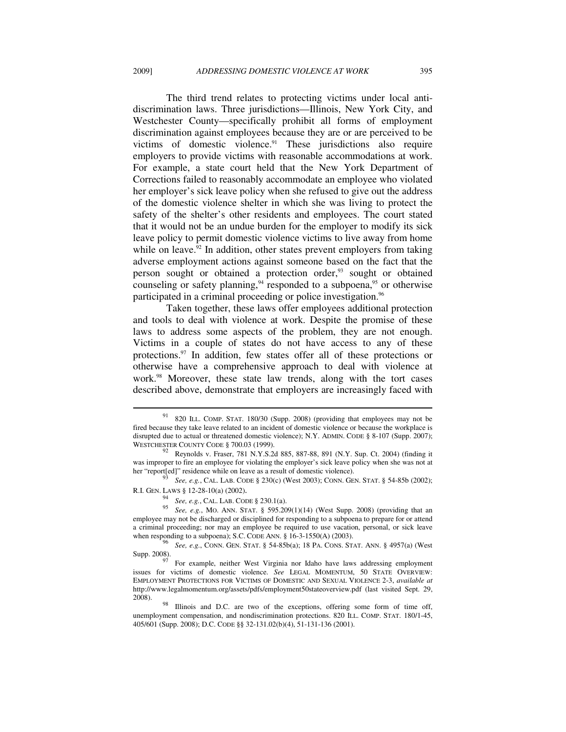The third trend relates to protecting victims under local anti-discrimination laws. Three jurisdictions—Illinois, New York City, and Westchester County—specifically prohibit all forms of employment discrimination against employees because they are or are perceived to be victims of domestic violence.[91] These jurisdictions also require employers to provide victims with reasonable accommodations at work. For example, a state court held that the New York Department of Corrections failed to reasonably accommodate an employee who violated her employer's sick leave policy when she refused to give out the address of the domestic violence shelter in which she was living to protect the safety of the shelter's other residents and employees. The court stated that it would not be an undue burden for the employer to modify its sick leave policy to permit domestic violence victims to live away from home while on leave.[92] In addition, other states prevent employers from taking adverse employment actions against someone based on the fact that the person sought or obtained a protection order,[93] sought or obtained counseling or safety planning,[94] responded to a subpoena,[95] or otherwise participated in a criminal proceeding or police investigation.[96]

Taken together, these laws offer employees additional protection and tools to deal with violence at work. Despite the promise of these laws to address some aspects of the problem, they are not enough. Victims in a couple of states do not have access to any of these protections.[97] In addition, few states offer all of these protections or otherwise have a comprehensive approach to deal with violence at work.[98] Moreover, these state law trends, along with the tort cases described above, demonstrate that employers are increasingly faced with

---

[91] 820 ILL. COMP. STAT. 180/30 (Supp. 2008) (providing that employees may not be fired because they take leave related to an incident of domestic violence or because the workplace is disrupted due to actual or threatened domestic violence); N.Y. ADMIN. CODE § 8-107 (Supp. 2007); WESTCHESTER COUNTY CODE § 700.03 (1999).

[92] Reynolds v. Fraser, 781 N.Y.S.2d 885, 887-88, 891 (N.Y. Sup. Ct. 2004) (finding it was improper to fire an employee for violating the employer's sick leave policy when she was not at her "report[ed]" residence while on leave as a result of domestic violence).

[93] *See, e.g.*, CAL. LAB. CODE § 230(c) (West 2003); CONN. GEN. STAT. § 54-85b (2002); R.I. GEN. LAWS § 12-28-10(a) (2002).

[94] *See, e.g.*, CAL. LAB. CODE § 230.1(a).

[95] *See, e.g.*, MO. ANN. STAT. § 595.209(1)(14) (West Supp. 2008) (providing that an employee may not be discharged or disciplined for responding to a subpoena to prepare for or attend a criminal proceeding; nor may an employee be required to use vacation, personal, or sick leave when responding to a subpoena); S.C. CODE ANN. § 16-3-1550(A) (2003).

[96] *See, e.g.*, CONN. GEN. STAT. § 54-85b(a); 18 PA. CONS. STAT. ANN. § 4957(a) (West Supp. 2008).

[97] For example, neither West Virginia nor Idaho have laws addressing employment issues for victims of domestic violence. *See* LEGAL MOMENTUM, 50 STATE OVERVIEW: EMPLOYMENT PROTECTIONS FOR VICTIMS OF DOMESTIC AND SEXUAL VIOLENCE 2-3, *available at* http://www.legalmomentum.org/assets/pdfs/employment50stateoverview.pdf (last visited Sept. 29, 2008).

[98] Illinois and D.C. are two of the exceptions, offering some form of time off, unemployment compensation, and nondiscrimination protections. 820 ILL. COMP. STAT. 180/1-45, 405/601 (Supp. 2008); D.C. CODE §§ 32-131.02(b)(4), 51-131-136 (2001).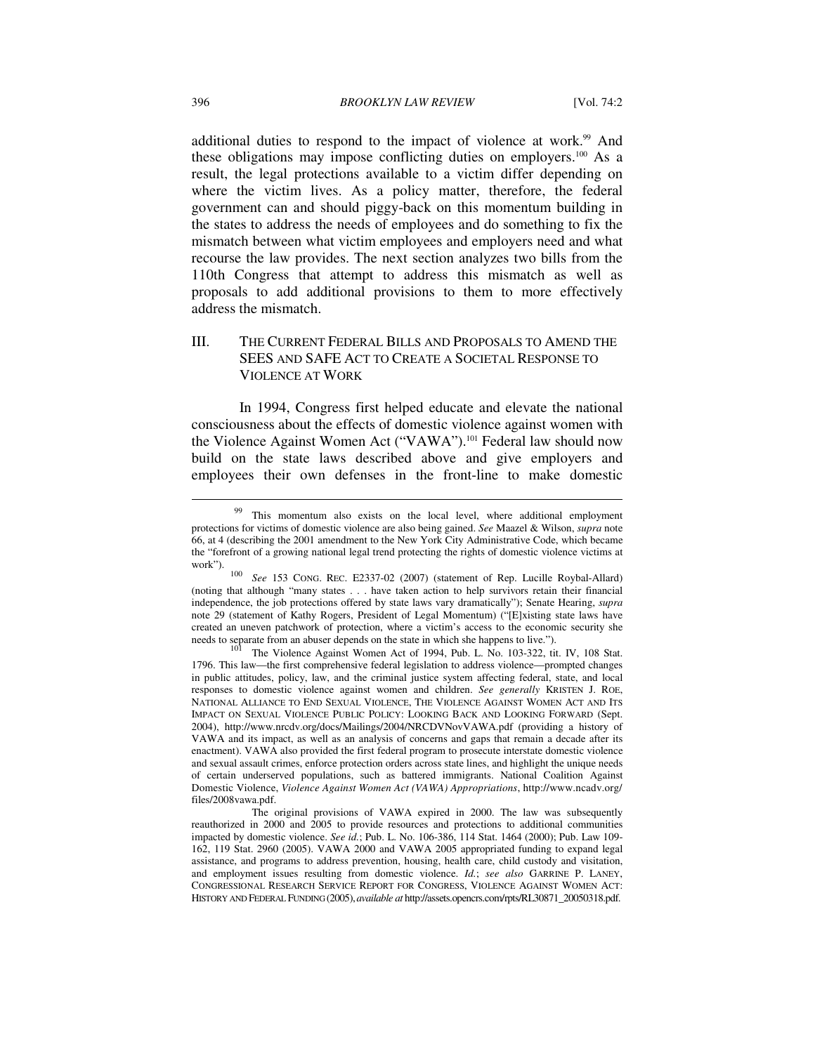additional duties to respond to the impact of violence at work.[99] And these obligations may impose conflicting duties on employers.[100] As a result, the legal protections available to a victim differ depending on where the victim lives. As a policy matter, therefore, the federal government can and should piggy-back on this momentum building in the states to address the needs of employees and do something to fix the mismatch between what victim employees and employers need and what recourse the law provides. The next section analyzes two bills from the 110th Congress that attempt to address this mismatch as well as proposals to add additional provisions to them to more effectively address the mismatch.

## III. THE CURRENT FEDERAL BILLS AND PROPOSALS TO AMEND THE SEES AND SAFE ACT TO CREATE A SOCIETAL RESPONSE TO VIOLENCE AT WORK

In 1994, Congress first helped educate and elevate the national consciousness about the effects of domestic violence against women with the Violence Against Women Act ("VAWA").[101] Federal law should now build on the state laws described above and give employers and employees their own defenses in the front-line to make domestic

---

[99] This momentum also exists on the local level, where additional employment protections for victims of domestic violence are also being gained. *See* Maazel & Wilson, *supra* note 66, at 4 (describing the 2001 amendment to the New York City Administrative Code, which became the "forefront of a growing national legal trend protecting the rights of domestic violence victims at work").

[100] *See* 153 CONG. REC. E2337-02 (2007) (statement of Rep. Lucille Roybal-Allard) (noting that although "many states . . . have taken action to help survivors retain their financial independence, the job protections offered by state laws vary dramatically"); Senate Hearing, *supra* note 29 (statement of Kathy Rogers, President of Legal Momentum) ("[E]xisting state laws have created an uneven patchwork of protection, where a victim's access to the economic security she needs to separate from an abuser depends on the state in which she happens to live.").

[101] The Violence Against Women Act of 1994, Pub. L. No. 103-322, tit. IV, 108 Stat. 1796. This law—the first comprehensive federal legislation to address violence—prompted changes in public attitudes, policy, law, and the criminal justice system affecting federal, state, and local responses to domestic violence against women and children. *See generally* KRISTEN J. ROE, NATIONAL ALLIANCE TO END SEXUAL VIOLENCE, THE VIOLENCE AGAINST WOMEN ACT AND ITS IMPACT ON SEXUAL VIOLENCE PUBLIC POLICY: LOOKING BACK AND LOOKING FORWARD (Sept. 2004), http://www.nrcdv.org/docs/Mailings/2004/NRCDVNovVAWA.pdf (providing a history of VAWA and its impact, as well as an analysis of concerns and gaps that remain a decade after its enactment). VAWA also provided the first federal program to prosecute interstate domestic violence and sexual assault crimes, enforce protection orders across state lines, and highlight the unique needs of certain underserved populations, such as battered immigrants. National Coalition Against Domestic Violence, *Violence Against Women Act (VAWA) Appropriations*, http://www.ncadv.org/files/2008vawa.pdf.

The original provisions of VAWA expired in 2000. The law was subsequently reauthorized in 2000 and 2005 to provide resources and protections to additional communities impacted by domestic violence. *See id.*; Pub. L. No. 106-386, 114 Stat. 1464 (2000); Pub. Law 109-162, 119 Stat. 2960 (2005). VAWA 2000 and VAWA 2005 appropriated funding to expand legal assistance, and programs to address prevention, housing, health care, child custody and visitation, and employment issues resulting from domestic violence. *Id.*; *see also* GARRINE P. LANEY, CONGRESSIONAL RESEARCH SERVICE REPORT FOR CONGRESS, VIOLENCE AGAINST WOMEN ACT: HISTORY AND FEDERAL FUNDING (2005), *available at* http://assets.opencrs.com/rpts/RL30871_20050318.pdf.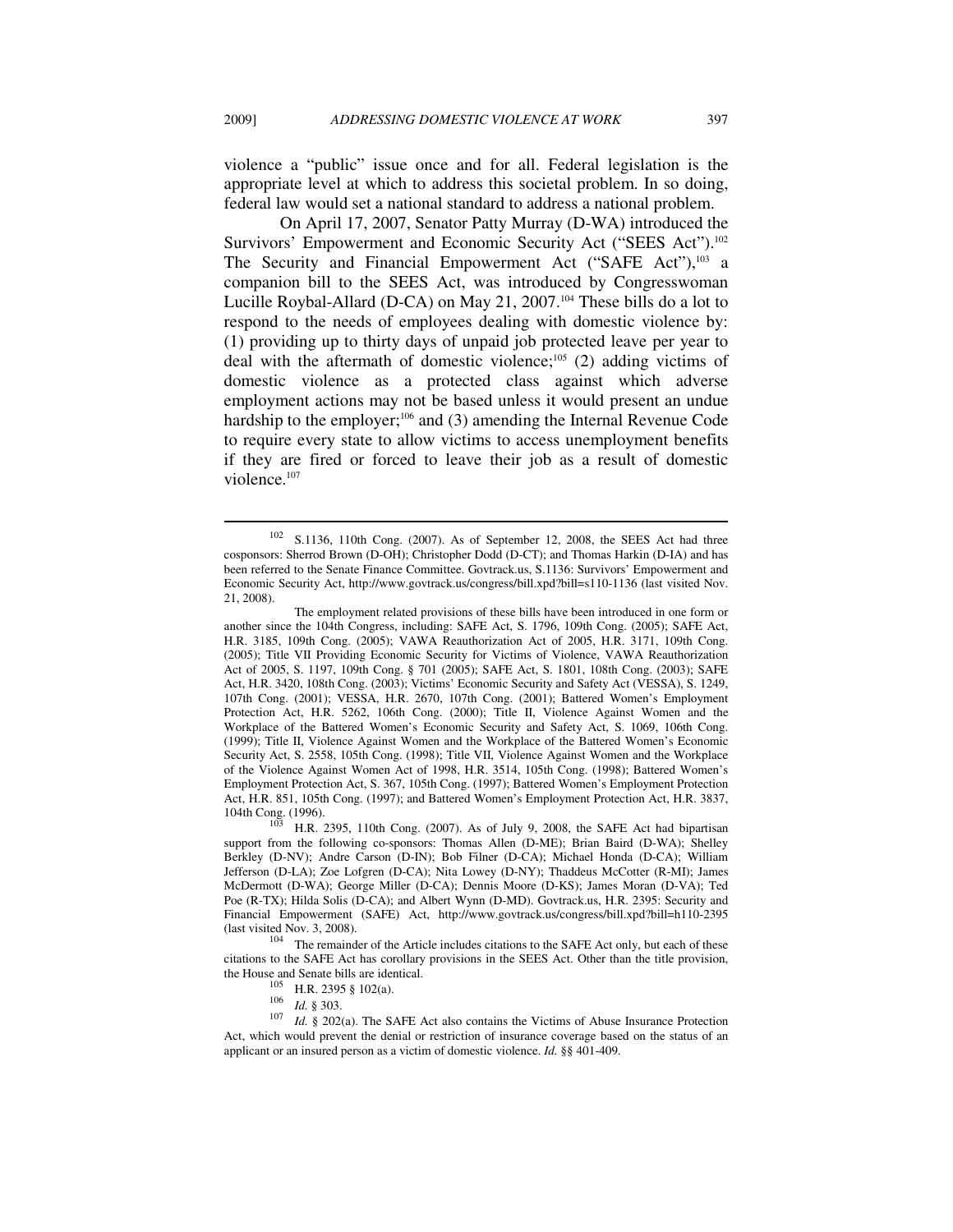violence a "public" issue once and for all. Federal legislation is the appropriate level at which to address this societal problem. In so doing, federal law would set a national standard to address a national problem.

On April 17, 2007, Senator Patty Murray (D-WA) introduced the Survivors' Empowerment and Economic Security Act ("SEES Act").[102] The Security and Financial Empowerment Act ("SAFE Act"),[103] a companion bill to the SEES Act, was introduced by Congresswoman Lucille Roybal-Allard (D-CA) on May 21, 2007.[104] These bills do a lot to respond to the needs of employees dealing with domestic violence by: (1) providing up to thirty days of unpaid job protected leave per year to deal with the aftermath of domestic violence;[105] (2) adding victims of domestic violence as a protected class against which adverse employment actions may not be based unless it would present an undue hardship to the employer;[106] and (3) amending the Internal Revenue Code to require every state to allow victims to access unemployment benefits if they are fired or forced to leave their job as a result of domestic violence.[107]

---

[102] S.1136, 110th Cong. (2007). As of September 12, 2008, the SEES Act had three cosponsors: Sherrod Brown (D-OH); Christopher Dodd (D-CT); and Thomas Harkin (D-IA) and has been referred to the Senate Finance Committee. Govtrack.us, S.1136: Survivors' Empowerment and Economic Security Act, http://www.govtrack.us/congress/bill.xpd?bill=s110-1136 (last visited Nov. 21, 2008).

The employment related provisions of these bills have been introduced in one form or another since the 104th Congress, including: SAFE Act, S. 1796, 109th Cong. (2005); SAFE Act, H.R. 3185, 109th Cong. (2005); VAWA Reauthorization Act of 2005, H.R. 3171, 109th Cong. (2005); Title VII Providing Economic Security for Victims of Violence, VAWA Reauthorization Act of 2005, S. 1197, 109th Cong. § 701 (2005); SAFE Act, S. 1801, 108th Cong. (2003); SAFE Act, H.R. 3420, 108th Cong. (2003); Victims' Economic Security and Safety Act (VESSA), S. 1249, 107th Cong. (2001); VESSA, H.R. 2670, 107th Cong. (2001); Battered Women's Employment Protection Act, H.R. 5262, 106th Cong. (2000); Title II, Violence Against Women and the Workplace of the Battered Women's Economic Security and Safety Act, S. 1069, 106th Cong. (1999); Title II, Violence Against Women and the Workplace of the Battered Women's Economic Security Act, S. 2558, 105th Cong. (1998); Title VII, Violence Against Women and the Workplace of the Violence Against Women Act of 1998, H.R. 3514, 105th Cong. (1998); Battered Women's Employment Protection Act, S. 367, 105th Cong. (1997); Battered Women's Employment Protection Act, H.R. 851, 105th Cong. (1997); and Battered Women's Employment Protection Act, H.R. 3837, 104th Cong. (1996).

[103] H.R. 2395, 110th Cong. (2007). As of July 9, 2008, the SAFE Act had bipartisan support from the following co-sponsors: Thomas Allen (D-ME); Brian Baird (D-WA); Shelley Berkley (D-NV); Andre Carson (D-IN); Bob Filner (D-CA); Michael Honda (D-CA); William Jefferson (D-LA); Zoe Lofgren (D-CA); Nita Lowey (D-NY); Thaddeus McCotter (R-MI); James McDermott (D-WA); George Miller (D-CA); Dennis Moore (D-KS); James Moran (D-VA); Ted Poe (R-TX); Hilda Solis (D-CA); and Albert Wynn (D-MD). Govtrack.us, H.R. 2395: Security and Financial Empowerment (SAFE) Act, http://www.govtrack.us/congress/bill.xpd?bill=h110-2395 (last visited Nov. 3, 2008).

[104] The remainder of the Article includes citations to the SAFE Act only, but each of these citations to the SAFE Act has corollary provisions in the SEES Act. Other than the title provision, the House and Senate bills are identical.

[105] H.R. 2395 § 102(a).

[106] *Id.* § 303.

[107] *Id.* § 202(a). The SAFE Act also contains the Victims of Abuse Insurance Protection Act, which would prevent the denial or restriction of insurance coverage based on the status of an applicant or an insured person as a victim of domestic violence. *Id.* §§ 401-409.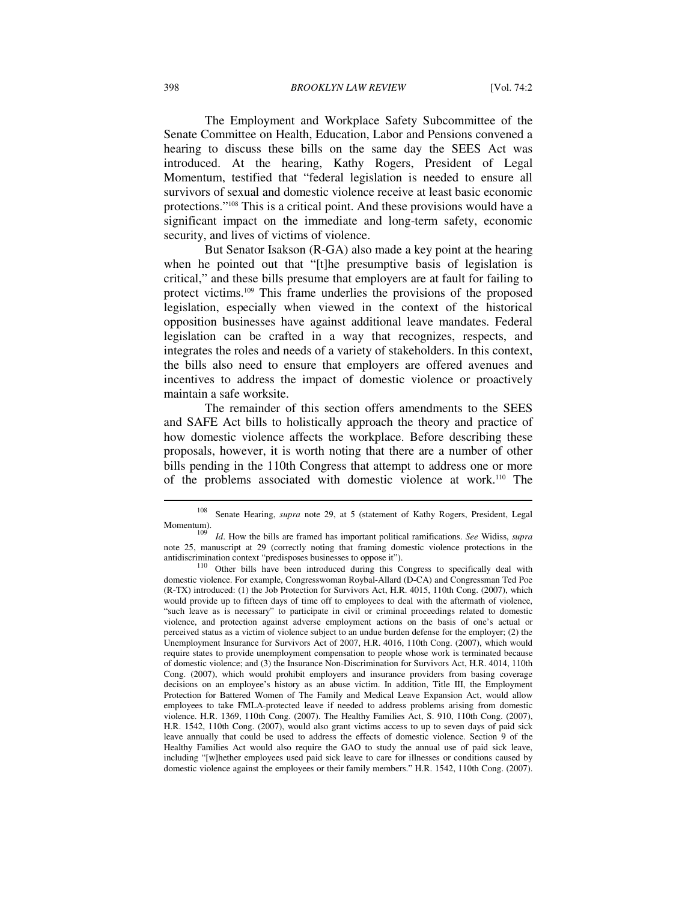The Employment and Workplace Safety Subcommittee of the Senate Committee on Health, Education, Labor and Pensions convened a hearing to discuss these bills on the same day the SEES Act was introduced. At the hearing, Kathy Rogers, President of Legal Momentum, testified that "federal legislation is needed to ensure all survivors of sexual and domestic violence receive at least basic economic protections."[108] This is a critical point. And these provisions would have a significant impact on the immediate and long-term safety, economic security, and lives of victims of violence.

But Senator Isakson (R-GA) also made a key point at the hearing when he pointed out that "[t]he presumptive basis of legislation is critical," and these bills presume that employers are at fault for failing to protect victims.[109] This frame underlies the provisions of the proposed legislation, especially when viewed in the context of the historical opposition businesses have against additional leave mandates. Federal legislation can be crafted in a way that recognizes, respects, and integrates the roles and needs of a variety of stakeholders. In this context, the bills also need to ensure that employers are offered avenues and incentives to address the impact of domestic violence or proactively maintain a safe worksite.

The remainder of this section offers amendments to the SEES and SAFE Act bills to holistically approach the theory and practice of how domestic violence affects the workplace. Before describing these proposals, however, it is worth noting that there are a number of other bills pending in the 110th Congress that attempt to address one or more of the problems associated with domestic violence at work.[110] The

---

[108] Senate Hearing, *supra* note 29, at 5 (statement of Kathy Rogers, President, Legal Momentum).

[109] *Id*. How the bills are framed has important political ramifications. *See* Widiss, *supra* note 25, manuscript at 29 (correctly noting that framing domestic violence protections in the antidiscrimination context "predisposes businesses to oppose it").

[110] Other bills have been introduced during this Congress to specifically deal with domestic violence. For example, Congresswoman Roybal-Allard (D-CA) and Congressman Ted Poe (R-TX) introduced: (1) the Job Protection for Survivors Act, H.R. 4015, 110th Cong. (2007), which would provide up to fifteen days of time off to employees to deal with the aftermath of violence, "such leave as is necessary" to participate in civil or criminal proceedings related to domestic violence, and protection against adverse employment actions on the basis of one's actual or perceived status as a victim of violence subject to an undue burden defense for the employer; (2) the Unemployment Insurance for Survivors Act of 2007, H.R. 4016, 110th Cong. (2007), which would require states to provide unemployment compensation to people whose work is terminated because of domestic violence; and (3) the Insurance Non-Discrimination for Survivors Act, H.R. 4014, 110th Cong. (2007), which would prohibit employers and insurance providers from basing coverage decisions on an employee's history as an abuse victim. In addition, Title III, the Employment Protection for Battered Women of The Family and Medical Leave Expansion Act, would allow employees to take FMLA-protected leave if needed to address problems arising from domestic violence. H.R. 1369, 110th Cong. (2007). The Healthy Families Act, S. 910, 110th Cong. (2007), H.R. 1542, 110th Cong. (2007), would also grant victims access to up to seven days of paid sick leave annually that could be used to address the effects of domestic violence. Section 9 of the Healthy Families Act would also require the GAO to study the annual use of paid sick leave, including "[w]hether employees used paid sick leave to care for illnesses or conditions caused by domestic violence against the employees or their family members." H.R. 1542, 110th Cong. (2007).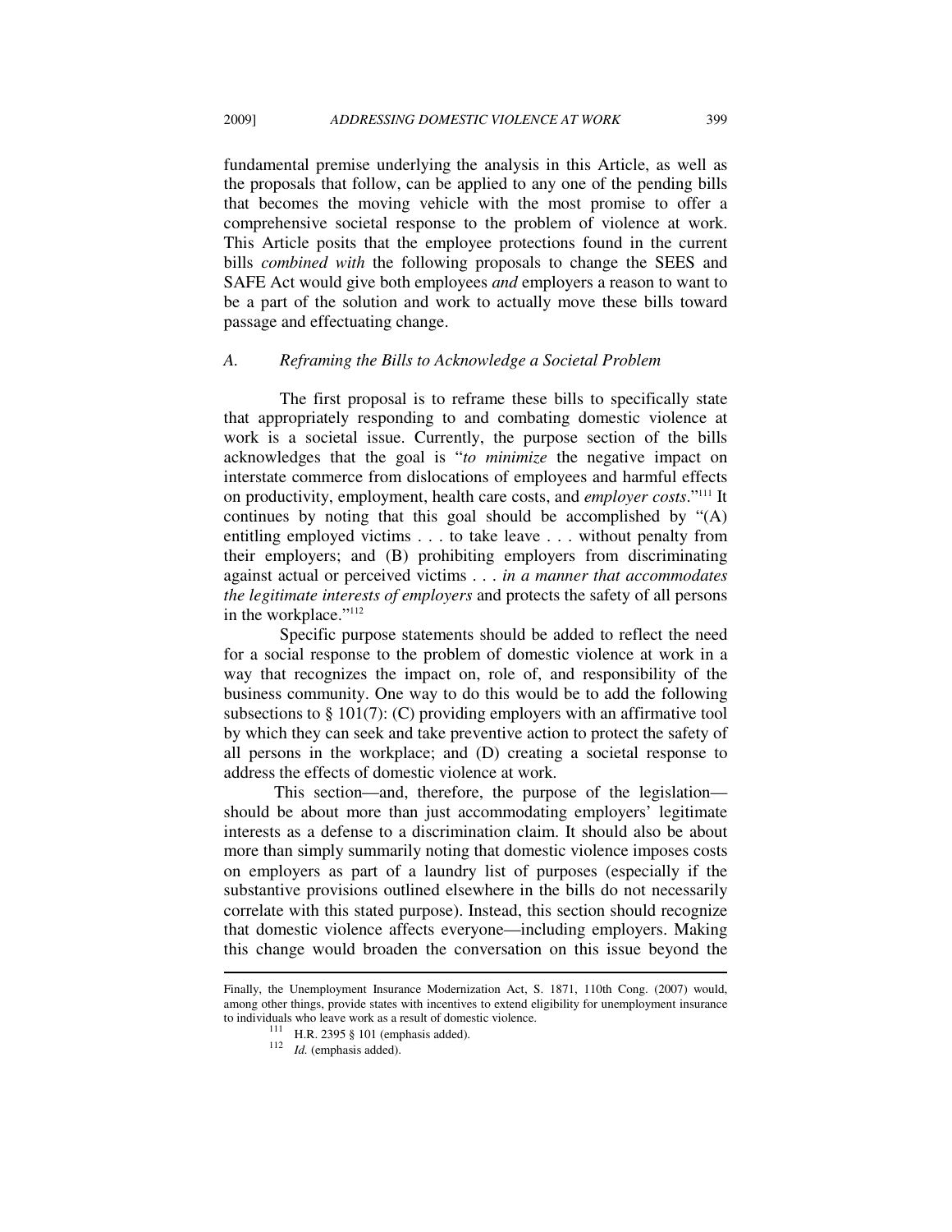fundamental premise underlying the analysis in this Article, as well as the proposals that follow, can be applied to any one of the pending bills that becomes the moving vehicle with the most promise to offer a comprehensive societal response to the problem of violence at work. This Article posits that the employee protections found in the current bills *combined with* the following proposals to change the SEES and SAFE Act would give both employees *and* employers a reason to want to be a part of the solution and work to actually move these bills toward passage and effectuating change.

### *A. Reframing the Bills to Acknowledge a Societal Problem*

The first proposal is to reframe these bills to specifically state that appropriately responding to and combating domestic violence at work is a societal issue. Currently, the purpose section of the bills acknowledges that the goal is "*to minimize* the negative impact on interstate commerce from dislocations of employees and harmful effects on productivity, employment, health care costs, and *employer costs*."[111] It continues by noting that this goal should be accomplished by "(A) entitling employed victims . . . to take leave . . . without penalty from their employers; and (B) prohibiting employers from discriminating against actual or perceived victims . . . *in a manner that accommodates the legitimate interests of employers* and protects the safety of all persons in the workplace."[112]

Specific purpose statements should be added to reflect the need for a social response to the problem of domestic violence at work in a way that recognizes the impact on, role of, and responsibility of the business community. One way to do this would be to add the following subsections to § 101(7): (C) providing employers with an affirmative tool by which they can seek and take preventive action to protect the safety of all persons in the workplace; and (D) creating a societal response to address the effects of domestic violence at work.

This section—and, therefore, the purpose of the legislation—should be about more than just accommodating employers' legitimate interests as a defense to a discrimination claim. It should also be about more than simply summarily noting that domestic violence imposes costs on employers as part of a laundry list of purposes (especially if the substantive provisions outlined elsewhere in the bills do not necessarily correlate with this stated purpose). Instead, this section should recognize that domestic violence affects everyone—including employers. Making this change would broaden the conversation on this issue beyond the

---

Finally, the Unemployment Insurance Modernization Act, S. 1871, 110th Cong. (2007) would, among other things, provide states with incentives to extend eligibility for unemployment insurance to individuals who leave work as a result of domestic violence.

[111] H.R. 2395 § 101 (emphasis added).

[112] *Id.* (emphasis added).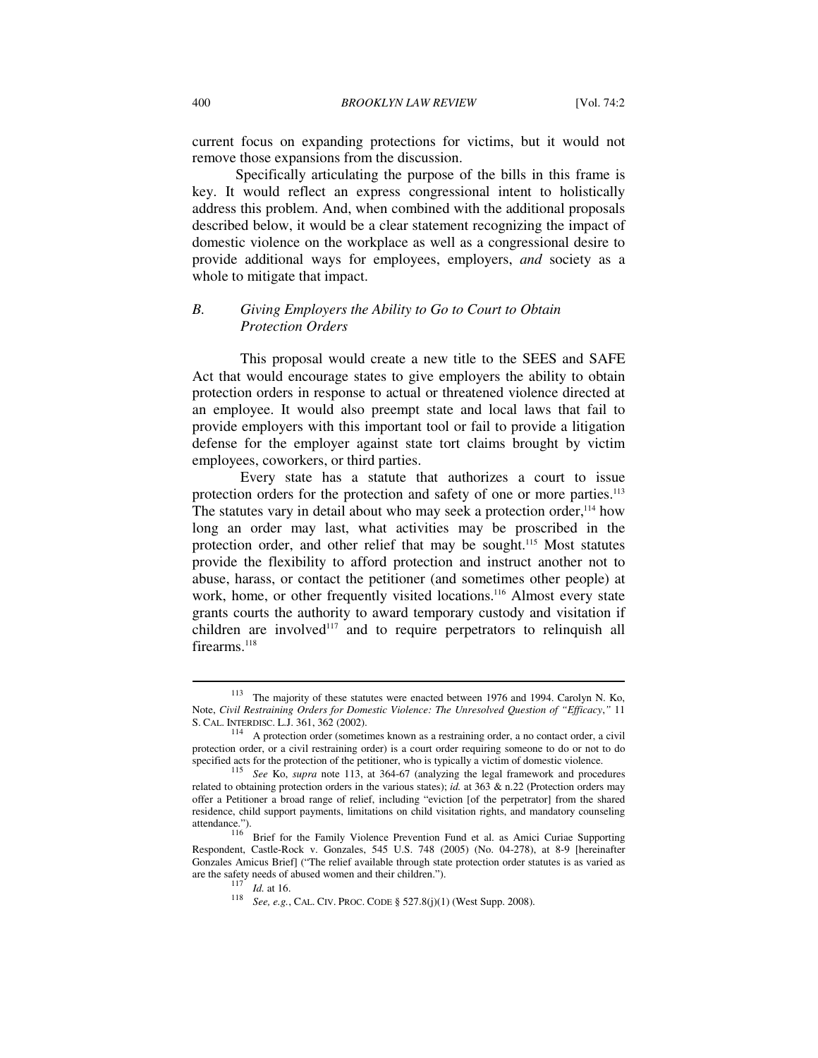current focus on expanding protections for victims, but it would not remove those expansions from the discussion.

Specifically articulating the purpose of the bills in this frame is key. It would reflect an express congressional intent to holistically address this problem. And, when combined with the additional proposals described below, it would be a clear statement recognizing the impact of domestic violence on the workplace as well as a congressional desire to provide additional ways for employees, employers, *and* society as a whole to mitigate that impact.

### *B. Giving Employers the Ability to Go to Court to Obtain Protection Orders*

This proposal would create a new title to the SEES and SAFE Act that would encourage states to give employers the ability to obtain protection orders in response to actual or threatened violence directed at an employee. It would also preempt state and local laws that fail to provide employers with this important tool or fail to provide a litigation defense for the employer against state tort claims brought by victim employees, coworkers, or third parties.

Every state has a statute that authorizes a court to issue protection orders for the protection and safety of one or more parties.[113] The statutes vary in detail about who may seek a protection order,[114] how long an order may last, what activities may be proscribed in the protection order, and other relief that may be sought.[115] Most statutes provide the flexibility to afford protection and instruct another not to abuse, harass, or contact the petitioner (and sometimes other people) at work, home, or other frequently visited locations.[116] Almost every state grants courts the authority to award temporary custody and visitation if children are involved[117] and to require perpetrators to relinquish all firearms.[118]

---

[113] The majority of these statutes were enacted between 1976 and 1994. Carolyn N. Ko, Note, *Civil Restraining Orders for Domestic Violence: The Unresolved Question of "Efficacy*,*"* 11 S. CAL. INTERDISC. L.J. 361, 362 (2002).

[114] A protection order (sometimes known as a restraining order, a no contact order, a civil protection order, or a civil restraining order) is a court order requiring someone to do or not to do specified acts for the protection of the petitioner, who is typically a victim of domestic violence.

[115] *See* Ko, *supra* note 113, at 364-67 (analyzing the legal framework and procedures related to obtaining protection orders in the various states); *id.* at 363 & n.22 (Protection orders may offer a Petitioner a broad range of relief, including "eviction [of the perpetrator] from the shared residence, child support payments, limitations on child visitation rights, and mandatory counseling attendance.").

[116] Brief for the Family Violence Prevention Fund et al. as Amici Curiae Supporting Respondent, Castle-Rock v. Gonzales, 545 U.S. 748 (2005) (No. 04-278), at 8-9 [hereinafter Gonzales Amicus Brief] ("The relief available through state protection order statutes is as varied as are the safety needs of abused women and their children.").

[117] *Id.* at 16.

[118] *See, e.g.*, CAL. CIV. PROC. CODE § 527.8(j)(1) (West Supp. 2008).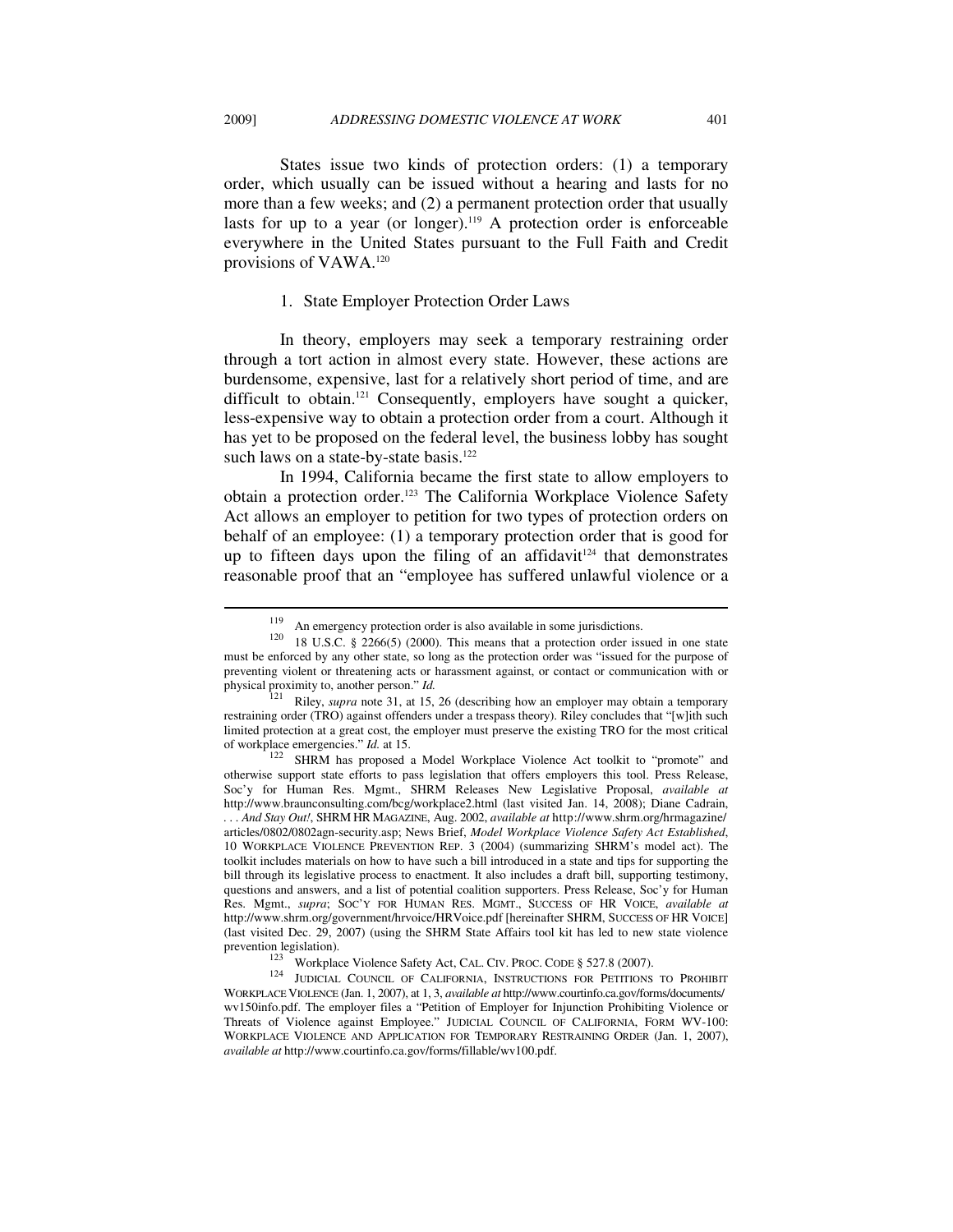States issue two kinds of protection orders: (1) a temporary order, which usually can be issued without a hearing and lasts for no more than a few weeks; and (2) a permanent protection order that usually lasts for up to a year (or longer).[119] A protection order is enforceable everywhere in the United States pursuant to the Full Faith and Credit provisions of VAWA.[120]

### 1. State Employer Protection Order Laws

In theory, employers may seek a temporary restraining order through a tort action in almost every state. However, these actions are burdensome, expensive, last for a relatively short period of time, and are difficult to obtain.[121] Consequently, employers have sought a quicker, less-expensive way to obtain a protection order from a court. Although it has yet to be proposed on the federal level, the business lobby has sought such laws on a state-by-state basis.[122]

In 1994, California became the first state to allow employers to obtain a protection order.[123] The California Workplace Violence Safety Act allows an employer to petition for two types of protection orders on behalf of an employee: (1) a temporary protection order that is good for up to fifteen days upon the filing of an affidavit[124] that demonstrates reasonable proof that an "employee has suffered unlawful violence or a

---

[119] An emergency protection order is also available in some jurisdictions.

[120] 18 U.S.C. § 2266(5) (2000). This means that a protection order issued in one state must be enforced by any other state, so long as the protection order was "issued for the purpose of preventing violent or threatening acts or harassment against, or contact or communication with or physical proximity to, another person." *Id.*

[121] Riley, *supra* note 31, at 15, 26 (describing how an employer may obtain a temporary restraining order (TRO) against offenders under a trespass theory). Riley concludes that "[w]ith such limited protection at a great cost, the employer must preserve the existing TRO for the most critical of workplace emergencies." *Id.* at 15.

[122] SHRM has proposed a Model Workplace Violence Act toolkit to "promote" and otherwise support state efforts to pass legislation that offers employers this tool. Press Release, Soc'y for Human Res. Mgmt., SHRM Releases New Legislative Proposal, *available at* http://www.braunconsulting.com/bcg/workplace2.html (last visited Jan. 14, 2008); Diane Cadrain, *. . . And Stay Out!*, SHRM HR MAGAZINE, Aug. 2002, *available at* http://www.shrm.org/hrmagazine/articles/0802/0802agn-security.asp; News Brief, *Model Workplace Violence Safety Act Established*, 10 WORKPLACE VIOLENCE PREVENTION REP. 3 (2004) (summarizing SHRM's model act). The toolkit includes materials on how to have such a bill introduced in a state and tips for supporting the bill through its legislative process to enactment. It also includes a draft bill, supporting testimony, questions and answers, and a list of potential coalition supporters. Press Release, Soc'y for Human Res. Mgmt., *supra*; SOC'Y FOR HUMAN RES. MGMT., SUCCESS OF HR VOICE, *available at* http://www.shrm.org/government/hrvoice/HRVoice.pdf [hereinafter SHRM, SUCCESS OF HR VOICE] (last visited Dec. 29, 2007) (using the SHRM State Affairs tool kit has led to new state violence prevention legislation).

[123] Workplace Violence Safety Act, CAL. CIV. PROC. CODE § 527.8 (2007).

[124] JUDICIAL COUNCIL OF CALIFORNIA, INSTRUCTIONS FOR PETITIONS TO PROHIBIT WORKPLACE VIOLENCE (Jan. 1, 2007), at 1, 3, *available at* http://www.courtinfo.ca.gov/forms/documents/wv150info.pdf. The employer files a "Petition of Employer for Injunction Prohibiting Violence or Threats of Violence against Employee." JUDICIAL COUNCIL OF CALIFORNIA, FORM WV-100: WORKPLACE VIOLENCE AND APPLICATION FOR TEMPORARY RESTRAINING ORDER (Jan. 1, 2007), *available at* http://www.courtinfo.ca.gov/forms/fillable/wv100.pdf.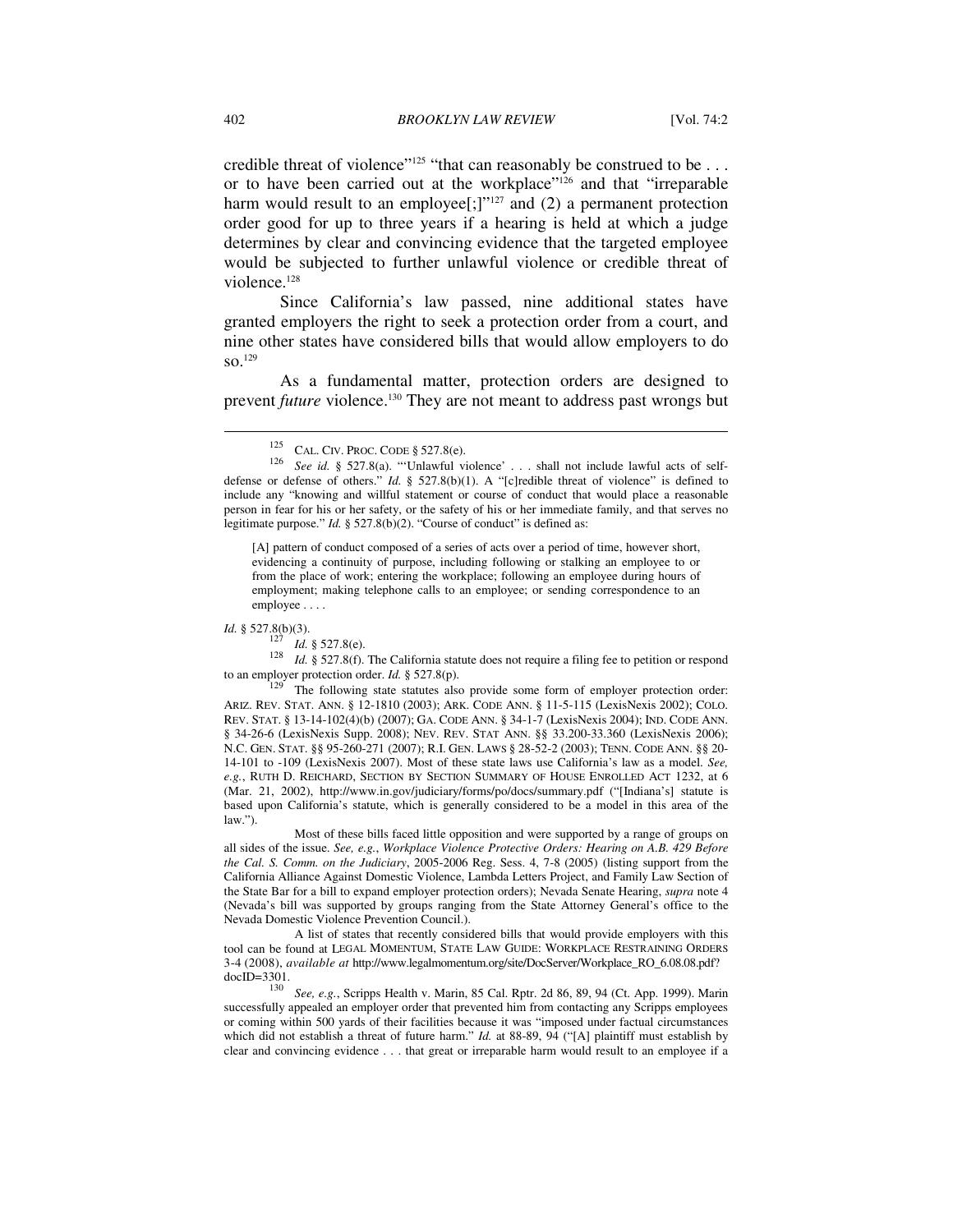credible threat of violence"[125] "that can reasonably be construed to be . . . or to have been carried out at the workplace"[126] and that "irreparable harm would result to an employee[;]"[127] and (2) a permanent protection order good for up to three years if a hearing is held at which a judge determines by clear and convincing evidence that the targeted employee would be subjected to further unlawful violence or credible threat of violence.[128]

Since California's law passed, nine additional states have granted employers the right to seek a protection order from a court, and nine other states have considered bills that would allow employers to do so.[129]

As a fundamental matter, protection orders are designed to prevent *future* violence.[130] They are not meant to address past wrongs but

---

[125] CAL. CIV. PROC. CODE § 527.8(e).

[126] *See id.* § 527.8(a). "'Unlawful violence' . . . shall not include lawful acts of self-defense or defense of others." *Id.* § 527.8(b)(1). A "[c]redible threat of violence" is defined to include any "knowing and willful statement or course of conduct that would place a reasonable person in fear for his or her safety, or the safety of his or her immediate family, and that serves no legitimate purpose." *Id.* § 527.8(b)(2). "Course of conduct" is defined as:

> [A] pattern of conduct composed of a series of acts over a period of time, however short, evidencing a continuity of purpose, including following or stalking an employee to or from the place of work; entering the workplace; following an employee during hours of employment; making telephone calls to an employee; or sending correspondence to an employee . . . .

*Id.* § 527.8(b)(3).

[127] *Id.* § 527.8(e).

[128] *Id.* § 527.8(f). The California statute does not require a filing fee to petition or respond to an employer protection order. *Id.* § 527.8(p).

[129] The following state statutes also provide some form of employer protection order: ARIZ. REV. STAT. ANN. § 12-1810 (2003); ARK. CODE ANN. § 11-5-115 (LexisNexis 2002); COLO. REV. STAT. § 13-14-102(4)(b) (2007); GA. CODE ANN. § 34-1-7 (LexisNexis 2004); IND. CODE ANN. § 34-26-6 (LexisNexis Supp. 2008); NEV. REV. STAT ANN. §§ 33.200-33.360 (LexisNexis 2006); N.C. GEN. STAT. §§ 95-260-271 (2007); R.I. GEN. LAWS § 28-52-2 (2003); TENN. CODE ANN. §§ 20-14-101 to -109 (LexisNexis 2007). Most of these state laws use California's law as a model. *See, e.g.*, RUTH D. REICHARD, SECTION BY SECTION SUMMARY OF HOUSE ENROLLED ACT 1232, at 6 (Mar. 21, 2002), http://www.in.gov/judiciary/forms/po/docs/summary.pdf ("[Indiana's] statute is based upon California's statute, which is generally considered to be a model in this area of the law.").

Most of these bills faced little opposition and were supported by a range of groups on all sides of the issue. *See, e.g.*, *Workplace Violence Protective Orders: Hearing on A.B. 429 Before the Cal. S. Comm. on the Judiciary*, 2005-2006 Reg. Sess. 4, 7-8 (2005) (listing support from the California Alliance Against Domestic Violence, Lambda Letters Project, and Family Law Section of the State Bar for a bill to expand employer protection orders); Nevada Senate Hearing, *supra* note 4 (Nevada's bill was supported by groups ranging from the State Attorney General's office to the Nevada Domestic Violence Prevention Council.).

A list of states that recently considered bills that would provide employers with this tool can be found at LEGAL MOMENTUM, STATE LAW GUIDE: WORKPLACE RESTRAINING ORDERS 3-4 (2008), *available at* http://www.legalmomentum.org/site/DocServer/Workplace_RO_6.08.08.pdf?docID=3301.

[130] *See, e.g.*, Scripps Health v. Marin, 85 Cal. Rptr. 2d 86, 89, 94 (Ct. App. 1999). Marin successfully appealed an employer order that prevented him from contacting any Scripps employees or coming within 500 yards of their facilities because it was "imposed under factual circumstances which did not establish a threat of future harm." *Id.* at 88-89, 94 ("[A] plaintiff must establish by clear and convincing evidence . . . that great or irreparable harm would result to an employee if a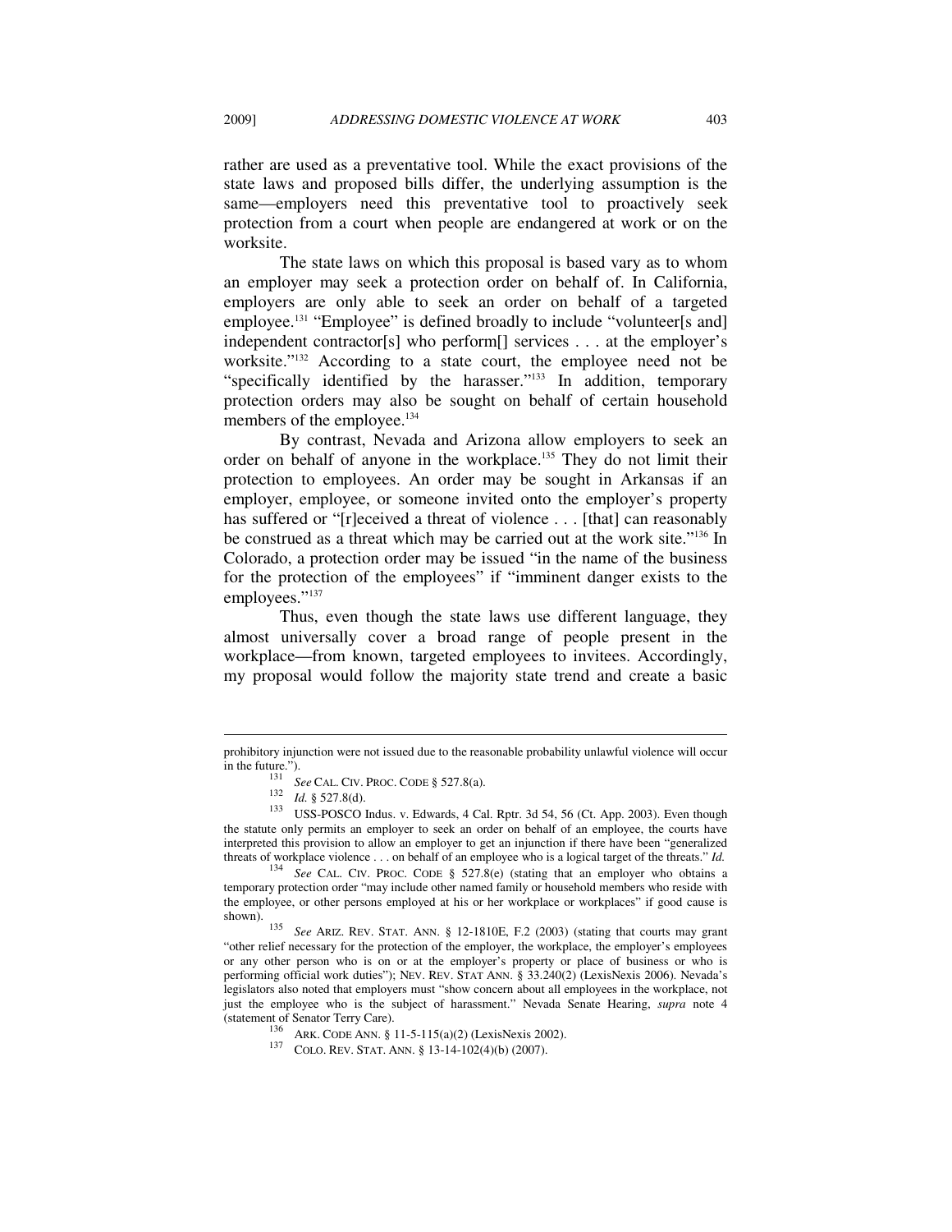rather are used as a preventative tool. While the exact provisions of the state laws and proposed bills differ, the underlying assumption is the same—employers need this preventative tool to proactively seek protection from a court when people are endangered at work or on the worksite.

The state laws on which this proposal is based vary as to whom an employer may seek a protection order on behalf of. In California, employers are only able to seek an order on behalf of a targeted employee.[131] "Employee" is defined broadly to include "volunteer[s and] independent contractor[s] who perform[] services . . . at the employer's worksite."[132] According to a state court, the employee need not be "specifically identified by the harasser."[133] In addition, temporary protection orders may also be sought on behalf of certain household members of the employee.[134]

By contrast, Nevada and Arizona allow employers to seek an order on behalf of anyone in the workplace.[135] They do not limit their protection to employees. An order may be sought in Arkansas if an employer, employee, or someone invited onto the employer's property has suffered or "[r]eceived a threat of violence . . . [that] can reasonably be construed as a threat which may be carried out at the work site."[136] In Colorado, a protection order may be issued "in the name of the business for the protection of the employees" if "imminent danger exists to the employees."[137]

Thus, even though the state laws use different language, they almost universally cover a broad range of people present in the workplace—from known, targeted employees to invitees. Accordingly, my proposal would follow the majority state trend and create a basic

---

prohibitory injunction were not issued due to the reasonable probability unlawful violence will occur in the future.").

[131] *See* CAL. CIV. PROC. CODE § 527.8(a).

[132] *Id.* § 527.8(d).

[133] USS-POSCO Indus. v. Edwards, 4 Cal. Rptr. 3d 54, 56 (Ct. App. 2003). Even though the statute only permits an employer to seek an order on behalf of an employee, the courts have interpreted this provision to allow an employer to get an injunction if there have been "generalized threats of workplace violence . . . on behalf of an employee who is a logical target of the threats." *Id.*

[134] *See* CAL. CIV. PROC. CODE § 527.8(e) (stating that an employer who obtains a temporary protection order "may include other named family or household members who reside with the employee, or other persons employed at his or her workplace or workplaces" if good cause is shown).

[135] *See* ARIZ. REV. STAT. ANN. § 12-1810E, F.2 (2003) (stating that courts may grant "other relief necessary for the protection of the employer, the workplace, the employer's employees or any other person who is on or at the employer's property or place of business or who is performing official work duties"); NEV. REV. STAT ANN. § 33.240(2) (LexisNexis 2006). Nevada's legislators also noted that employers must "show concern about all employees in the workplace, not just the employee who is the subject of harassment." Nevada Senate Hearing, *supra* note 4 (statement of Senator Terry Care).

[136] ARK. CODE ANN. § 11-5-115(a)(2) (LexisNexis 2002).

[137] COLO. REV. STAT. ANN. § 13-14-102(4)(b) (2007).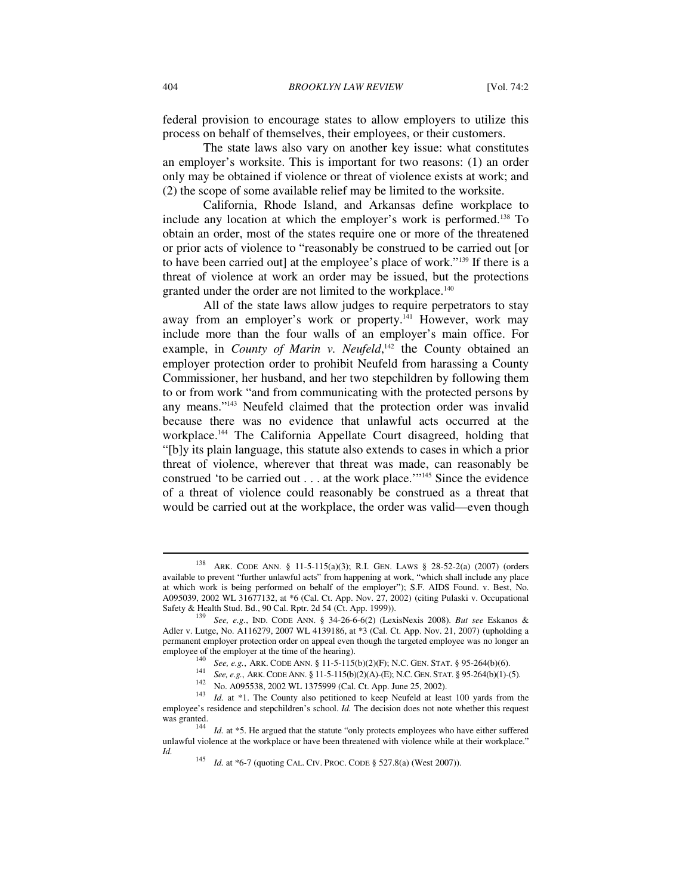federal provision to encourage states to allow employers to utilize this process on behalf of themselves, their employees, or their customers.

The state laws also vary on another key issue: what constitutes an employer's worksite. This is important for two reasons: (1) an order only may be obtained if violence or threat of violence exists at work; and (2) the scope of some available relief may be limited to the worksite.

California, Rhode Island, and Arkansas define workplace to include any location at which the employer's work is performed.[138] To obtain an order, most of the states require one or more of the threatened or prior acts of violence to "reasonably be construed to be carried out [or to have been carried out] at the employee's place of work."[139] If there is a threat of violence at work an order may be issued, but the protections granted under the order are not limited to the workplace.[140]

All of the state laws allow judges to require perpetrators to stay away from an employer's work or property.[141] However, work may include more than the four walls of an employer's main office. For example, in *County of Marin v. Neufeld*,[142] the County obtained an employer protection order to prohibit Neufeld from harassing a County Commissioner, her husband, and her two stepchildren by following them to or from work "and from communicating with the protected persons by any means."[143] Neufeld claimed that the protection order was invalid because there was no evidence that unlawful acts occurred at the workplace.[144] The California Appellate Court disagreed, holding that "[b]y its plain language, this statute also extends to cases in which a prior threat of violence, wherever that threat was made, can reasonably be construed 'to be carried out . . . at the work place.'"[145] Since the evidence of a threat of violence could reasonably be construed as a threat that would be carried out at the workplace, the order was valid—even though

---

[138] ARK. CODE ANN. § 11-5-115(a)(3); R.I. GEN. LAWS § 28-52-2(a) (2007) (orders available to prevent "further unlawful acts" from happening at work, "which shall include any place at which work is being performed on behalf of the employer"); S.F. AIDS Found. v. Best, No. A095039, 2002 WL 31677132, at *6 (Cal. Ct. App. Nov. 27, 2002) (citing Pulaski v. Occupational Safety & Health Stud. Bd., 90 Cal. Rptr. 2d 54 (Ct. App. 1999)).

[139] *See, e.g.*, IND. CODE ANN. § 34-26-6-6(2) (LexisNexis 2008). *But see* Eskanos & Adler v. Lutge, No. A116279, 2007 WL 4139186, at *3 (Cal. Ct. App. Nov. 21, 2007) (upholding a permanent employer protection order on appeal even though the targeted employee was no longer an employee of the employer at the time of the hearing).

[140] *See, e.g.*, ARK. CODE ANN. § 11-5-115(b)(2)(F); N.C. GEN. STAT. § 95-264(b)(6).

[141] *See, e.g.*, ARK. CODE ANN. § 11-5-115(b)(2)(A)-(E); N.C. GEN. STAT. § 95-264(b)(1)-(5).

[142] No. A095538, 2002 WL 1375999 (Cal. Ct. App. June 25, 2002).

[143] *Id.* at *1. The County also petitioned to keep Neufeld at least 100 yards from the employee's residence and stepchildren's school. *Id.* The decision does not note whether this request was granted.

[144] *Id.* at *5. He argued that the statute "only protects employees who have either suffered unlawful violence at the workplace or have been threatened with violence while at their workplace." *Id.*

[145] *Id.* at *6-7 (quoting CAL. CIV. PROC. CODE § 527.8(a) (West 2007)).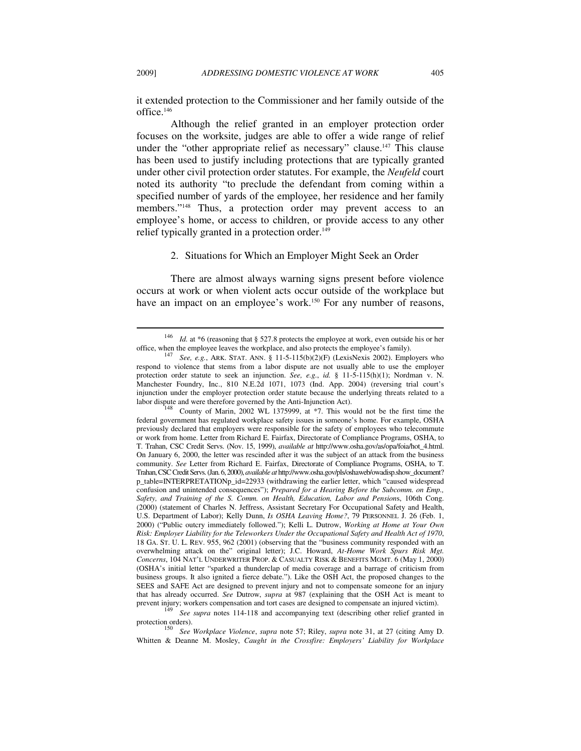it extended protection to the Commissioner and her family outside of the office.[146]

Although the relief granted in an employer protection order focuses on the worksite, judges are able to offer a wide range of relief under the "other appropriate relief as necessary" clause.[147] This clause has been used to justify including protections that are typically granted under other civil protection order statutes. For example, the *Neufeld* court noted its authority "to preclude the defendant from coming within a specified number of yards of the employee, her residence and her family members."[148] Thus, a protection order may prevent access to an employee's home, or access to children, or provide access to any other relief typically granted in a protection order.[149]

### 2. Situations for Which an Employer Might Seek an Order

There are almost always warning signs present before violence occurs at work or when violent acts occur outside of the workplace but have an impact on an employee's work.[150] For any number of reasons,

---

[146] *Id.* at *6 (reasoning that § 527.8 protects the employee at work, even outside his or her office, when the employee leaves the workplace, and also protects the employee's family).

[147] *See, e.g.*, ARK. STAT. ANN. § 11-5-115(b)(2)(F) (LexisNexis 2002). Employers who respond to violence that stems from a labor dispute are not usually able to use the employer protection order statute to seek an injunction. *See, e.g.*, *id.* § 11-5-115(h)(1); Nordman v. N. Manchester Foundry, Inc., 810 N.E.2d 1071, 1073 (Ind. App. 2004) (reversing trial court's injunction under the employer protection order statute because the underlying threats related to a labor dispute and were therefore governed by the Anti-Injunction Act).

[148] County of Marin, 2002 WL 1375999, at *7. This would not be the first time the federal government has regulated workplace safety issues in someone's home. For example, OSHA previously declared that employers were responsible for the safety of employees who telecommute or work from home. Letter from Richard E. Fairfax, Directorate of Compliance Programs, OSHA, to T. Trahan, CSC Credit Servs. (Nov. 15, 1999), *available at* http://www.osha.gov/as/opa/foia/hot_4.html. On January 6, 2000, the letter was rescinded after it was the subject of an attack from the business community. *See* Letter from Richard E. Fairfax, Directorate of Compliance Programs, OSHA, to T. Trahan, CSC Credit Servs. (Jan. 6, 2000), *available at* http://www.osha.gov/pls/oshaweb/owadisp.show_document?p_table=INTERPRETATIONp_id=22933 (withdrawing the earlier letter, which "caused widespread confusion and unintended consequences"); *Prepared for a Hearing Before the Subcomm. on Emp., Safety, and Training of the S. Comm. on Health, Education, Labor and Pensions*, 106th Cong. (2000) (statement of Charles N. Jeffress, Assistant Secretary For Occupational Safety and Health, U.S. Department of Labor); Kelly Dunn, *Is OSHA Leaving Home?*, 79 PERSONNEL J. 26 (Feb. 1, 2000) ("Public outcry immediately followed."); Kelli L. Dutrow, *Working at Home at Your Own Risk: Employer Liability for the Teleworkers Under the Occupational Safety and Health Act of 1970*, 18 GA. ST. U. L. REV. 955, 962 (2001) (observing that the "business community responded with an overwhelming attack on the" original letter); J.C. Howard, *At-Home Work Spurs Risk Mgt. Concerns*, 104 NAT'L UNDERWRITER PROP. & CASUALTY RISK & BENEFITS MGMT. 6 (May 1, 2000) (OSHA's initial letter "sparked a thunderclap of media coverage and a barrage of criticism from business groups. It also ignited a fierce debate."). Like the OSH Act, the proposed changes to the SEES and SAFE Act are designed to prevent injury and not to compensate someone for an injury that has already occurred. *See* Dutrow, *supra* at 987 (explaining that the OSH Act is meant to prevent injury; workers compensation and tort cases are designed to compensate an injured victim).

[149] *See supra* notes 114-118 and accompanying text (describing other relief granted in protection orders).

[150] *See Workplace Violence*, *supra* note 57; Riley, *supra* note 31, at 27 (citing Amy D. Whitten & Deanne M. Mosley, *Caught in the Crossfire: Employers' Liability for Workplace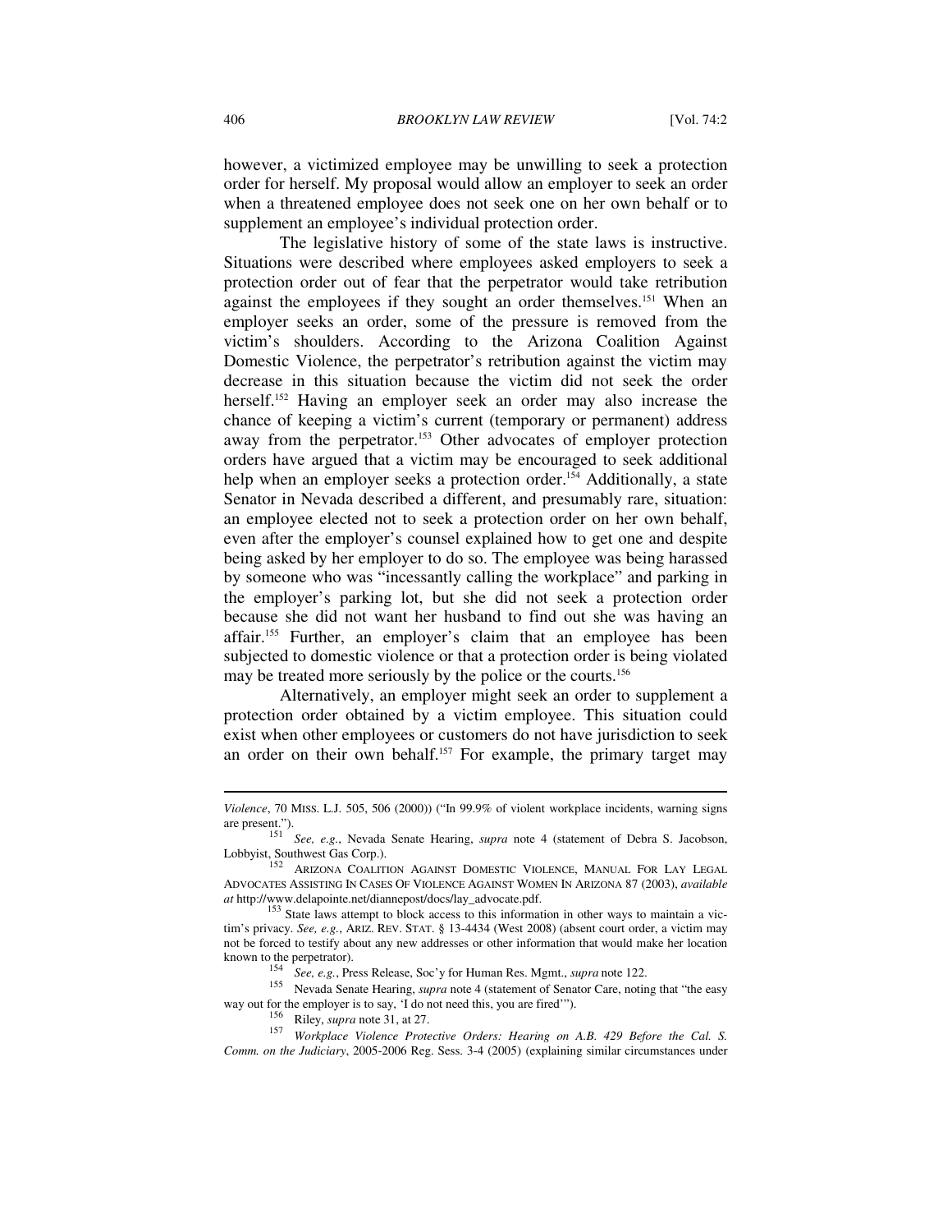however, a victimized employee may be unwilling to seek a protection order for herself. My proposal would allow an employer to seek an order when a threatened employee does not seek one on her own behalf or to supplement an employee's individual protection order.

The legislative history of some of the state laws is instructive. Situations were described where employees asked employers to seek a protection order out of fear that the perpetrator would take retribution against the employees if they sought an order themselves.[151] When an employer seeks an order, some of the pressure is removed from the victim's shoulders. According to the Arizona Coalition Against Domestic Violence, the perpetrator's retribution against the victim may decrease in this situation because the victim did not seek the order herself.[152] Having an employer seek an order may also increase the chance of keeping a victim's current (temporary or permanent) address away from the perpetrator.[153] Other advocates of employer protection orders have argued that a victim may be encouraged to seek additional help when an employer seeks a protection order.[154] Additionally, a state Senator in Nevada described a different, and presumably rare, situation: an employee elected not to seek a protection order on her own behalf, even after the employer's counsel explained how to get one and despite being asked by her employer to do so. The employee was being harassed by someone who was "incessantly calling the workplace" and parking in the employer's parking lot, but she did not seek a protection order because she did not want her husband to find out she was having an affair.[155] Further, an employer's claim that an employee has been subjected to domestic violence or that a protection order is being violated may be treated more seriously by the police or the courts.[156]

Alternatively, an employer might seek an order to supplement a protection order obtained by a victim employee. This situation could exist when other employees or customers do not have jurisdiction to seek an order on their own behalf.[157] For example, the primary target may

---

*Violence*, 70 MISS. L.J. 505, 506 (2000)) ("In 99.9% of violent workplace incidents, warning signs are present.").

[151] *See, e.g.*, Nevada Senate Hearing, *supra* note 4 (statement of Debra S. Jacobson, Lobbyist, Southwest Gas Corp.).

[152] ARIZONA COALITION AGAINST DOMESTIC VIOLENCE, MANUAL FOR LAY LEGAL ADVOCATES ASSISTING IN CASES OF VIOLENCE AGAINST WOMEN IN ARIZONA 87 (2003), *available at* http://www.delapointe.net/diannepost/docs/lay_advocate.pdf.

[153] State laws attempt to block access to this information in other ways to maintain a victim's privacy. *See, e.g.*, ARIZ. REV. STAT. § 13-4434 (West 2008) (absent court order, a victim may not be forced to testify about any new addresses or other information that would make her location known to the perpetrator).

[154] *See, e.g.*, Press Release, Soc'y for Human Res. Mgmt., *supra* note 122.

[155] Nevada Senate Hearing, *supra* note 4 (statement of Senator Care, noting that "the easy way out for the employer is to say, 'I do not need this, you are fired'").

[156] Riley, *supra* note 31, at 27.

[157] *Workplace Violence Protective Orders: Hearing on A.B. 429 Before the Cal. S. Comm. on the Judiciary*, 2005-2006 Reg. Sess. 3-4 (2005) (explaining similar circumstances under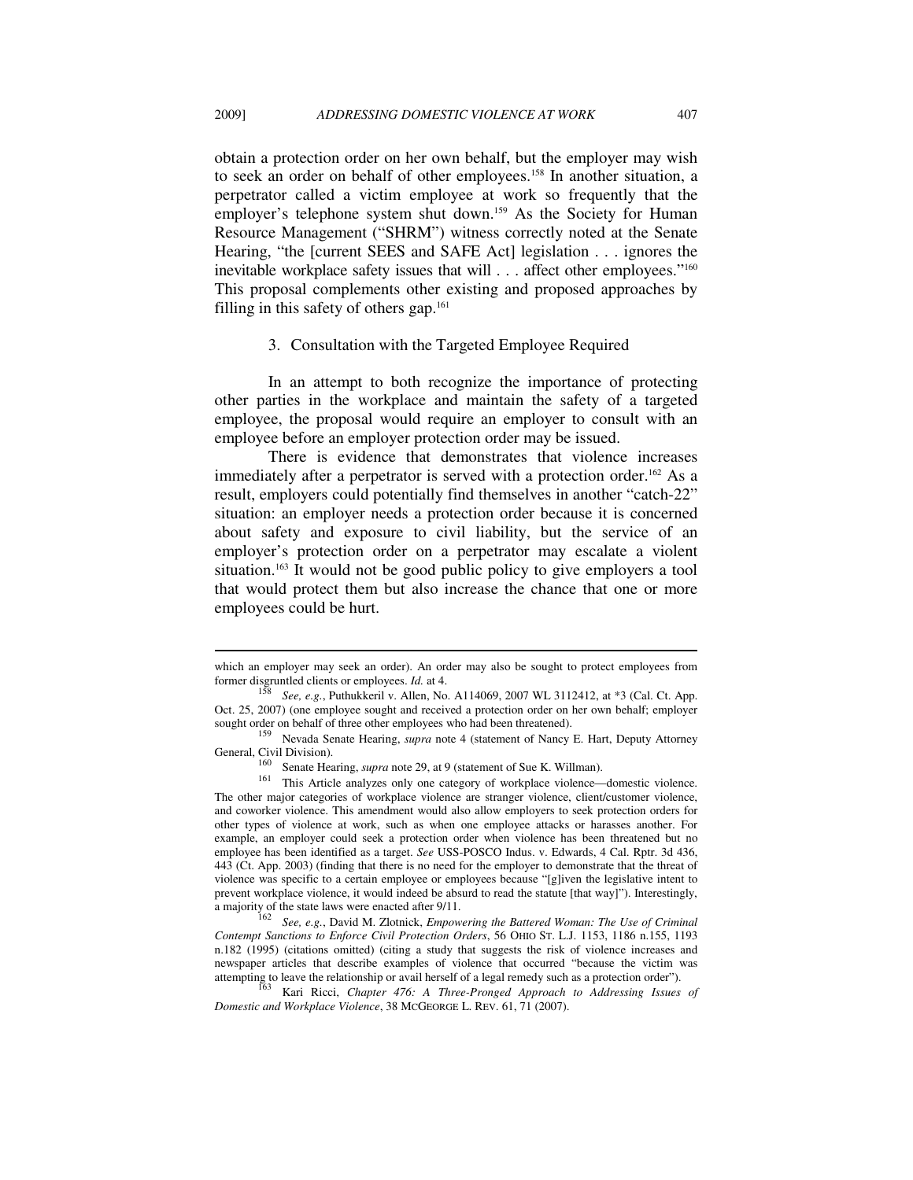obtain a protection order on her own behalf, but the employer may wish to seek an order on behalf of other employees.[158] In another situation, a perpetrator called a victim employee at work so frequently that the employer's telephone system shut down.[159] As the Society for Human Resource Management ("SHRM") witness correctly noted at the Senate Hearing, "the [current SEES and SAFE Act] legislation . . . ignores the inevitable workplace safety issues that will . . . affect other employees."[160] This proposal complements other existing and proposed approaches by filling in this safety of others gap.[161]

### 3. Consultation with the Targeted Employee Required

In an attempt to both recognize the importance of protecting other parties in the workplace and maintain the safety of a targeted employee, the proposal would require an employer to consult with an employee before an employer protection order may be issued.

There is evidence that demonstrates that violence increases immediately after a perpetrator is served with a protection order.[162] As a result, employers could potentially find themselves in another "catch-22" situation: an employer needs a protection order because it is concerned about safety and exposure to civil liability, but the service of an employer's protection order on a perpetrator may escalate a violent situation.[163] It would not be good public policy to give employers a tool that would protect them but also increase the chance that one or more employees could be hurt.

---

which an employer may seek an order). An order may also be sought to protect employees from former disgruntled clients or employees. *Id.* at 4.

[158] *See, e.g.*, Puthukkeril v. Allen, No. A114069, 2007 WL 3112412, at *3 (Cal. Ct. App. Oct. 25, 2007) (one employee sought and received a protection order on her own behalf; employer sought order on behalf of three other employees who had been threatened).

[159] Nevada Senate Hearing, *supra* note 4 (statement of Nancy E. Hart, Deputy Attorney General, Civil Division).

[160] Senate Hearing, *supra* note 29, at 9 (statement of Sue K. Willman).

[161] This Article analyzes only one category of workplace violence—domestic violence. The other major categories of workplace violence are stranger violence, client/customer violence, and coworker violence. This amendment would also allow employers to seek protection orders for other types of violence at work, such as when one employee attacks or harasses another. For example, an employer could seek a protection order when violence has been threatened but no employee has been identified as a target. *See* USS-POSCO Indus. v. Edwards, 4 Cal. Rptr. 3d 436, 443 (Ct. App. 2003) (finding that there is no need for the employer to demonstrate that the threat of violence was specific to a certain employee or employees because "[g]iven the legislative intent to prevent workplace violence, it would indeed be absurd to read the statute [that way]"). Interestingly, a majority of the state laws were enacted after 9/11.

[162] *See, e.g.*, David M. Zlotnick, *Empowering the Battered Woman: The Use of Criminal Contempt Sanctions to Enforce Civil Protection Orders*, 56 OHIO ST. L.J. 1153, 1186 n.155, 1193 n.182 (1995) (citations omitted) (citing a study that suggests the risk of violence increases and newspaper articles that describe examples of violence that occurred "because the victim was attempting to leave the relationship or avail herself of a legal remedy such as a protection order").

[163] Kari Ricci, *Chapter 476: A Three-Pronged Approach to Addressing Issues of Domestic and Workplace Violence*, 38 MCGEORGE L. REV. 61, 71 (2007).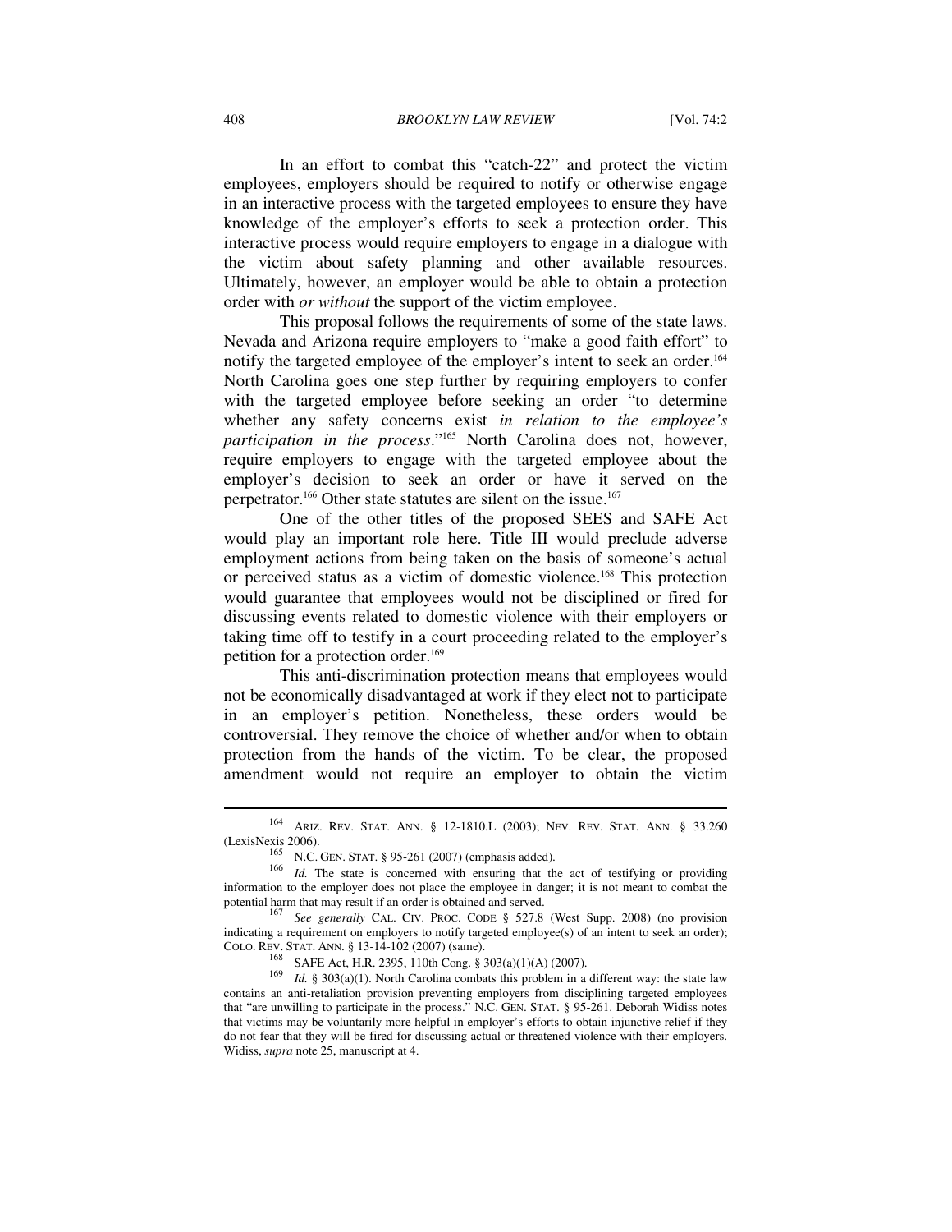In an effort to combat this "catch-22" and protect the victim employees, employers should be required to notify or otherwise engage in an interactive process with the targeted employees to ensure they have knowledge of the employer's efforts to seek a protection order. This interactive process would require employers to engage in a dialogue with the victim about safety planning and other available resources. Ultimately, however, an employer would be able to obtain a protection order with *or without* the support of the victim employee.

This proposal follows the requirements of some of the state laws. Nevada and Arizona require employers to "make a good faith effort" to notify the targeted employee of the employer's intent to seek an order.[164] North Carolina goes one step further by requiring employers to confer with the targeted employee before seeking an order "to determine whether any safety concerns exist *in relation to the employee's participation in the process*."[165] North Carolina does not, however, require employers to engage with the targeted employee about the employer's decision to seek an order or have it served on the perpetrator.[166] Other state statutes are silent on the issue.[167]

One of the other titles of the proposed SEES and SAFE Act would play an important role here. Title III would preclude adverse employment actions from being taken on the basis of someone's actual or perceived status as a victim of domestic violence.[168] This protection would guarantee that employees would not be disciplined or fired for discussing events related to domestic violence with their employers or taking time off to testify in a court proceeding related to the employer's petition for a protection order.[169]

This anti-discrimination protection means that employees would not be economically disadvantaged at work if they elect not to participate in an employer's petition. Nonetheless, these orders would be controversial. They remove the choice of whether and/or when to obtain protection from the hands of the victim. To be clear, the proposed amendment would not require an employer to obtain the victim

---

[164] ARIZ. REV. STAT. ANN. § 12-1810.L (2003); NEV. REV. STAT. ANN. § 33.260 (LexisNexis 2006).

[165] N.C. GEN. STAT. § 95-261 (2007) (emphasis added).

[166] *Id.* The state is concerned with ensuring that the act of testifying or providing information to the employer does not place the employee in danger; it is not meant to combat the potential harm that may result if an order is obtained and served.

[167] *See generally* CAL. CIV. PROC. CODE § 527.8 (West Supp. 2008) (no provision indicating a requirement on employers to notify targeted employee(s) of an intent to seek an order); COLO. REV. STAT. ANN. § 13-14-102 (2007) (same).

[168] SAFE Act, H.R. 2395, 110th Cong. § 303(a)(1)(A) (2007).

[169] *Id.* § 303(a)(1). North Carolina combats this problem in a different way: the state law contains an anti-retaliation provision preventing employers from disciplining targeted employees that "are unwilling to participate in the process." N.C. GEN. STAT. § 95-261. Deborah Widiss notes that victims may be voluntarily more helpful in employer's efforts to obtain injunctive relief if they do not fear that they will be fired for discussing actual or threatened violence with their employers. Widiss, *supra* note 25, manuscript at 4.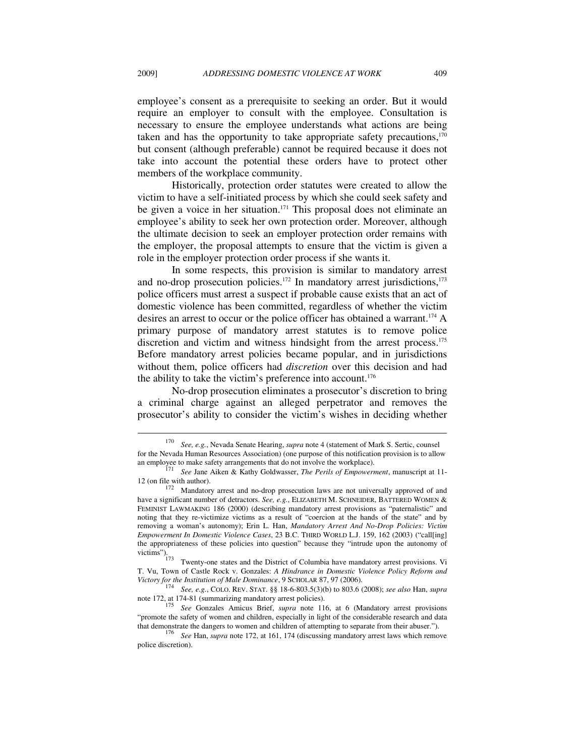employee's consent as a prerequisite to seeking an order. But it would require an employer to consult with the employee. Consultation is necessary to ensure the employee understands what actions are being taken and has the opportunity to take appropriate safety precautions,[170] but consent (although preferable) cannot be required because it does not take into account the potential these orders have to protect other members of the workplace community.

Historically, protection order statutes were created to allow the victim to have a self-initiated process by which she could seek safety and be given a voice in her situation.[171] This proposal does not eliminate an employee's ability to seek her own protection order. Moreover, although the ultimate decision to seek an employer protection order remains with the employer, the proposal attempts to ensure that the victim is given a role in the employer protection order process if she wants it.

In some respects, this provision is similar to mandatory arrest and no-drop prosecution policies.[172] In mandatory arrest jurisdictions,[173] police officers must arrest a suspect if probable cause exists that an act of domestic violence has been committed, regardless of whether the victim desires an arrest to occur or the police officer has obtained a warrant.[174] A primary purpose of mandatory arrest statutes is to remove police discretion and victim and witness hindsight from the arrest process.[175] Before mandatory arrest policies became popular, and in jurisdictions without them, police officers had *discretion* over this decision and had the ability to take the victim's preference into account.[176]

No-drop prosecution eliminates a prosecutor's discretion to bring a criminal charge against an alleged perpetrator and removes the prosecutor's ability to consider the victim's wishes in deciding whether

---

[170] *See, e.g.*, Nevada Senate Hearing, *supra* note 4 (statement of Mark S. Sertic, counsel for the Nevada Human Resources Association) (one purpose of this notification provision is to allow an employee to make safety arrangements that do not involve the workplace).

[171] *See* Jane Aiken & Kathy Goldwasser, *The Perils of Empowerment*, manuscript at 11-12 (on file with author).

[172] Mandatory arrest and no-drop prosecution laws are not universally approved of and have a significant number of detractors. *See, e.g.*, ELIZABETH M. SCHNEIDER, BATTERED WOMEN & FEMINIST LAWMAKING 186 (2000) (describing mandatory arrest provisions as "paternalistic" and noting that they re-victimize victims as a result of "coercion at the hands of the state" and by removing a woman's autonomy); Erin L. Han, *Mandatory Arrest And No-Drop Policies: Victim Empowerment In Domestic Violence Cases*, 23 B.C. THIRD WORLD L.J. 159, 162 (2003) ("call[ing] the appropriateness of these policies into question" because they "intrude upon the autonomy of victims").

[173] Twenty-one states and the District of Columbia have mandatory arrest provisions. Vi T. Vu, Town of Castle Rock v. Gonzales: *A Hindrance in Domestic Violence Policy Reform and Victory for the Institution of Male Dominance*, 9 SCHOLAR 87, 97 (2006).

[174] *See, e.g.*, COLO. REV. STAT. §§ 18-6-803.5(3)(b) to 803.6 (2008); *see also* Han, *supra* note 172, at 174-81 (summarizing mandatory arrest policies).

[175] *See* Gonzales Amicus Brief, *supra* note 116, at 6 (Mandatory arrest provisions "promote the safety of women and children, especially in light of the considerable research and data that demonstrate the dangers to women and children of attempting to separate from their abuser.").

[176] *See* Han, *supra* note 172, at 161, 174 (discussing mandatory arrest laws which remove police discretion).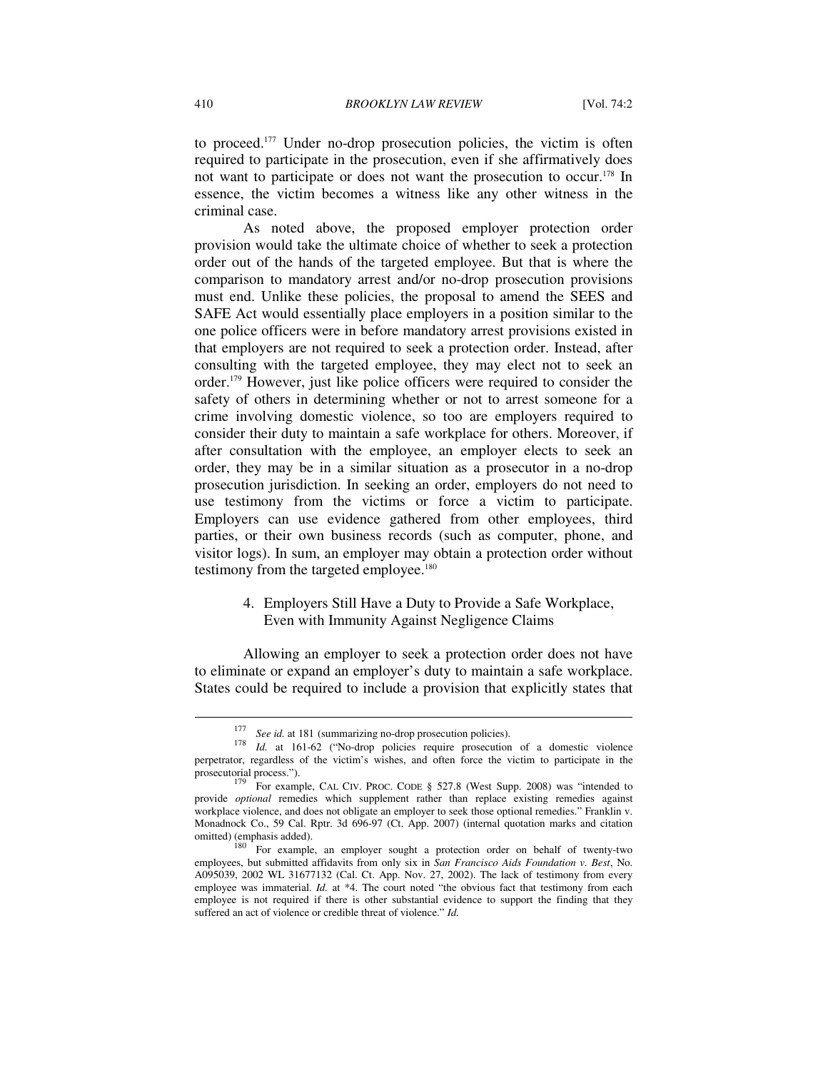to proceed.[177] Under no-drop prosecution policies, the victim is often required to participate in the prosecution, even if she affirmatively does not want to participate or does not want the prosecution to occur.[178] In essence, the victim becomes a witness like any other witness in the criminal case.

As noted above, the proposed employer protection order provision would take the ultimate choice of whether to seek a protection order out of the hands of the targeted employee. But that is where the comparison to mandatory arrest and/or no-drop prosecution provisions must end. Unlike these policies, the proposal to amend the SEES and SAFE Act would essentially place employers in a position similar to the one police officers were in before mandatory arrest provisions existed in that employers are not required to seek a protection order. Instead, after consulting with the targeted employee, they may elect not to seek an order.[179] However, just like police officers were required to consider the safety of others in determining whether or not to arrest someone for a crime involving domestic violence, so too are employers required to consider their duty to maintain a safe workplace for others. Moreover, if after consultation with the employee, an employer elects to seek an order, they may be in a similar situation as a prosecutor in a no-drop prosecution jurisdiction. In seeking an order, employers do not need to use testimony from the victims or force a victim to participate. Employers can use evidence gathered from other employees, third parties, or their own business records (such as computer, phone, and visitor logs). In sum, an employer may obtain a protection order without testimony from the targeted employee.[180]

### 4. Employers Still Have a Duty to Provide a Safe Workplace, Even with Immunity Against Negligence Claims

Allowing an employer to seek a protection order does not have to eliminate or expand an employer's duty to maintain a safe workplace. States could be required to include a provision that explicitly states that

---

[177] *See id.* at 181 (summarizing no-drop prosecution policies).

[178] *Id.* at 161-62 ("No-drop policies require prosecution of a domestic violence perpetrator, regardless of the victim's wishes, and often force the victim to participate in the prosecutorial process.").

[179] For example, CAL CIV. PROC. CODE § 527.8 (West Supp. 2008) was "intended to provide *optional* remedies which supplement rather than replace existing remedies against workplace violence, and does not obligate an employer to seek those optional remedies." Franklin v. Monadnock Co., 59 Cal. Rptr. 3d 696-97 (Ct. App. 2007) (internal quotation marks and citation omitted) (emphasis added).

[180] For example, an employer sought a protection order on behalf of twenty-two employees, but submitted affidavits from only six in *San Francisco Aids Foundation v. Best*, No. A095039, 2002 WL 31677132 (Cal. Ct. App. Nov. 27, 2002). The lack of testimony from every employee was immaterial. *Id.* at \*4. The court noted "the obvious fact that testimony from each employee is not required if there is other substantial evidence to support the finding that they suffered an act of violence or credible threat of violence." *Id.*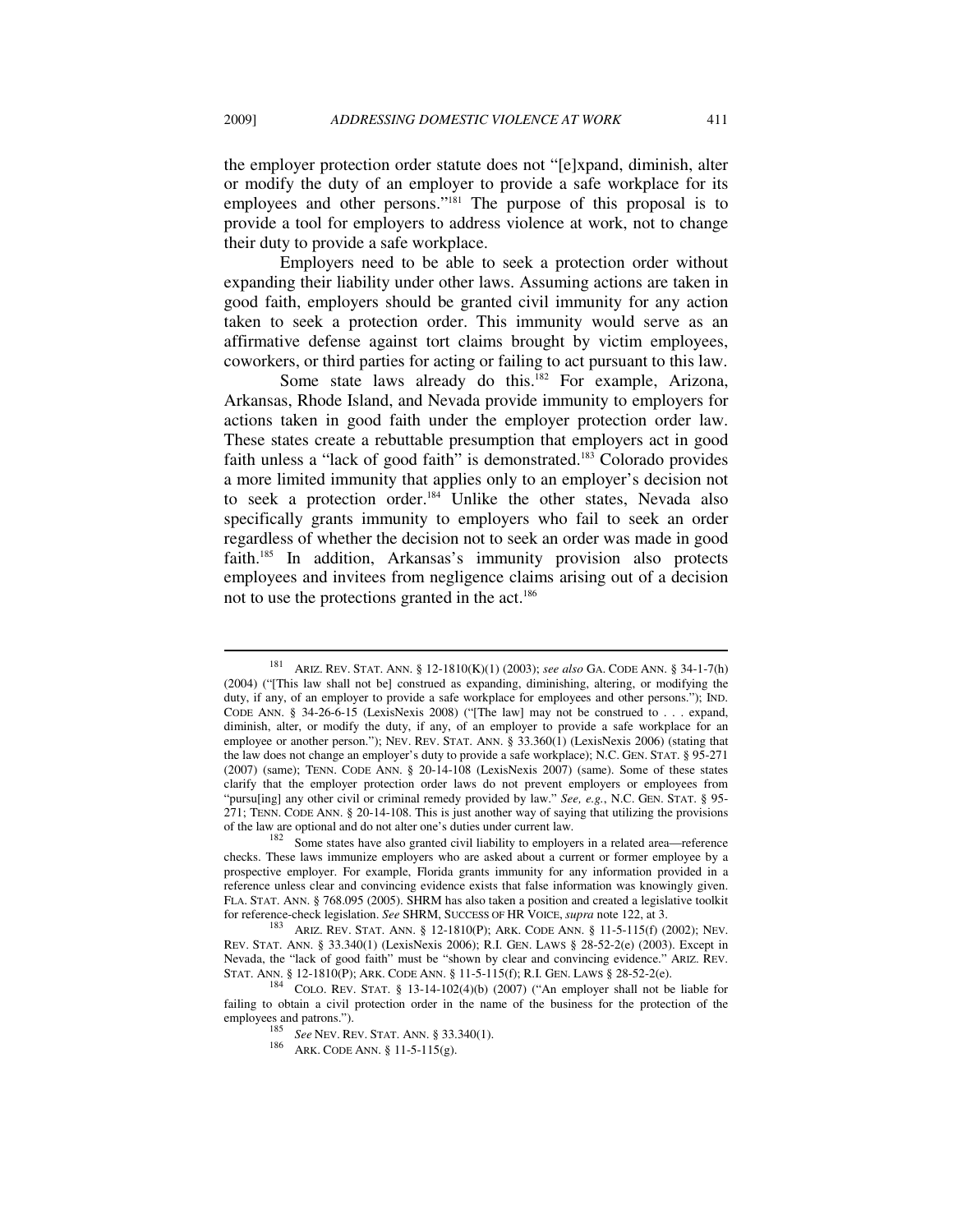the employer protection order statute does not "[e]xpand, diminish, alter or modify the duty of an employer to provide a safe workplace for its employees and other persons."[181] The purpose of this proposal is to provide a tool for employers to address violence at work, not to change their duty to provide a safe workplace.

Employers need to be able to seek a protection order without expanding their liability under other laws. Assuming actions are taken in good faith, employers should be granted civil immunity for any action taken to seek a protection order. This immunity would serve as an affirmative defense against tort claims brought by victim employees, coworkers, or third parties for acting or failing to act pursuant to this law.

Some state laws already do this.[182] For example, Arizona, Arkansas, Rhode Island, and Nevada provide immunity to employers for actions taken in good faith under the employer protection order law. These states create a rebuttable presumption that employers act in good faith unless a "lack of good faith" is demonstrated.[183] Colorado provides a more limited immunity that applies only to an employer's decision not to seek a protection order.[184] Unlike the other states, Nevada also specifically grants immunity to employers who fail to seek an order regardless of whether the decision not to seek an order was made in good faith.[185] In addition, Arkansas's immunity provision also protects employees and invitees from negligence claims arising out of a decision not to use the protections granted in the act.[186]

---

[181] ARIZ. REV. STAT. ANN. § 12-1810(K)(1) (2003); *see also* GA. CODE ANN. § 34-1-7(h) (2004) ("[This law shall not be] construed as expanding, diminishing, altering, or modifying the duty, if any, of an employer to provide a safe workplace for employees and other persons."); IND. CODE ANN. § 34-26-6-15 (LexisNexis 2008) ("[The law] may not be construed to . . . expand, diminish, alter, or modify the duty, if any, of an employer to provide a safe workplace for an employee or another person."); NEV. REV. STAT. ANN. § 33.360(1) (LexisNexis 2006) (stating that the law does not change an employer's duty to provide a safe workplace); N.C. GEN. STAT. § 95-271 (2007) (same); TENN. CODE ANN. § 20-14-108 (LexisNexis 2007) (same). Some of these states clarify that the employer protection order laws do not prevent employers or employees from "pursu[ing] any other civil or criminal remedy provided by law." *See, e.g.*, N.C. GEN. STAT. § 95-271; TENN. CODE ANN. § 20-14-108. This is just another way of saying that utilizing the provisions of the law are optional and do not alter one's duties under current law.

[182] Some states have also granted civil liability to employers in a related area—reference checks. These laws immunize employers who are asked about a current or former employee by a prospective employer. For example, Florida grants immunity for any information provided in a reference unless clear and convincing evidence exists that false information was knowingly given. FLA. STAT. ANN. § 768.095 (2005). SHRM has also taken a position and created a legislative toolkit for reference-check legislation. *See* SHRM, SUCCESS OF HR VOICE, *supra* note 122, at 3.

[183] ARIZ. REV. STAT. ANN. § 12-1810(P); ARK. CODE ANN. § 11-5-115(f) (2002); NEV. REV. STAT. ANN. § 33.340(1) (LexisNexis 2006); R.I. GEN. LAWS § 28-52-2(e) (2003). Except in Nevada, the "lack of good faith" must be "shown by clear and convincing evidence." ARIZ. REV. STAT. ANN. § 12-1810(P); ARK. CODE ANN. § 11-5-115(f); R.I. GEN. LAWS § 28-52-2(e).

[184] COLO. REV. STAT. § 13-14-102(4)(b) (2007) ("An employer shall not be liable for failing to obtain a civil protection order in the name of the business for the protection of the employees and patrons.").

[185] *See* NEV. REV. STAT. ANN. § 33.340(1).

[186] ARK. CODE ANN. § 11-5-115(g).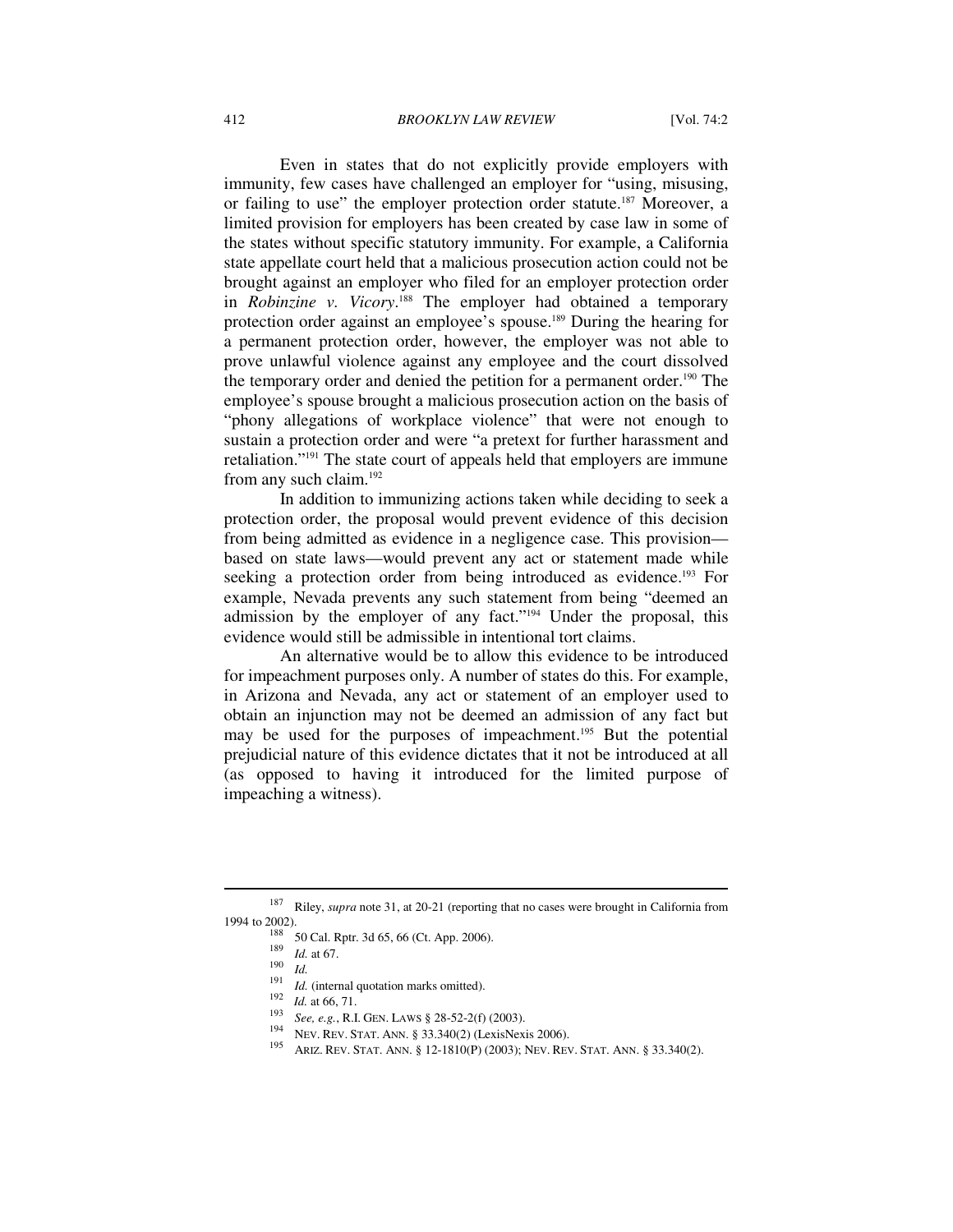Even in states that do not explicitly provide employers with immunity, few cases have challenged an employer for "using, misusing, or failing to use" the employer protection order statute.[187] Moreover, a limited provision for employers has been created by case law in some of the states without specific statutory immunity. For example, a California state appellate court held that a malicious prosecution action could not be brought against an employer who filed for an employer protection order in *Robinzine v. Vicory*.[188] The employer had obtained a temporary protection order against an employee's spouse.[189] During the hearing for a permanent protection order, however, the employer was not able to prove unlawful violence against any employee and the court dissolved the temporary order and denied the petition for a permanent order.[190] The employee's spouse brought a malicious prosecution action on the basis of "phony allegations of workplace violence" that were not enough to sustain a protection order and were "a pretext for further harassment and retaliation."[191] The state court of appeals held that employers are immune from any such claim.[192]

In addition to immunizing actions taken while deciding to seek a protection order, the proposal would prevent evidence of this decision from being admitted as evidence in a negligence case. This provision—based on state laws—would prevent any act or statement made while seeking a protection order from being introduced as evidence.[193] For example, Nevada prevents any such statement from being "deemed an admission by the employer of any fact."[194] Under the proposal, this evidence would still be admissible in intentional tort claims.

An alternative would be to allow this evidence to be introduced for impeachment purposes only. A number of states do this. For example, in Arizona and Nevada, any act or statement of an employer used to obtain an injunction may not be deemed an admission of any fact but may be used for the purposes of impeachment.[195] But the potential prejudicial nature of this evidence dictates that it not be introduced at all (as opposed to having it introduced for the limited purpose of impeaching a witness).

---

[187] Riley, *supra* note 31, at 20-21 (reporting that no cases were brought in California from 1994 to 2002).

[188] 50 Cal. Rptr. 3d 65, 66 (Ct. App. 2006).

[189] *Id.* at 67.

[190] *Id.*

[191] *Id.* (internal quotation marks omitted).

[192] *Id.* at 66, 71.

[193] *See, e.g.*, R.I. GEN. LAWS § 28-52-2(f) (2003).

[194] NEV. REV. STAT. ANN. § 33.340(2) (LexisNexis 2006).

[195] ARIZ. REV. STAT. ANN. § 12-1810(P) (2003); NEV. REV. STAT. ANN. § 33.340(2).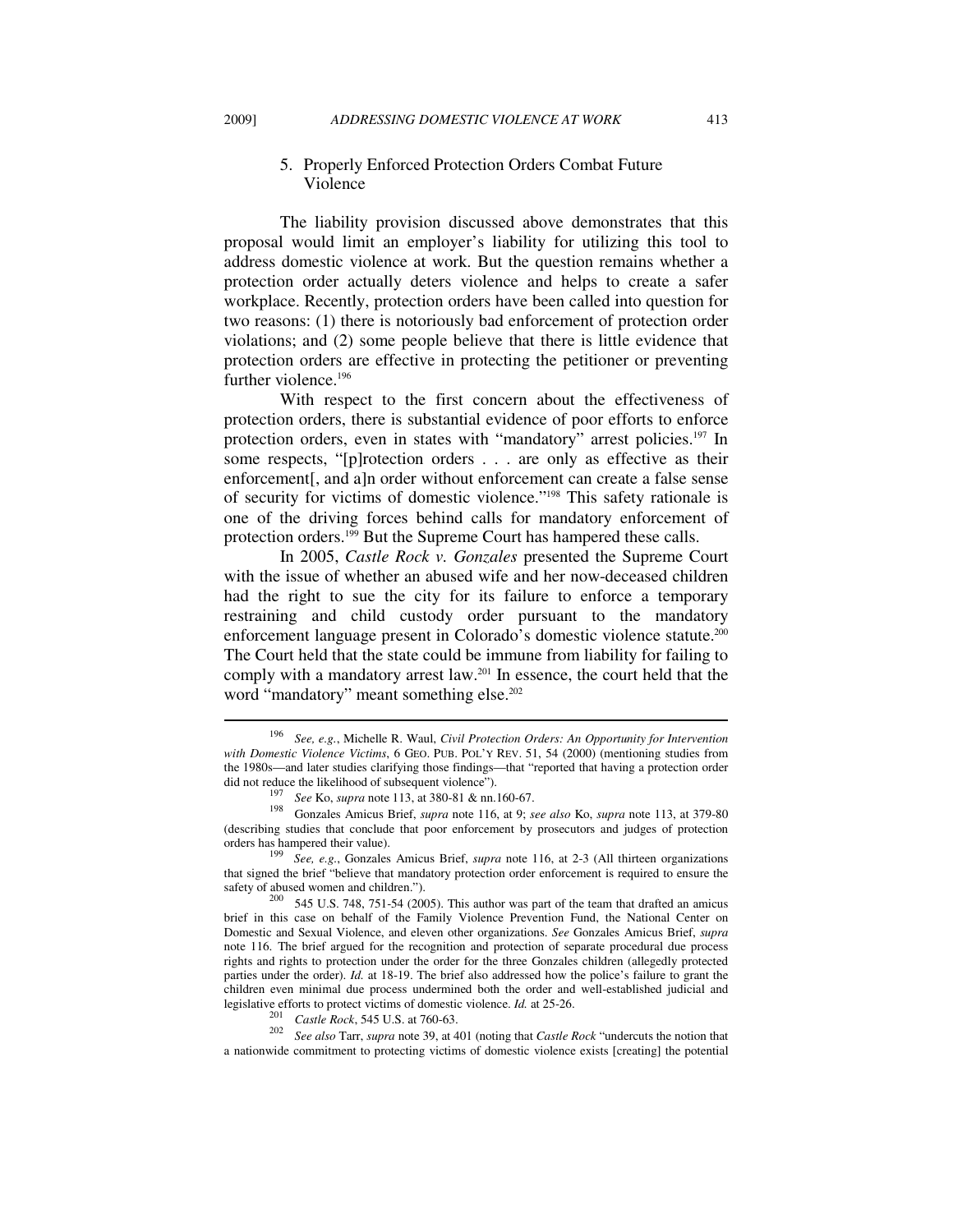### 5. Properly Enforced Protection Orders Combat Future Violence

The liability provision discussed above demonstrates that this proposal would limit an employer's liability for utilizing this tool to address domestic violence at work. But the question remains whether a protection order actually deters violence and helps to create a safer workplace. Recently, protection orders have been called into question for two reasons: (1) there is notoriously bad enforcement of protection order violations; and (2) some people believe that there is little evidence that protection orders are effective in protecting the petitioner or preventing further violence.[196]

With respect to the first concern about the effectiveness of protection orders, there is substantial evidence of poor efforts to enforce protection orders, even in states with "mandatory" arrest policies.[197] In some respects, "[p]rotection orders . . . are only as effective as their enforcement[, and a]n order without enforcement can create a false sense of security for victims of domestic violence."[198] This safety rationale is one of the driving forces behind calls for mandatory enforcement of protection orders.[199] But the Supreme Court has hampered these calls.

In 2005, *Castle Rock v. Gonzales* presented the Supreme Court with the issue of whether an abused wife and her now-deceased children had the right to sue the city for its failure to enforce a temporary restraining and child custody order pursuant to the mandatory enforcement language present in Colorado's domestic violence statute.[200] The Court held that the state could be immune from liability for failing to comply with a mandatory arrest law.[201] In essence, the court held that the word "mandatory" meant something else.[202]

---

[196] *See, e.g.*, Michelle R. Waul, *Civil Protection Orders: An Opportunity for Intervention with Domestic Violence Victims*, 6 GEO. PUB. POL'Y REV. 51, 54 (2000) (mentioning studies from the 1980s—and later studies clarifying those findings—that "reported that having a protection order did not reduce the likelihood of subsequent violence").

[197] *See* Ko, *supra* note 113, at 380-81 & nn.160-67.

[198] Gonzales Amicus Brief, *supra* note 116, at 9; *see also* Ko, *supra* note 113, at 379-80 (describing studies that conclude that poor enforcement by prosecutors and judges of protection orders has hampered their value).

[199] *See, e.g.*, Gonzales Amicus Brief, *supra* note 116, at 2-3 (All thirteen organizations that signed the brief "believe that mandatory protection order enforcement is required to ensure the safety of abused women and children.").

[200] 545 U.S. 748, 751-54 (2005). This author was part of the team that drafted an amicus brief in this case on behalf of the Family Violence Prevention Fund, the National Center on Domestic and Sexual Violence, and eleven other organizations. *See* Gonzales Amicus Brief, *supra* note 116. The brief argued for the recognition and protection of separate procedural due process rights and rights to protection under the order for the three Gonzales children (allegedly protected parties under the order). *Id.* at 18-19. The brief also addressed how the police's failure to grant the children even minimal due process undermined both the order and well-established judicial and legislative efforts to protect victims of domestic violence. *Id.* at 25-26.

[201] *Castle Rock*, 545 U.S. at 760-63.

[202] *See also* Tarr, *supra* note 39, at 401 (noting that *Castle Rock* "undercuts the notion that a nationwide commitment to protecting victims of domestic violence exists [creating] the potential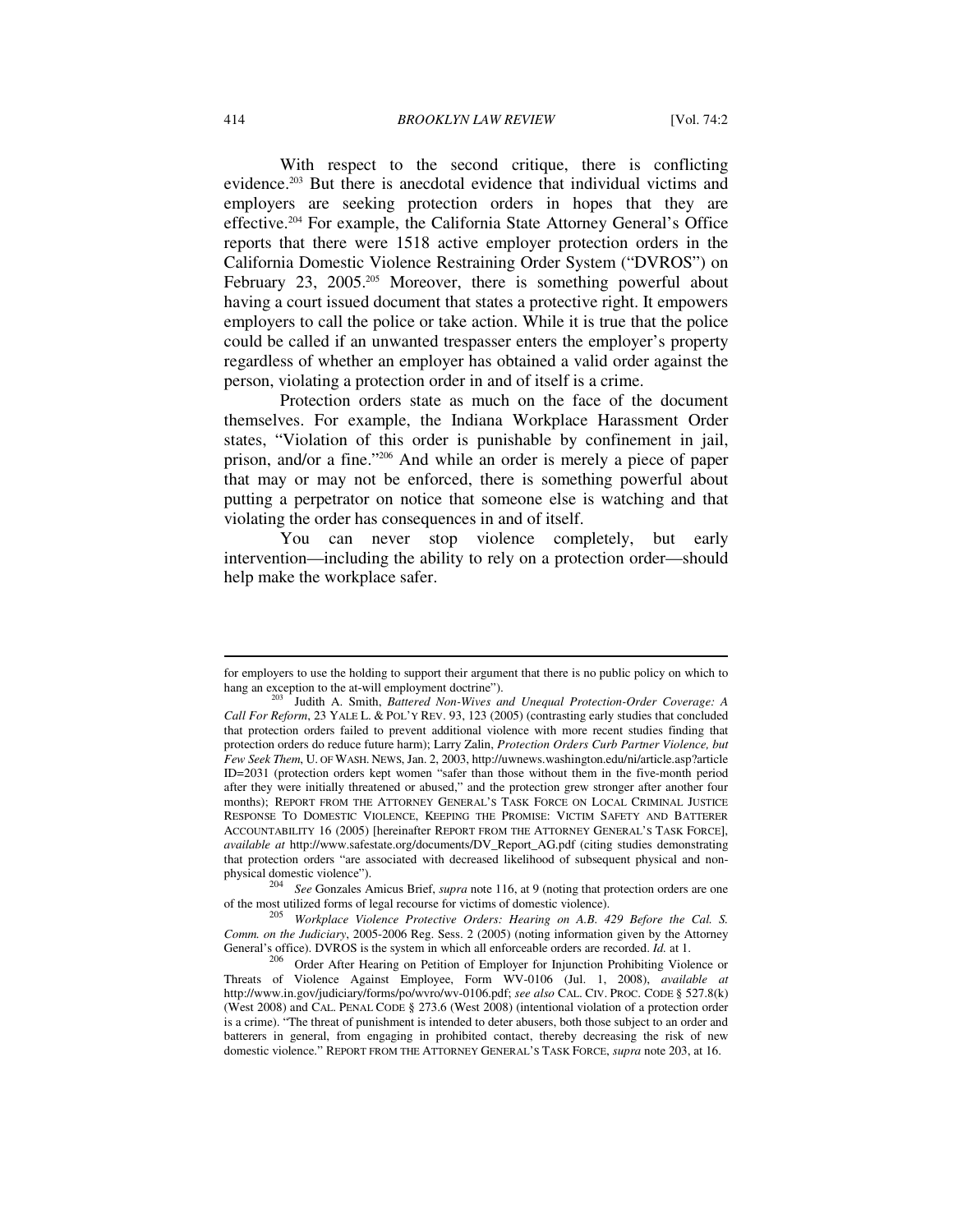With respect to the second critique, there is conflicting evidence.[203] But there is anecdotal evidence that individual victims and employers are seeking protection orders in hopes that they are effective.[204] For example, the California State Attorney General's Office reports that there were 1518 active employer protection orders in the California Domestic Violence Restraining Order System ("DVROS") on February 23, 2005.[205] Moreover, there is something powerful about having a court issued document that states a protective right. It empowers employers to call the police or take action. While it is true that the police could be called if an unwanted trespasser enters the employer's property regardless of whether an employer has obtained a valid order against the person, violating a protection order in and of itself is a crime.

Protection orders state as much on the face of the document themselves. For example, the Indiana Workplace Harassment Order states, "Violation of this order is punishable by confinement in jail, prison, and/or a fine."[206] And while an order is merely a piece of paper that may or may not be enforced, there is something powerful about putting a perpetrator on notice that someone else is watching and that violating the order has consequences in and of itself.

You can never stop violence completely, but early intervention—including the ability to rely on a protection order—should help make the workplace safer.

---

for employers to use the holding to support their argument that there is no public policy on which to hang an exception to the at-will employment doctrine").

[203] Judith A. Smith, *Battered Non-Wives and Unequal Protection-Order Coverage: A Call For Reform*, 23 YALE L. & POL'Y REV. 93, 123 (2005) (contrasting early studies that concluded that protection orders failed to prevent additional violence with more recent studies finding that protection orders do reduce future harm); Larry Zalin, *Protection Orders Curb Partner Violence, but Few Seek Them*, U. OF WASH. NEWS, Jan. 2, 2003, http://uwnews.washington.edu/ni/article.asp?articleID=2031 (protection orders kept women "safer than those without them in the five-month period after they were initially threatened or abused," and the protection grew stronger after another four months); REPORT FROM THE ATTORNEY GENERAL'S TASK FORCE ON LOCAL CRIMINAL JUSTICE RESPONSE TO DOMESTIC VIOLENCE, KEEPING THE PROMISE: VICTIM SAFETY AND BATTERER ACCOUNTABILITY 16 (2005) [hereinafter REPORT FROM THE ATTORNEY GENERAL'S TASK FORCE], *available at* http://www.safestate.org/documents/DV_Report_AG.pdf (citing studies demonstrating that protection orders "are associated with decreased likelihood of subsequent physical and non-physical domestic violence").

[204] *See* Gonzales Amicus Brief, *supra* note 116, at 9 (noting that protection orders are one of the most utilized forms of legal recourse for victims of domestic violence).

[205] *Workplace Violence Protective Orders: Hearing on A.B. 429 Before the Cal. S. Comm. on the Judiciary*, 2005-2006 Reg. Sess. 2 (2005) (noting information given by the Attorney General's office). DVROS is the system in which all enforceable orders are recorded. *Id.* at 1.

[206] Order After Hearing on Petition of Employer for Injunction Prohibiting Violence or Threats of Violence Against Employee, Form WV-0106 (Jul. 1, 2008), *available at* http://www.in.gov/judiciary/forms/po/wvro/wv-0106.pdf; *see also* CAL. CIV. PROC. CODE § 527.8(k) (West 2008) and CAL. PENAL CODE § 273.6 (West 2008) (intentional violation of a protection order is a crime). "The threat of punishment is intended to deter abusers, both those subject to an order and batterers in general, from engaging in prohibited contact, thereby decreasing the risk of new domestic violence." REPORT FROM THE ATTORNEY GENERAL'S TASK FORCE, *supra* note 203, at 16.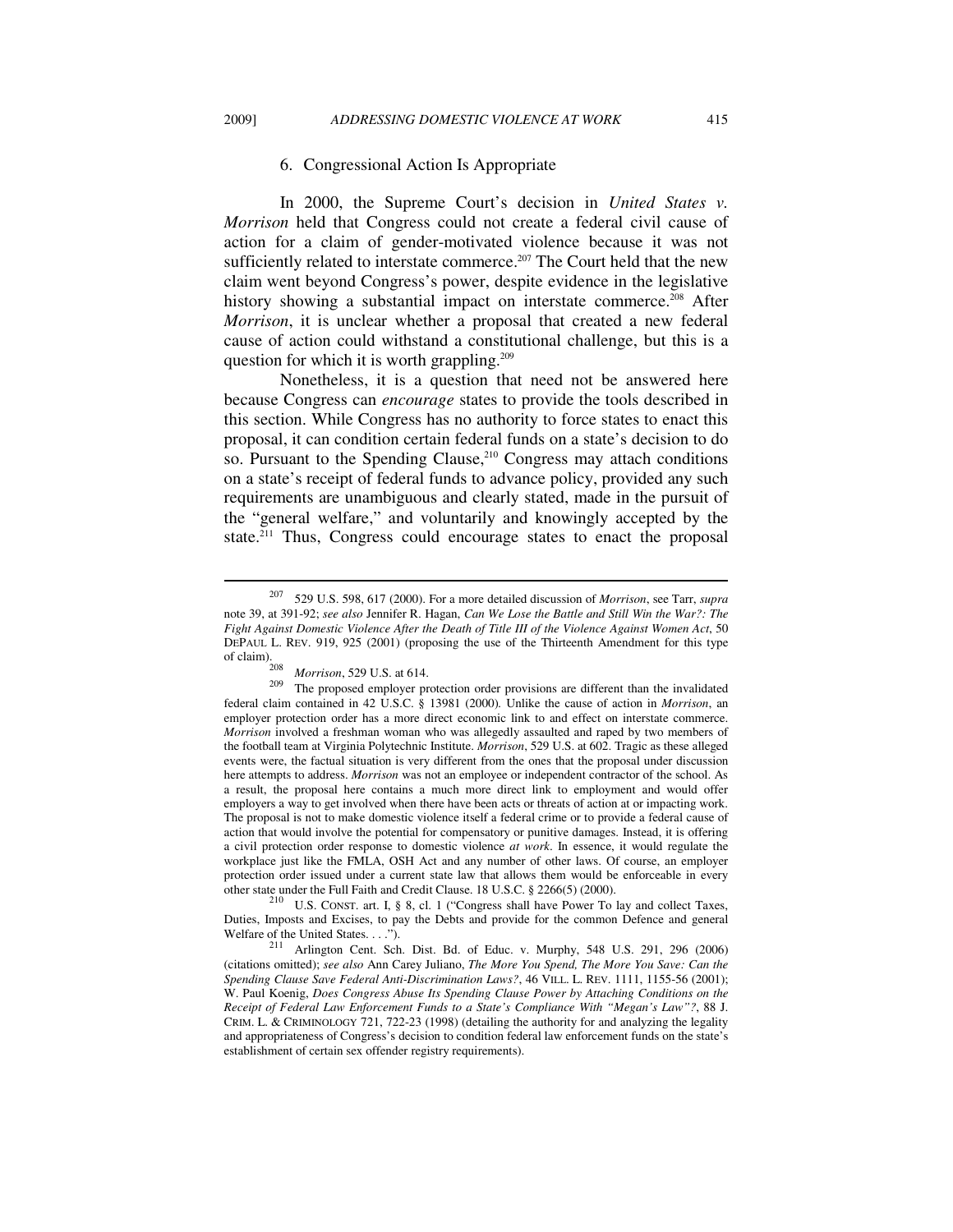### 6. Congressional Action Is Appropriate

In 2000, the Supreme Court's decision in *United States v. Morrison* held that Congress could not create a federal civil cause of action for a claim of gender-motivated violence because it was not sufficiently related to interstate commerce.[207] The Court held that the new claim went beyond Congress's power, despite evidence in the legislative history showing a substantial impact on interstate commerce.[208] After *Morrison*, it is unclear whether a proposal that created a new federal cause of action could withstand a constitutional challenge, but this is a question for which it is worth grappling.[209]

Nonetheless, it is a question that need not be answered here because Congress can *encourage* states to provide the tools described in this section. While Congress has no authority to force states to enact this proposal, it can condition certain federal funds on a state's decision to do so. Pursuant to the Spending Clause,[210] Congress may attach conditions on a state's receipt of federal funds to advance policy, provided any such requirements are unambiguous and clearly stated, made in the pursuit of the "general welfare," and voluntarily and knowingly accepted by the state.[211] Thus, Congress could encourage states to enact the proposal

---

[207] 529 U.S. 598, 617 (2000). For a more detailed discussion of *Morrison*, see Tarr, *supra* note 39, at 391-92; *see also* Jennifer R. Hagan, *Can We Lose the Battle and Still Win the War?: The Fight Against Domestic Violence After the Death of Title III of the Violence Against Women Act*, 50 DEPAUL L. REV. 919, 925 (2001) (proposing the use of the Thirteenth Amendment for this type of claim).

[208] *Morrison*, 529 U.S. at 614.

[209] The proposed employer protection order provisions are different than the invalidated federal claim contained in 42 U.S.C. § 13981 (2000). Unlike the cause of action in *Morrison*, an employer protection order has a more direct economic link to and effect on interstate commerce. *Morrison* involved a freshman woman who was allegedly assaulted and raped by two members of the football team at Virginia Polytechnic Institute. *Morrison*, 529 U.S. at 602. Tragic as these alleged events were, the factual situation is very different from the ones that the proposal under discussion here attempts to address. *Morrison* was not an employee or independent contractor of the school. As a result, the proposal here contains a much more direct link to employment and would offer employers a way to get involved when there have been acts or threats of action at or impacting work. The proposal is not to make domestic violence itself a federal crime or to provide a federal cause of action that would involve the potential for compensatory or punitive damages. Instead, it is offering a civil protection order response to domestic violence *at work*. In essence, it would regulate the workplace just like the FMLA, OSH Act and any number of other laws. Of course, an employer protection order issued under a current state law that allows them would be enforceable in every other state under the Full Faith and Credit Clause. 18 U.S.C. § 2266(5) (2000).

[210] U.S. CONST. art. I, § 8, cl. 1 ("Congress shall have Power To lay and collect Taxes, Duties, Imposts and Excises, to pay the Debts and provide for the common Defence and general Welfare of the United States. . . .").

[211] Arlington Cent. Sch. Dist. Bd. of Educ. v. Murphy, 548 U.S. 291, 296 (2006) (citations omitted); *see also* Ann Carey Juliano, *The More You Spend, The More You Save: Can the Spending Clause Save Federal Anti-Discrimination Laws?*, 46 VILL. L. REV. 1111, 1155-56 (2001); W. Paul Koenig, *Does Congress Abuse Its Spending Clause Power by Attaching Conditions on the Receipt of Federal Law Enforcement Funds to a State's Compliance With "Megan's Law"?*, 88 J. CRIM. L. & CRIMINOLOGY 721, 722-23 (1998) (detailing the authority for and analyzing the legality and appropriateness of Congress's decision to condition federal law enforcement funds on the state's establishment of certain sex offender registry requirements).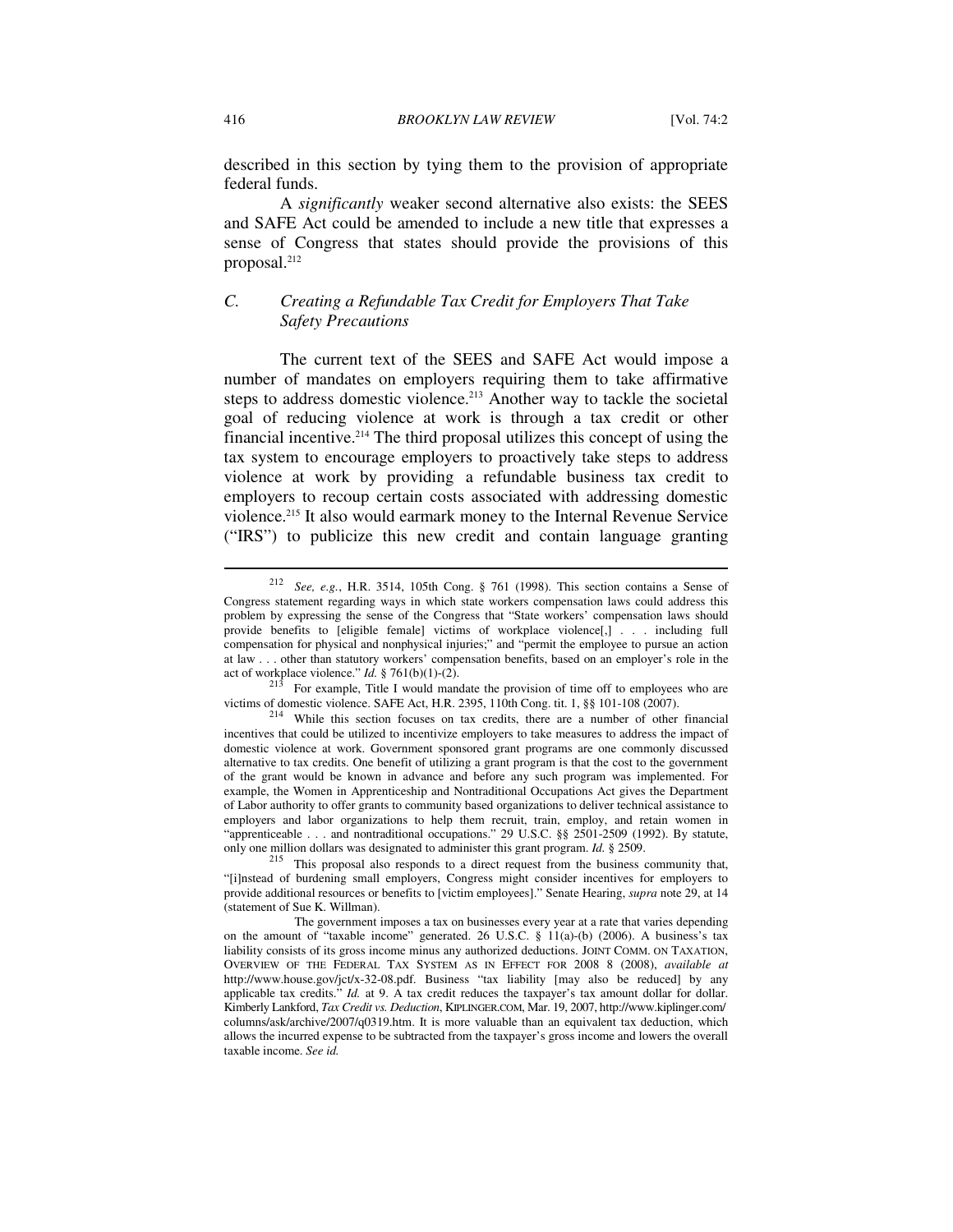described in this section by tying them to the provision of appropriate federal funds.

A *significantly* weaker second alternative also exists: the SEES and SAFE Act could be amended to include a new title that expresses a sense of Congress that states should provide the provisions of this proposal.[212]

### *C. Creating a Refundable Tax Credit for Employers That Take Safety Precautions*

The current text of the SEES and SAFE Act would impose a number of mandates on employers requiring them to take affirmative steps to address domestic violence.[213] Another way to tackle the societal goal of reducing violence at work is through a tax credit or other financial incentive.[214] The third proposal utilizes this concept of using the tax system to encourage employers to proactively take steps to address violence at work by providing a refundable business tax credit to employers to recoup certain costs associated with addressing domestic violence.[215] It also would earmark money to the Internal Revenue Service ("IRS") to publicize this new credit and contain language granting

---

[212] *See, e.g.*, H.R. 3514, 105th Cong. § 761 (1998). This section contains a Sense of Congress statement regarding ways in which state workers compensation laws could address this problem by expressing the sense of the Congress that "State workers' compensation laws should provide benefits to [eligible female] victims of workplace violence[,] . . . including full compensation for physical and nonphysical injuries;" and "permit the employee to pursue an action at law . . . other than statutory workers' compensation benefits, based on an employer's role in the act of workplace violence." *Id.* § 761(b)(1)-(2).

[213] For example, Title I would mandate the provision of time off to employees who are victims of domestic violence. SAFE Act, H.R. 2395, 110th Cong. tit. 1, §§ 101-108 (2007).

[214] While this section focuses on tax credits, there are a number of other financial incentives that could be utilized to incentivize employers to take measures to address the impact of domestic violence at work. Government sponsored grant programs are one commonly discussed alternative to tax credits. One benefit of utilizing a grant program is that the cost to the government of the grant would be known in advance and before any such program was implemented. For example, the Women in Apprenticeship and Nontraditional Occupations Act gives the Department of Labor authority to offer grants to community based organizations to deliver technical assistance to employers and labor organizations to help them recruit, train, employ, and retain women in "apprenticeable . . . and nontraditional occupations." 29 U.S.C. §§ 2501-2509 (1992). By statute, only one million dollars was designated to administer this grant program. *Id.* § 2509.

[215] This proposal also responds to a direct request from the business community that, "[i]nstead of burdening small employers, Congress might consider incentives for employers to provide additional resources or benefits to [victim employees]." Senate Hearing, *supra* note 29, at 14 (statement of Sue K. Willman).

The government imposes a tax on businesses every year at a rate that varies depending on the amount of "taxable income" generated. 26 U.S.C. § 11(a)-(b) (2006). A business's tax liability consists of its gross income minus any authorized deductions. JOINT COMM. ON TAXATION, OVERVIEW OF THE FEDERAL TAX SYSTEM AS IN EFFECT FOR 2008 8 (2008), *available at* http://www.house.gov/jct/x-32-08.pdf. Business "tax liability [may also be reduced] by any applicable tax credits." *Id.* at 9. A tax credit reduces the taxpayer's tax amount dollar for dollar. Kimberly Lankford, *Tax Credit vs. Deduction*, KIPLINGER.COM, Mar. 19, 2007, http://www.kiplinger.com/columns/ask/archive/2007/q0319.htm. It is more valuable than an equivalent tax deduction, which allows the incurred expense to be subtracted from the taxpayer's gross income and lowers the overall taxable income. *See id.*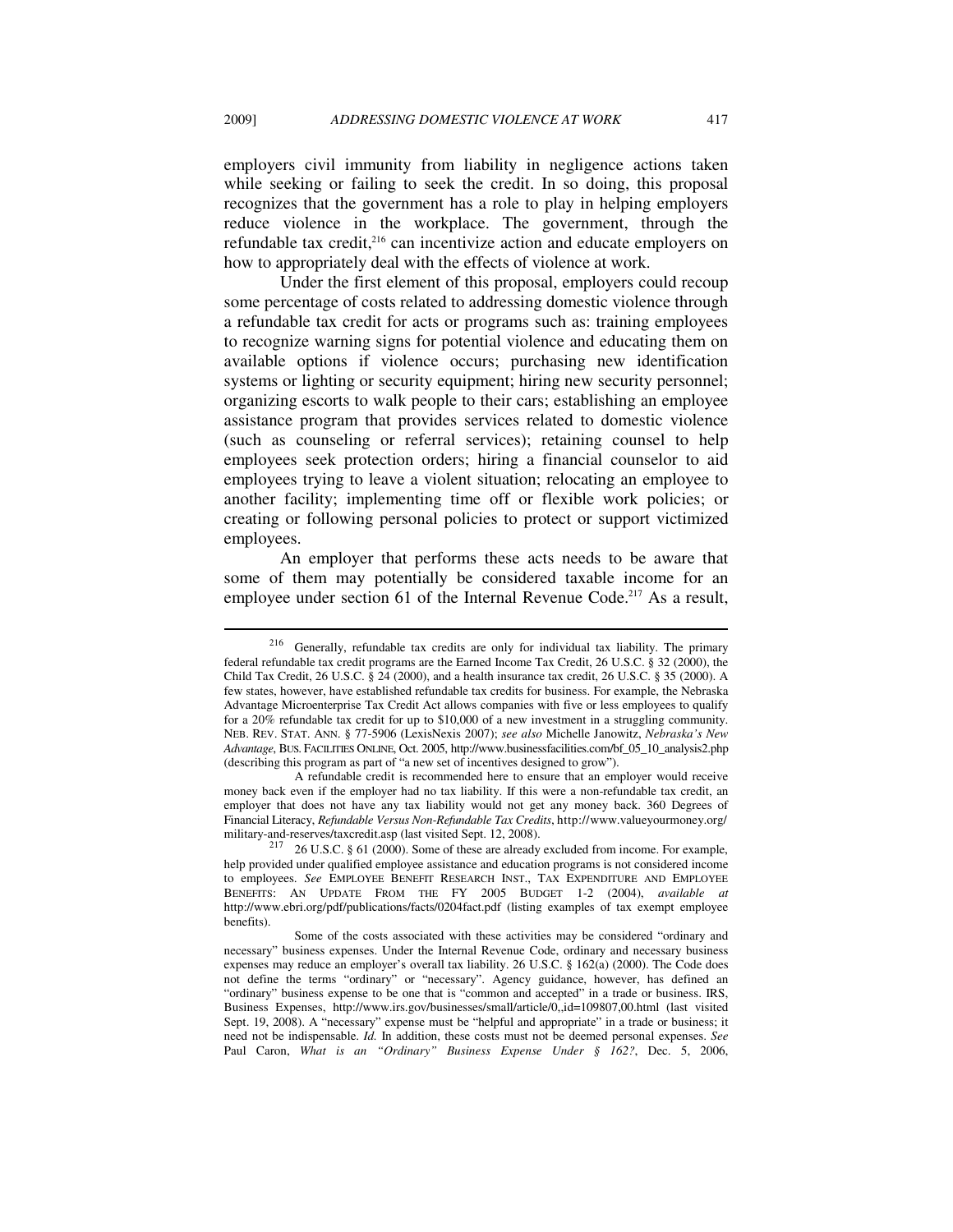employers civil immunity from liability in negligence actions taken while seeking or failing to seek the credit. In so doing, this proposal recognizes that the government has a role to play in helping employers reduce violence in the workplace. The government, through the refundable tax credit,[216] can incentivize action and educate employers on how to appropriately deal with the effects of violence at work.

Under the first element of this proposal, employers could recoup some percentage of costs related to addressing domestic violence through a refundable tax credit for acts or programs such as: training employees to recognize warning signs for potential violence and educating them on available options if violence occurs; purchasing new identification systems or lighting or security equipment; hiring new security personnel; organizing escorts to walk people to their cars; establishing an employee assistance program that provides services related to domestic violence (such as counseling or referral services); retaining counsel to help employees seek protection orders; hiring a financial counselor to aid employees trying to leave a violent situation; relocating an employee to another facility; implementing time off or flexible work policies; or creating or following personal policies to protect or support victimized employees.

An employer that performs these acts needs to be aware that some of them may potentially be considered taxable income for an employee under section 61 of the Internal Revenue Code.[217] As a result,

---

[216] Generally, refundable tax credits are only for individual tax liability. The primary federal refundable tax credit programs are the Earned Income Tax Credit, 26 U.S.C. § 32 (2000), the Child Tax Credit, 26 U.S.C. § 24 (2000), and a health insurance tax credit, 26 U.S.C. § 35 (2000). A few states, however, have established refundable tax credits for business. For example, the Nebraska Advantage Microenterprise Tax Credit Act allows companies with five or less employees to qualify for a 20% refundable tax credit for up to $10,000 of a new investment in a struggling community. NEB. REV. STAT. ANN. § 77-5906 (LexisNexis 2007); *see also* Michelle Janowitz, *Nebraska's New Advantage*, BUS. FACILITIES ONLINE, Oct. 2005, http://www.businessfacilities.com/bf_05_10_analysis2.php (describing this program as part of "a new set of incentives designed to grow").

A refundable credit is recommended here to ensure that an employer would receive money back even if the employer had no tax liability. If this were a non-refundable tax credit, an employer that does not have any tax liability would not get any money back. 360 Degrees of Financial Literacy, *Refundable Versus Non-Refundable Tax Credits*, http://www.valueyourmoney.org/military-and-reserves/taxcredit.asp (last visited Sept. 12, 2008).

[217] 26 U.S.C. § 61 (2000). Some of these are already excluded from income. For example, help provided under qualified employee assistance and education programs is not considered income to employees. *See* EMPLOYEE BENEFIT RESEARCH INST., TAX EXPENDITURE AND EMPLOYEE BENEFITS: AN UPDATE FROM THE FY 2005 BUDGET 1-2 (2004), *available at* http://www.ebri.org/pdf/publications/facts/0204fact.pdf (listing examples of tax exempt employee benefits).

Some of the costs associated with these activities may be considered "ordinary and necessary" business expenses. Under the Internal Revenue Code, ordinary and necessary business expenses may reduce an employer's overall tax liability. 26 U.S.C. § 162(a) (2000). The Code does not define the terms "ordinary" or "necessary". Agency guidance, however, has defined an "ordinary" business expense to be one that is "common and accepted" in a trade or business. IRS, Business Expenses, http://www.irs.gov/businesses/small/article/0,,id=109807,00.html (last visited Sept. 19, 2008). A "necessary" expense must be "helpful and appropriate" in a trade or business; it need not be indispensable. *Id.* In addition, these costs must not be deemed personal expenses. *See* Paul Caron, *What is an "Ordinary" Business Expense Under § 162?*, Dec. 5, 2006,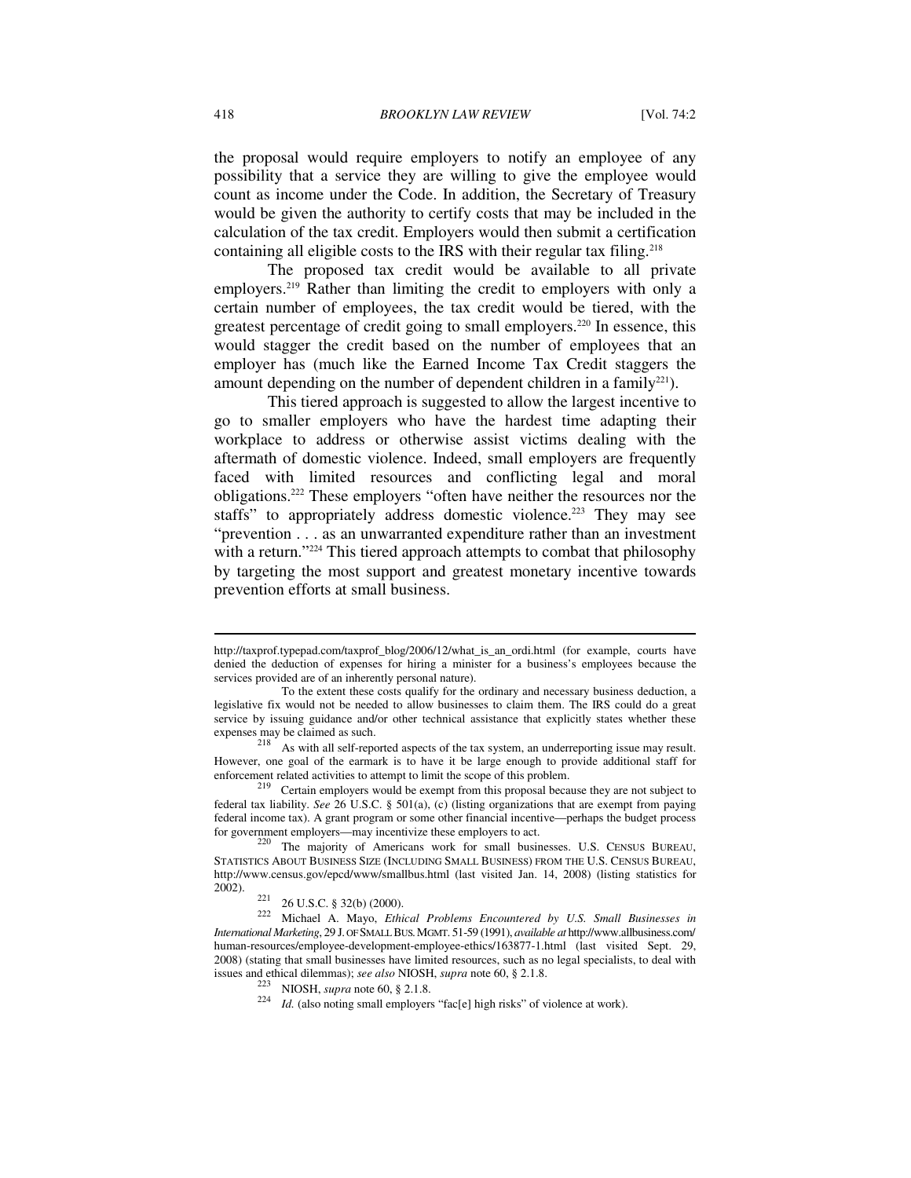the proposal would require employers to notify an employee of any possibility that a service they are willing to give the employee would count as income under the Code. In addition, the Secretary of Treasury would be given the authority to certify costs that may be included in the calculation of the tax credit. Employers would then submit a certification containing all eligible costs to the IRS with their regular tax filing.[218]

The proposed tax credit would be available to all private employers.[219] Rather than limiting the credit to employers with only a certain number of employees, the tax credit would be tiered, with the greatest percentage of credit going to small employers.[220] In essence, this would stagger the credit based on the number of employees that an employer has (much like the Earned Income Tax Credit staggers the amount depending on the number of dependent children in a family[221]).

This tiered approach is suggested to allow the largest incentive to go to smaller employers who have the hardest time adapting their workplace to address or otherwise assist victims dealing with the aftermath of domestic violence. Indeed, small employers are frequently faced with limited resources and conflicting legal and moral obligations.[222] These employers "often have neither the resources nor the staffs" to appropriately address domestic violence.[223] They may see "prevention . . . as an unwarranted expenditure rather than an investment with a return."[224] This tiered approach attempts to combat that philosophy by targeting the most support and greatest monetary incentive towards prevention efforts at small business.

---

http://taxprof.typepad.com/taxprof_blog/2006/12/what_is_an_ordi.html (for example, courts have denied the deduction of expenses for hiring a minister for a business's employees because the services provided are of an inherently personal nature).

To the extent these costs qualify for the ordinary and necessary business deduction, a legislative fix would not be needed to allow businesses to claim them. The IRS could do a great service by issuing guidance and/or other technical assistance that explicitly states whether these expenses may be claimed as such.

[218] As with all self-reported aspects of the tax system, an underreporting issue may result. However, one goal of the earmark is to have it be large enough to provide additional staff for enforcement related activities to attempt to limit the scope of this problem.

[219] Certain employers would be exempt from this proposal because they are not subject to federal tax liability. *See* 26 U.S.C. § 501(a), (c) (listing organizations that are exempt from paying federal income tax). A grant program or some other financial incentive—perhaps the budget process for government employers—may incentivize these employers to act.

[220] The majority of Americans work for small businesses. U.S. CENSUS BUREAU, STATISTICS ABOUT BUSINESS SIZE (INCLUDING SMALL BUSINESS) FROM THE U.S. CENSUS BUREAU, http://www.census.gov/epcd/www/smallbus.html (last visited Jan. 14, 2008) (listing statistics for 2002).

[221] 26 U.S.C. § 32(b) (2000).

[222] Michael A. Mayo, *Ethical Problems Encountered by U.S. Small Businesses in International Marketing*, 29 J. OF SMALL BUS. MGMT. 51-59 (1991), *available at* http://www.allbusiness.com/human-resources/employee-development-employee-ethics/163877-1.html (last visited Sept. 29, 2008) (stating that small businesses have limited resources, such as no legal specialists, to deal with issues and ethical dilemmas); *see also* NIOSH, *supra* note 60, § 2.1.8.

[223] NIOSH, *supra* note 60, § 2.1.8.

[224] *Id.* (also noting small employers "fac[e] high risks" of violence at work).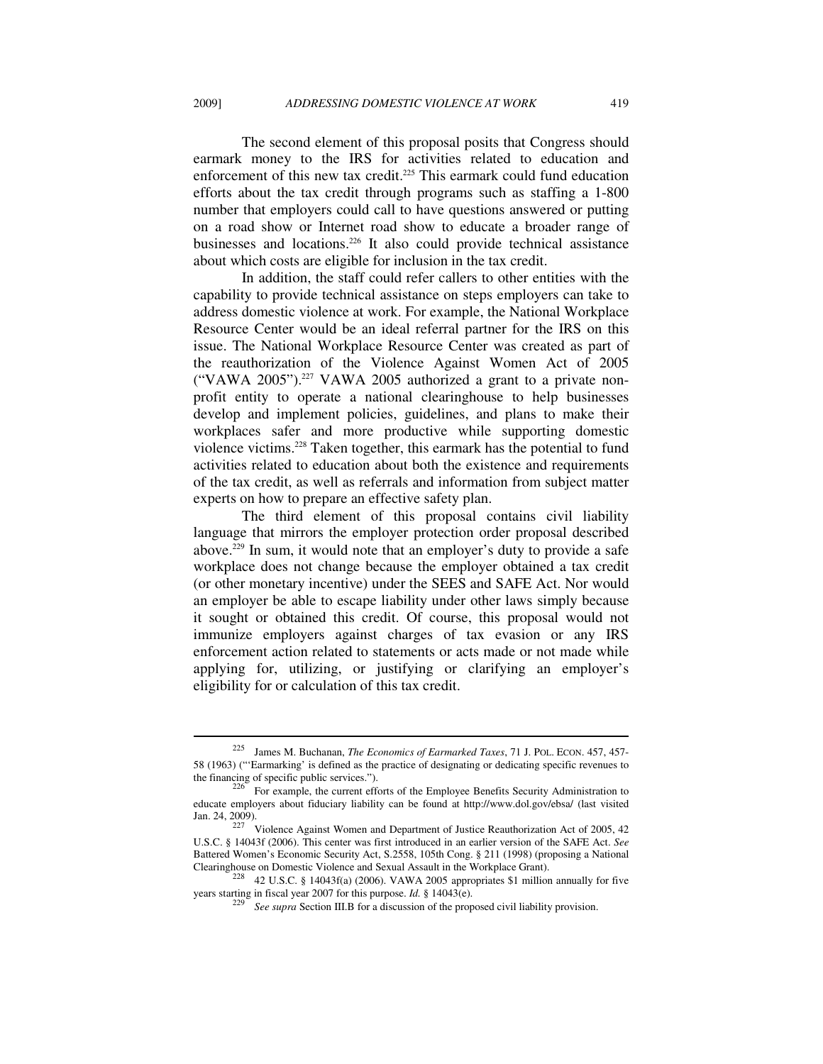The second element of this proposal posits that Congress should earmark money to the IRS for activities related to education and enforcement of this new tax credit.[225] This earmark could fund education efforts about the tax credit through programs such as staffing a 1-800 number that employers could call to have questions answered or putting on a road show or Internet road show to educate a broader range of businesses and locations.[226] It also could provide technical assistance about which costs are eligible for inclusion in the tax credit.

In addition, the staff could refer callers to other entities with the capability to provide technical assistance on steps employers can take to address domestic violence at work. For example, the National Workplace Resource Center would be an ideal referral partner for the IRS on this issue. The National Workplace Resource Center was created as part of the reauthorization of the Violence Against Women Act of 2005 ("VAWA 2005").[227] VAWA 2005 authorized a grant to a private non-profit entity to operate a national clearinghouse to help businesses develop and implement policies, guidelines, and plans to make their workplaces safer and more productive while supporting domestic violence victims.[228] Taken together, this earmark has the potential to fund activities related to education about both the existence and requirements of the tax credit, as well as referrals and information from subject matter experts on how to prepare an effective safety plan.

The third element of this proposal contains civil liability language that mirrors the employer protection order proposal described above.[229] In sum, it would note that an employer's duty to provide a safe workplace does not change because the employer obtained a tax credit (or other monetary incentive) under the SEES and SAFE Act. Nor would an employer be able to escape liability under other laws simply because it sought or obtained this credit. Of course, this proposal would not immunize employers against charges of tax evasion or any IRS enforcement action related to statements or acts made or not made while applying for, utilizing, or justifying or clarifying an employer's eligibility for or calculation of this tax credit.

---

[225] James M. Buchanan, *The Economics of Earmarked Taxes*, 71 J. POL. ECON. 457, 457-58 (1963) ("'Earmarking' is defined as the practice of designating or dedicating specific revenues to the financing of specific public services.").

[226] For example, the current efforts of the Employee Benefits Security Administration to educate employers about fiduciary liability can be found at http://www.dol.gov/ebsa/ (last visited Jan. 24, 2009).

[227] Violence Against Women and Department of Justice Reauthorization Act of 2005, 42 U.S.C. § 14043f (2006). This center was first introduced in an earlier version of the SAFE Act. *See* Battered Women's Economic Security Act, S.2558, 105th Cong. § 211 (1998) (proposing a National Clearinghouse on Domestic Violence and Sexual Assault in the Workplace Grant).

[228] 42 U.S.C. § 14043f(a) (2006). VAWA 2005 appropriates $1 million annually for five years starting in fiscal year 2007 for this purpose. *Id.* § 14043(e).

[229] *See supra* Section III.B for a discussion of the proposed civil liability provision.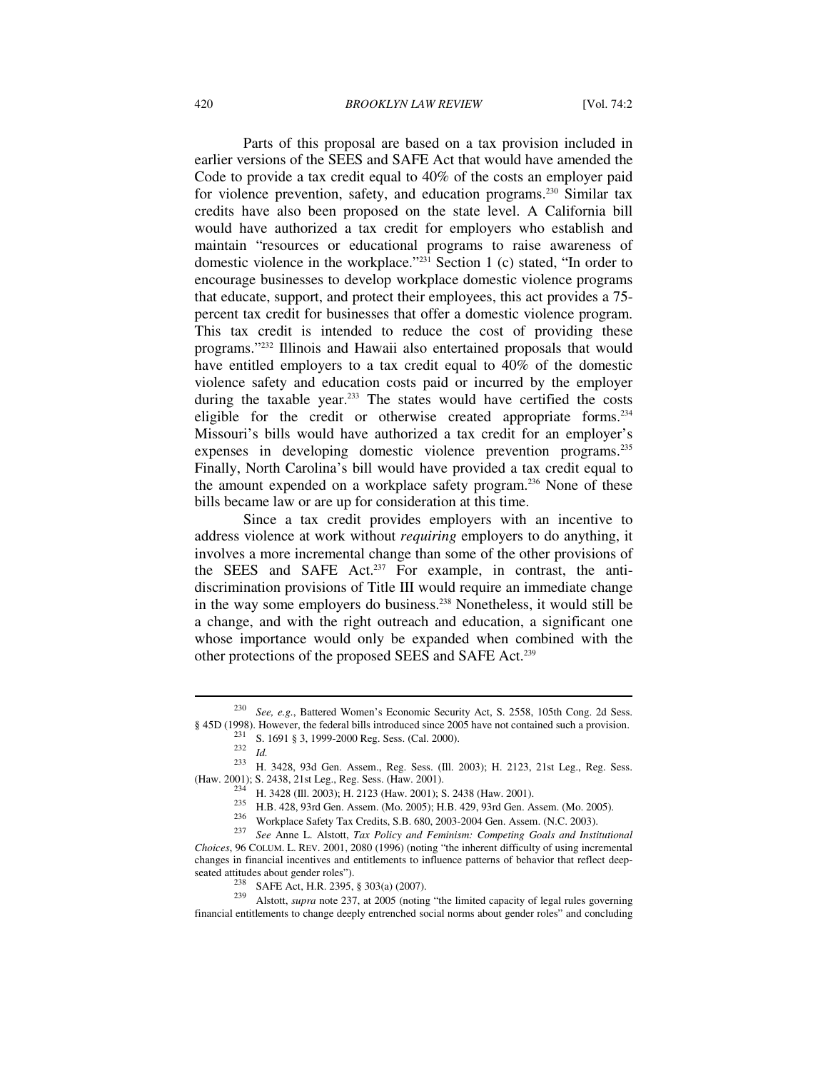Parts of this proposal are based on a tax provision included in earlier versions of the SEES and SAFE Act that would have amended the Code to provide a tax credit equal to 40% of the costs an employer paid for violence prevention, safety, and education programs.[230] Similar tax credits have also been proposed on the state level. A California bill would have authorized a tax credit for employers who establish and maintain "resources or educational programs to raise awareness of domestic violence in the workplace."[231] Section 1 (c) stated, "In order to encourage businesses to develop workplace domestic violence programs that educate, support, and protect their employees, this act provides a 75-percent tax credit for businesses that offer a domestic violence program. This tax credit is intended to reduce the cost of providing these programs."[232] Illinois and Hawaii also entertained proposals that would have entitled employers to a tax credit equal to 40% of the domestic violence safety and education costs paid or incurred by the employer during the taxable year.[233] The states would have certified the costs eligible for the credit or otherwise created appropriate forms.[234] Missouri's bills would have authorized a tax credit for an employer's expenses in developing domestic violence prevention programs.[235] Finally, North Carolina's bill would have provided a tax credit equal to the amount expended on a workplace safety program.[236] None of these bills became law or are up for consideration at this time.

Since a tax credit provides employers with an incentive to address violence at work without *requiring* employers to do anything, it involves a more incremental change than some of the other provisions of the SEES and SAFE Act.[237] For example, in contrast, the anti-discrimination provisions of Title III would require an immediate change in the way some employers do business.[238] Nonetheless, it would still be a change, and with the right outreach and education, a significant one whose importance would only be expanded when combined with the other protections of the proposed SEES and SAFE Act.[239]

---

[230] *See, e.g.*, Battered Women's Economic Security Act, S. 2558, 105th Cong. 2d Sess. § 45D (1998). However, the federal bills introduced since 2005 have not contained such a provision.

[231] S. 1691 § 3, 1999-2000 Reg. Sess. (Cal. 2000).

[232] *Id.*

[233] H. 3428, 93d Gen. Assem., Reg. Sess. (Ill. 2003); H. 2123, 21st Leg., Reg. Sess. (Haw. 2001); S. 2438, 21st Leg., Reg. Sess. (Haw. 2001).

[234] H. 3428 (Ill. 2003); H. 2123 (Haw. 2001); S. 2438 (Haw. 2001).

[235] H.B. 428, 93rd Gen. Assem. (Mo. 2005); H.B. 429, 93rd Gen. Assem. (Mo. 2005).

[236] Workplace Safety Tax Credits, S.B. 680, 2003-2004 Gen. Assem. (N.C. 2003).

[237] *See* Anne L. Alstott, *Tax Policy and Feminism: Competing Goals and Institutional Choices*, 96 COLUM. L. REV. 2001, 2080 (1996) (noting "the inherent difficulty of using incremental changes in financial incentives and entitlements to influence patterns of behavior that reflect deep-seated attitudes about gender roles").

[238] SAFE Act, H.R. 2395, § 303(a) (2007).

[239] Alstott, *supra* note 237, at 2005 (noting "the limited capacity of legal rules governing financial entitlements to change deeply entrenched social norms about gender roles" and concluding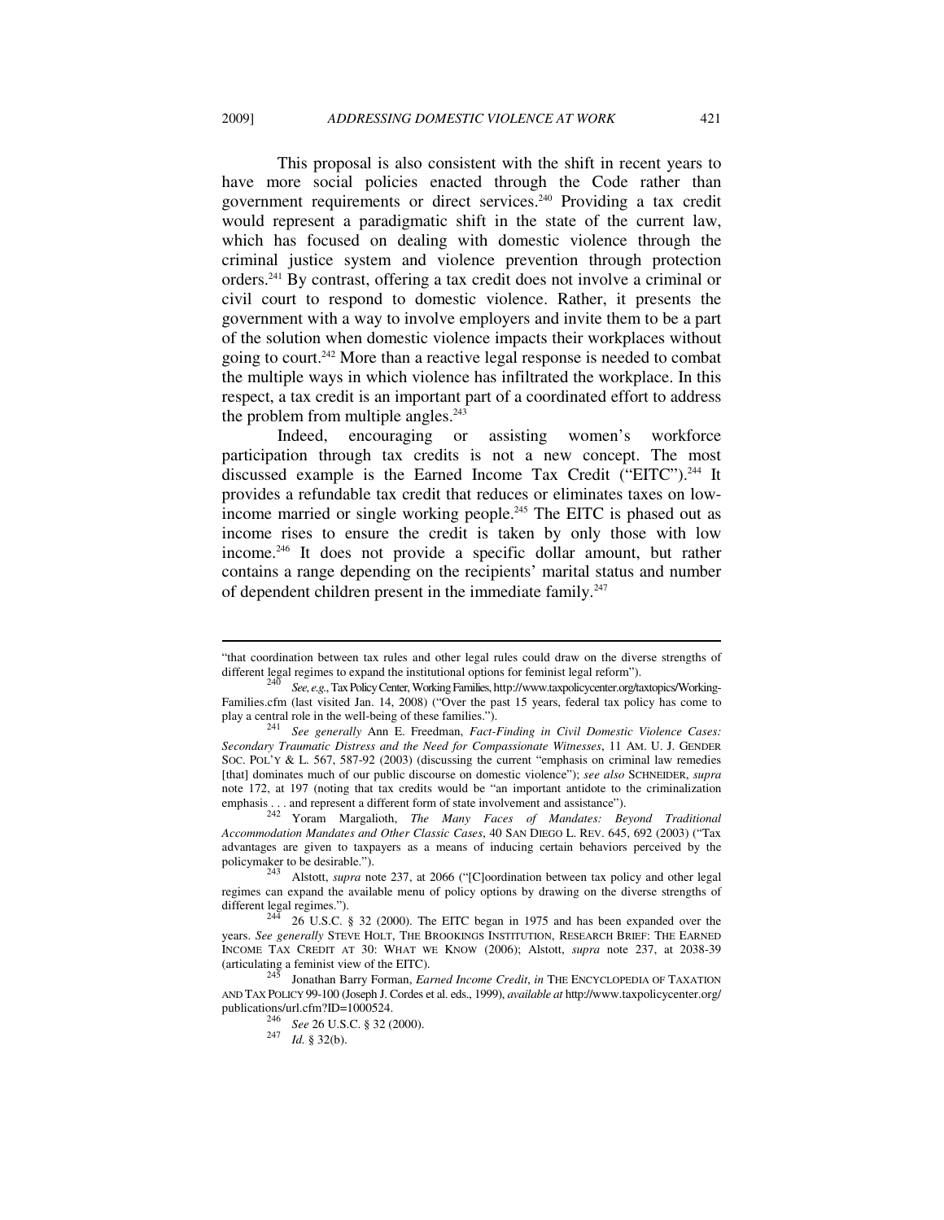This proposal is also consistent with the shift in recent years to have more social policies enacted through the Code rather than government requirements or direct services.[240] Providing a tax credit would represent a paradigmatic shift in the state of the current law, which has focused on dealing with domestic violence through the criminal justice system and violence prevention through protection orders.[241] By contrast, offering a tax credit does not involve a criminal or civil court to respond to domestic violence. Rather, it presents the government with a way to involve employers and invite them to be a part of the solution when domestic violence impacts their workplaces without going to court.[242] More than a reactive legal response is needed to combat the multiple ways in which violence has infiltrated the workplace. In this respect, a tax credit is an important part of a coordinated effort to address the problem from multiple angles.[243]

Indeed, encouraging or assisting women's workforce participation through tax credits is not a new concept. The most discussed example is the Earned Income Tax Credit ("EITC").[244] It provides a refundable tax credit that reduces or eliminates taxes on low-income married or single working people.[245] The EITC is phased out as income rises to ensure the credit is taken by only those with low income.[246] It does not provide a specific dollar amount, but rather contains a range depending on the recipients' marital status and number of dependent children present in the immediate family.[247]

---

"that coordination between tax rules and other legal rules could draw on the diverse strengths of different legal regimes to expand the institutional options for feminist legal reform").

[240] *See, e.g.*, Tax Policy Center, Working Families, http://www.taxpolicycenter.org/taxtopics/Working-Families.cfm (last visited Jan. 14, 2008) ("Over the past 15 years, federal tax policy has come to play a central role in the well-being of these families.").

[241] *See generally* Ann E. Freedman, *Fact-Finding in Civil Domestic Violence Cases: Secondary Traumatic Distress and the Need for Compassionate Witnesses*, 11 AM. U. J. GENDER SOC. POL'Y & L. 567, 587-92 (2003) (discussing the current "emphasis on criminal law remedies [that] dominates much of our public discourse on domestic violence"); *see also* SCHNEIDER, *supra* note 172, at 197 (noting that tax credits would be "an important antidote to the criminalization emphasis . . . and represent a different form of state involvement and assistance").

[242] Yoram Margalioth, *The Many Faces of Mandates: Beyond Traditional Accommodation Mandates and Other Classic Cases*, 40 SAN DIEGO L. REV. 645, 692 (2003) ("Tax advantages are given to taxpayers as a means of inducing certain behaviors perceived by the policymaker to be desirable.").

[243] Alstott, *supra* note 237, at 2066 ("[C]oordination between tax policy and other legal regimes can expand the available menu of policy options by drawing on the diverse strengths of different legal regimes.").

[244] 26 U.S.C. § 32 (2000). The EITC began in 1975 and has been expanded over the years. *See generally* STEVE HOLT, THE BROOKINGS INSTITUTION, RESEARCH BRIEF: THE EARNED INCOME TAX CREDIT AT 30: WHAT WE KNOW (2006); Alstott, *supra* note 237, at 2038-39 (articulating a feminist view of the EITC).

[245] Jonathan Barry Forman, *Earned Income Credit*, *in* THE ENCYCLOPEDIA OF TAXATION AND TAX POLICY 99-100 (Joseph J. Cordes et al. eds., 1999), *available at* http://www.taxpolicycenter.org/publications/url.cfm?ID=1000524.

[246] *See* 26 U.S.C. § 32 (2000).

[247] *Id.* § 32(b).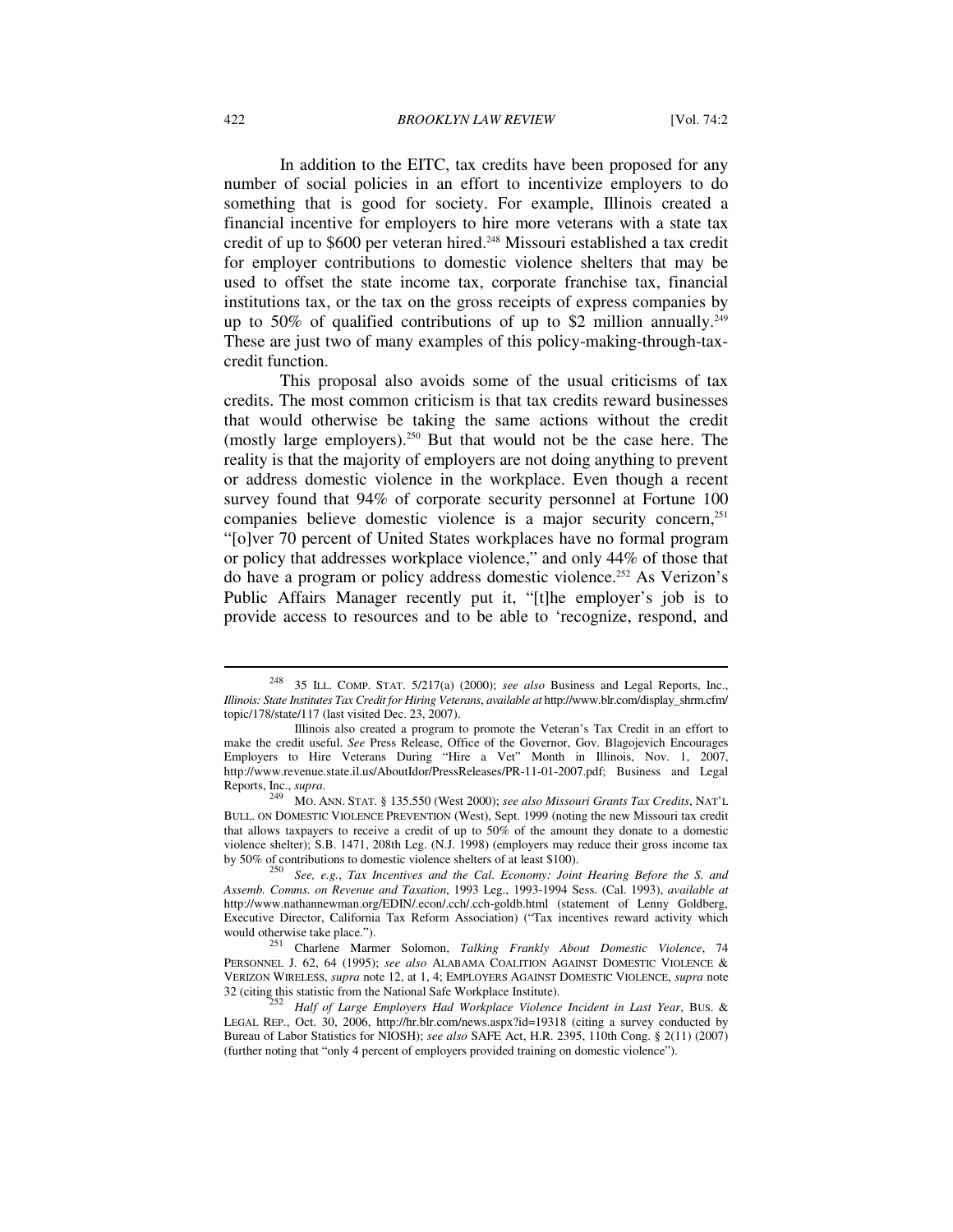In addition to the EITC, tax credits have been proposed for any number of social policies in an effort to incentivize employers to do something that is good for society. For example, Illinois created a financial incentive for employers to hire more veterans with a state tax credit of up to $600 per veteran hired.[248] Missouri established a tax credit for employer contributions to domestic violence shelters that may be used to offset the state income tax, corporate franchise tax, financial institutions tax, or the tax on the gross receipts of express companies by up to 50% of qualified contributions of up to $2 million annually.[249] These are just two of many examples of this policy-making-through-tax-credit function.

This proposal also avoids some of the usual criticisms of tax credits. The most common criticism is that tax credits reward businesses that would otherwise be taking the same actions without the credit (mostly large employers).[250] But that would not be the case here. The reality is that the majority of employers are not doing anything to prevent or address domestic violence in the workplace. Even though a recent survey found that 94% of corporate security personnel at Fortune 100 companies believe domestic violence is a major security concern,[251] "[o]ver 70 percent of United States workplaces have no formal program or policy that addresses workplace violence," and only 44% of those that do have a program or policy address domestic violence.[252] As Verizon's Public Affairs Manager recently put it, "[t]he employer's job is to provide access to resources and to be able to 'recognize, respond, and

---

[248] 35 ILL. COMP. STAT. 5/217(a) (2000); *see also* Business and Legal Reports, Inc., *Illinois: State Institutes Tax Credit for Hiring Veterans*, *available at* http://www.blr.com/display_shrm.cfm/topic/178/state/117 (last visited Dec. 23, 2007).

Illinois also created a program to promote the Veteran's Tax Credit in an effort to make the credit useful. *See* Press Release, Office of the Governor, Gov. Blagojevich Encourages Employers to Hire Veterans During "Hire a Vet" Month in Illinois, Nov. 1, 2007, http://www.revenue.state.il.us/AboutIdor/PressReleases/PR-11-01-2007.pdf; Business and Legal Reports, Inc., *supra*.

[249] MO. ANN. STAT. § 135.550 (West 2000); *see also Missouri Grants Tax Credits*, NAT'L BULL. ON DOMESTIC VIOLENCE PREVENTION (West), Sept. 1999 (noting the new Missouri tax credit that allows taxpayers to receive a credit of up to 50% of the amount they donate to a domestic violence shelter); S.B. 1471, 208th Leg. (N.J. 1998) (employers may reduce their gross income tax by 50% of contributions to domestic violence shelters of at least $100).

[250] *See, e.g.*, *Tax Incentives and the Cal. Economy: Joint Hearing Before the S. and Assemb. Comms. on Revenue and Taxation*, 1993 Leg., 1993-1994 Sess. (Cal. 1993), *available at* http://www.nathannewman.org/EDIN/.econ/.ccb/.cch-goldb.html (statement of Lenny Goldberg, Executive Director, California Tax Reform Association) ("Tax incentives reward activity which would otherwise take place.").

[251] Charlene Marmer Solomon, *Talking Frankly About Domestic Violence*, 74 PERSONNEL J. 62, 64 (1995); *see also* ALABAMA COALITION AGAINST DOMESTIC VIOLENCE & VERIZON WIRELESS, *supra* note 12, at 1, 4; EMPLOYERS AGAINST DOMESTIC VIOLENCE, *supra* note 32 (citing this statistic from the National Safe Workplace Institute).

[252] *Half of Large Employers Had Workplace Violence Incident in Last Year*, BUS. & LEGAL REP., Oct. 30, 2006, http://hr.blr.com/news.aspx?id=19318 (citing a survey conducted by Bureau of Labor Statistics for NIOSH); *see also* SAFE Act, H.R. 2395, 110th Cong. § 2(11) (2007) (further noting that "only 4 percent of employers provided training on domestic violence").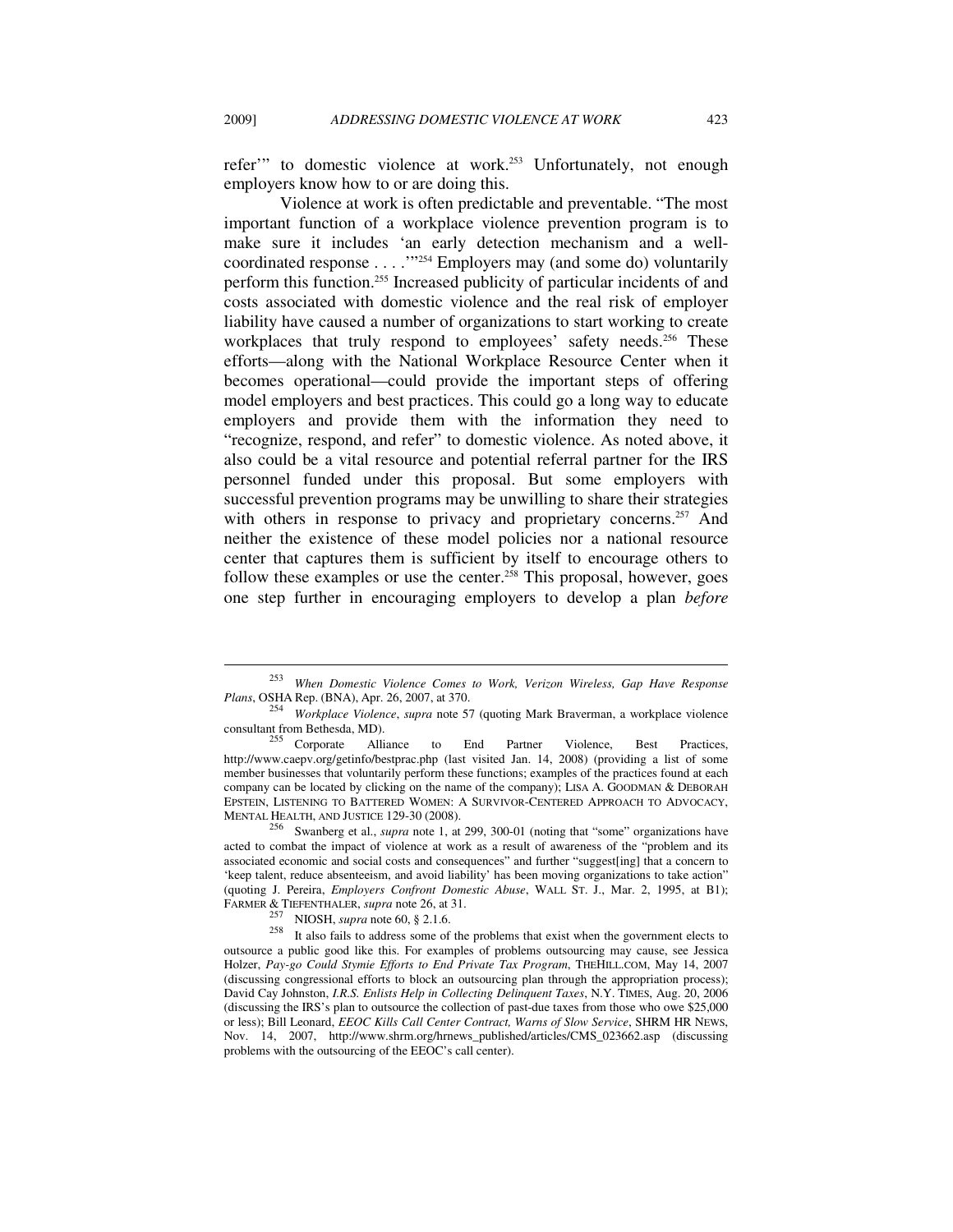refer'" to domestic violence at work.[253] Unfortunately, not enough employers know how to or are doing this.

Violence at work is often predictable and preventable. "The most important function of a workplace violence prevention program is to make sure it includes 'an early detection mechanism and a well-coordinated response . . . .'"[254] Employers may (and some do) voluntarily perform this function.[255] Increased publicity of particular incidents of and costs associated with domestic violence and the real risk of employer liability have caused a number of organizations to start working to create workplaces that truly respond to employees' safety needs.[256] These efforts—along with the National Workplace Resource Center when it becomes operational—could provide the important steps of offering model employers and best practices. This could go a long way to educate employers and provide them with the information they need to "recognize, respond, and refer" to domestic violence. As noted above, it also could be a vital resource and potential referral partner for the IRS personnel funded under this proposal. But some employers with successful prevention programs may be unwilling to share their strategies with others in response to privacy and proprietary concerns.[257] And neither the existence of these model policies nor a national resource center that captures them is sufficient by itself to encourage others to follow these examples or use the center.[258] This proposal, however, goes one step further in encouraging employers to develop a plan *before*

---

[253] *When Domestic Violence Comes to Work, Verizon Wireless, Gap Have Response Plans*, OSHA Rep. (BNA), Apr. 26, 2007, at 370.

[254] *Workplace Violence*, *supra* note 57 (quoting Mark Braverman, a workplace violence consultant from Bethesda, MD).

[255] Corporate Alliance to End Partner Violence, Best Practices, http://www.caepv.org/getinfo/bestprac.php (last visited Jan. 14, 2008) (providing a list of some member businesses that voluntarily perform these functions; examples of the practices found at each company can be located by clicking on the name of the company); LISA A. GOODMAN & DEBORAH EPSTEIN, LISTENING TO BATTERED WOMEN: A SURVIVOR-CENTERED APPROACH TO ADVOCACY, MENTAL HEALTH, AND JUSTICE 129-30 (2008).

[256] Swanberg et al., *supra* note 1, at 299, 300-01 (noting that "some" organizations have acted to combat the impact of violence at work as a result of awareness of the "problem and its associated economic and social costs and consequences" and further "suggest[ing] that a concern to 'keep talent, reduce absenteeism, and avoid liability' has been moving organizations to take action" (quoting J. Pereira, *Employers Confront Domestic Abuse*, WALL ST. J., Mar. 2, 1995, at B1); FARMER & TIEFENTHALER, *supra* note 26, at 31.

[257] NIOSH, *supra* note 60, § 2.1.6.

[258] It also fails to address some of the problems that exist when the government elects to outsource a public good like this. For examples of problems outsourcing may cause, see Jessica Holzer, *Pay-go Could Stymie Efforts to End Private Tax Program*, THEHILL.COM, May 14, 2007 (discussing congressional efforts to block an outsourcing plan through the appropriation process); David Cay Johnston, *I.R.S. Enlists Help in Collecting Delinquent Taxes*, N.Y. TIMES, Aug. 20, 2006 (discussing the IRS's plan to outsource the collection of past-due taxes from those who owe $25,000 or less); Bill Leonard, *EEOC Kills Call Center Contract, Warns of Slow Service*, SHRM HR NEWS, Nov. 14, 2007, http://www.shrm.org/hrnews_published/articles/CMS_023662.asp (discussing problems with the outsourcing of the EEOC's call center).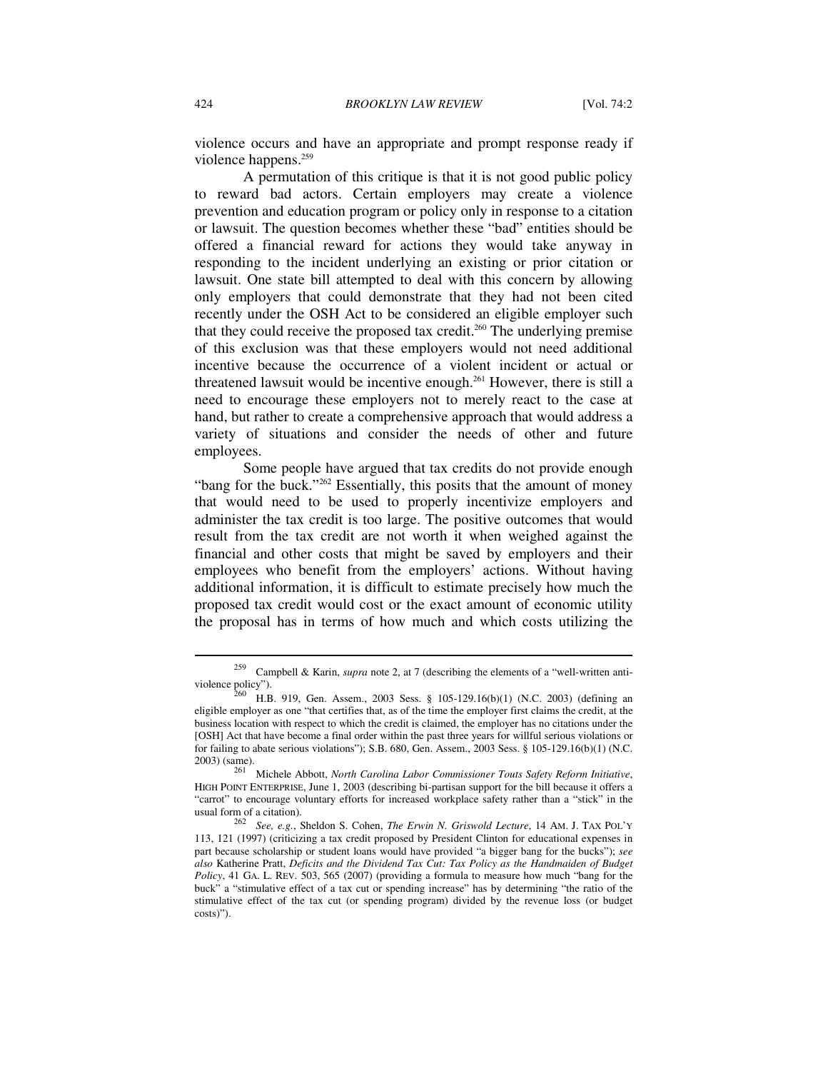violence occurs and have an appropriate and prompt response ready if violence happens.[259]

A permutation of this critique is that it is not good public policy to reward bad actors. Certain employers may create a violence prevention and education program or policy only in response to a citation or lawsuit. The question becomes whether these "bad" entities should be offered a financial reward for actions they would take anyway in responding to the incident underlying an existing or prior citation or lawsuit. One state bill attempted to deal with this concern by allowing only employers that could demonstrate that they had not been cited recently under the OSH Act to be considered an eligible employer such that they could receive the proposed tax credit.[260] The underlying premise of this exclusion was that these employers would not need additional incentive because the occurrence of a violent incident or actual or threatened lawsuit would be incentive enough.[261] However, there is still a need to encourage these employers not to merely react to the case at hand, but rather to create a comprehensive approach that would address a variety of situations and consider the needs of other and future employees.

Some people have argued that tax credits do not provide enough "bang for the buck."[262] Essentially, this posits that the amount of money that would need to be used to properly incentivize employers and administer the tax credit is too large. The positive outcomes that would result from the tax credit are not worth it when weighed against the financial and other costs that might be saved by employers and their employees who benefit from the employers' actions. Without having additional information, it is difficult to estimate precisely how much the proposed tax credit would cost or the exact amount of economic utility the proposal has in terms of how much and which costs utilizing the

---

[259] Campbell & Karin, *supra* note 2, at 7 (describing the elements of a "well-written anti-violence policy").

[260] H.B. 919, Gen. Assem., 2003 Sess. § 105-129.16(b)(1) (N.C. 2003) (defining an eligible employer as one "that certifies that, as of the time the employer first claims the credit, at the business location with respect to which the credit is claimed, the employer has no citations under the [OSH] Act that have become a final order within the past three years for willful serious violations or for failing to abate serious violations"); S.B. 680, Gen. Assem., 2003 Sess. § 105-129.16(b)(1) (N.C. 2003) (same).

[261] Michele Abbott, *North Carolina Labor Commissioner Touts Safety Reform Initiative*, HIGH POINT ENTERPRISE, June 1, 2003 (describing bi-partisan support for the bill because it offers a "carrot" to encourage voluntary efforts for increased workplace safety rather than a "stick" in the usual form of a citation).

[262] *See, e.g.*, Sheldon S. Cohen, *The Erwin N. Griswold Lecture*, 14 AM. J. TAX POL'Y 113, 121 (1997) (criticizing a tax credit proposed by President Clinton for educational expenses in part because scholarship or student loans would have provided "a bigger bang for the bucks"); *see also* Katherine Pratt, *Deficits and the Dividend Tax Cut: Tax Policy as the Handmaiden of Budget Policy*, 41 GA. L. REV. 503, 565 (2007) (providing a formula to measure how much "bang for the buck" a "stimulative effect of a tax cut or spending increase" has by determining "the ratio of the stimulative effect of the tax cut (or spending program) divided by the revenue loss (or budget costs)").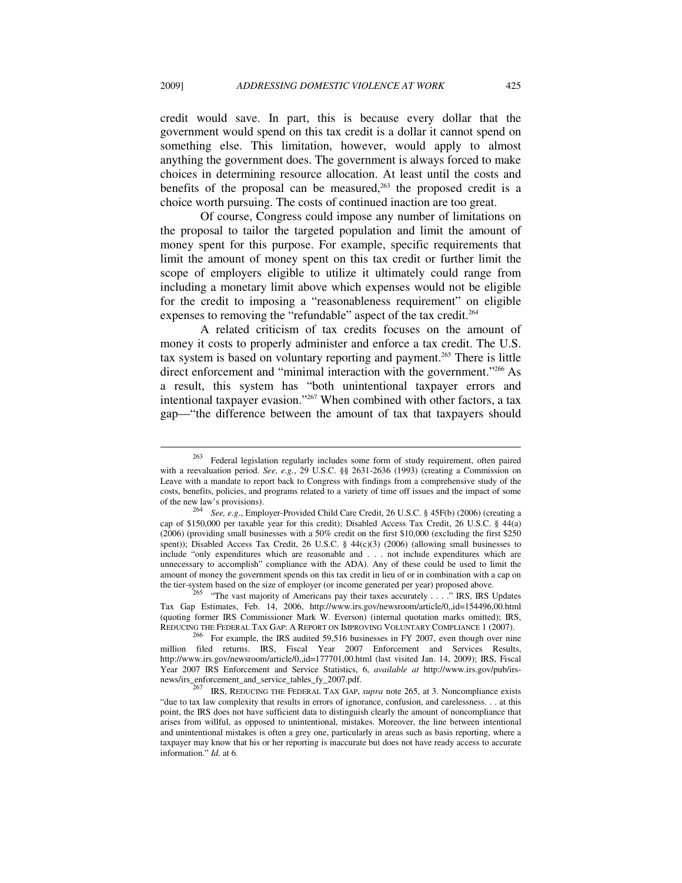credit would save. In part, this is because every dollar that the government would spend on this tax credit is a dollar it cannot spend on something else. This limitation, however, would apply to almost anything the government does. The government is always forced to make choices in determining resource allocation. At least until the costs and benefits of the proposal can be measured,[263] the proposed credit is a choice worth pursuing. The costs of continued inaction are too great.

Of course, Congress could impose any number of limitations on the proposal to tailor the targeted population and limit the amount of money spent for this purpose. For example, specific requirements that limit the amount of money spent on this tax credit or further limit the scope of employers eligible to utilize it ultimately could range from including a monetary limit above which expenses would not be eligible for the credit to imposing a "reasonableness requirement" on eligible expenses to removing the "refundable" aspect of the tax credit.[264]

A related criticism of tax credits focuses on the amount of money it costs to properly administer and enforce a tax credit. The U.S. tax system is based on voluntary reporting and payment.[265] There is little direct enforcement and "minimal interaction with the government."[266] As a result, this system has "both unintentional taxpayer errors and intentional taxpayer evasion."[267] When combined with other factors, a tax gap—"the difference between the amount of tax that taxpayers should

---

[263] Federal legislation regularly includes some form of study requirement, often paired with a reevaluation period. *See, e.g.*, 29 U.S.C. §§ 2631-2636 (1993) (creating a Commission on Leave with a mandate to report back to Congress with findings from a comprehensive study of the costs, benefits, policies, and programs related to a variety of time off issues and the impact of some of the new law's provisions).

[264] *See, e.g*., Employer-Provided Child Care Credit, 26 U.S.C. § 45F(b) (2006) (creating a cap of $150,000 per taxable year for this credit); Disabled Access Tax Credit, 26 U.S.C. § 44(a) (2006) (providing small businesses with a 50% credit on the first $10,000 (excluding the first $250 spent)); Disabled Access Tax Credit, 26 U.S.C. § 44(c)(3) (2006) (allowing small businesses to include "only expenditures which are reasonable and . . . not include expenditures which are unnecessary to accomplish" compliance with the ADA). Any of these could be used to limit the amount of money the government spends on this tax credit in lieu of or in combination with a cap on the tier-system based on the size of employer (or income generated per year) proposed above.

[265] "The vast majority of Americans pay their taxes accurately . . . ." IRS, IRS Updates Tax Gap Estimates, Feb. 14, 2006, http://www.irs.gov/newsroom/article/0,,id=154496,00.html (quoting former IRS Commissioner Mark W. Everson) (internal quotation marks omitted); IRS, REDUCING THE FEDERAL TAX GAP: A REPORT ON IMPROVING VOLUNTARY COMPLIANCE 1 (2007).

[266] For example, the IRS audited 59,516 businesses in FY 2007, even though over nine million filed returns. IRS, Fiscal Year 2007 Enforcement and Services Results, http://www.irs.gov/newsroom/article/0,,id=177701,00.html (last visited Jan. 14, 2009); IRS, Fiscal Year 2007 IRS Enforcement and Service Statistics, 6, *available at* http://www.irs.gov/pub/irs-news/irs_enforcement_and_service_tables_fy_2007.pdf.

[267] IRS, REDUCING THE FEDERAL TAX GAP, *supra* note 265, at 3. Noncompliance exists "due to tax law complexity that results in errors of ignorance, confusion, and carelessness. . . at this point, the IRS does not have sufficient data to distinguish clearly the amount of noncompliance that arises from willful, as opposed to unintentional, mistakes. Moreover, the line between intentional and unintentional mistakes is often a grey one, particularly in areas such as basis reporting, where a taxpayer may know that his or her reporting is inaccurate but does not have ready access to accurate information." *Id.* at 6.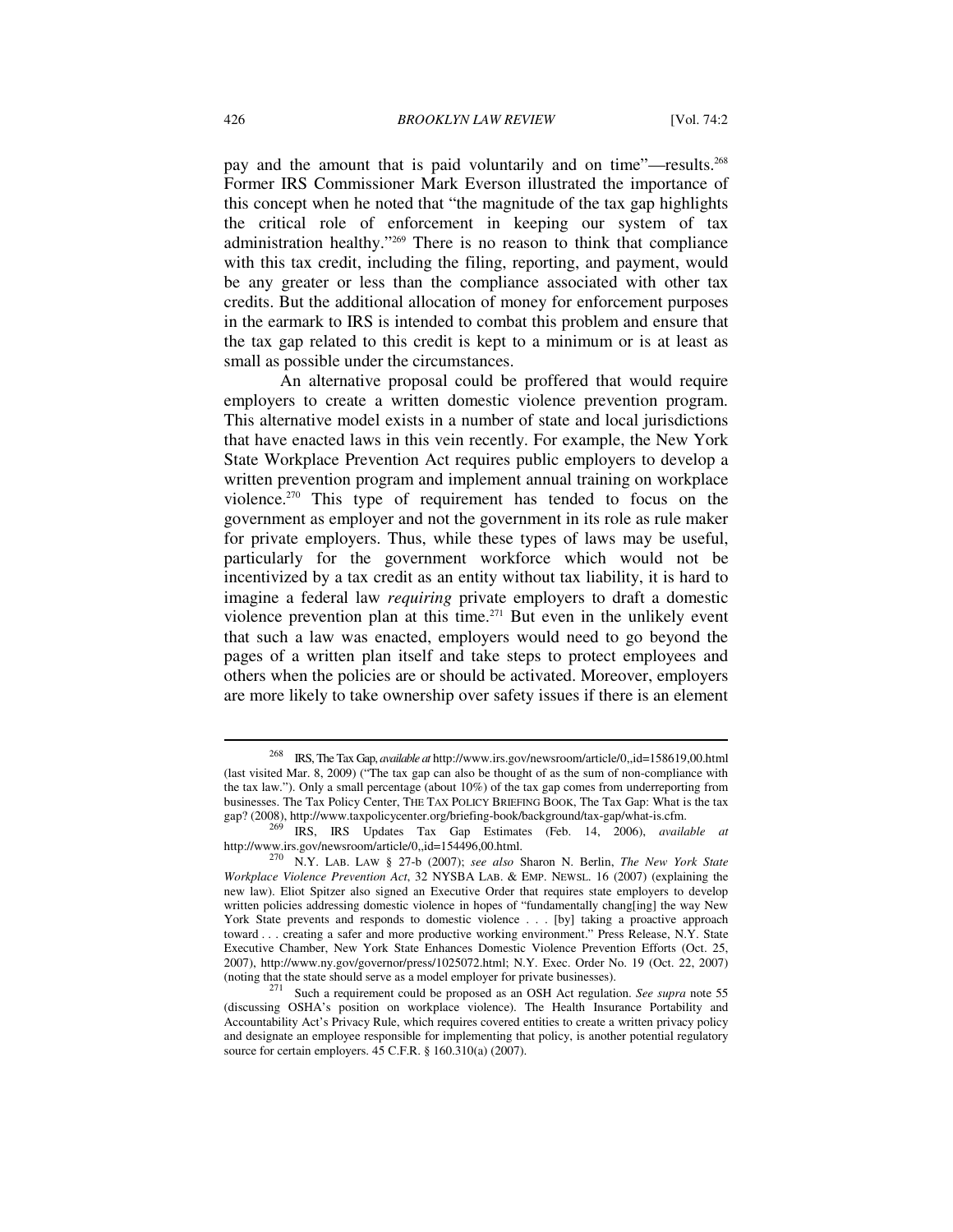pay and the amount that is paid voluntarily and on time"—results.[268] Former IRS Commissioner Mark Everson illustrated the importance of this concept when he noted that "the magnitude of the tax gap highlights the critical role of enforcement in keeping our system of tax administration healthy."[269] There is no reason to think that compliance with this tax credit, including the filing, reporting, and payment, would be any greater or less than the compliance associated with other tax credits. But the additional allocation of money for enforcement purposes in the earmark to IRS is intended to combat this problem and ensure that the tax gap related to this credit is kept to a minimum or is at least as small as possible under the circumstances.

An alternative proposal could be proffered that would require employers to create a written domestic violence prevention program. This alternative model exists in a number of state and local jurisdictions that have enacted laws in this vein recently. For example, the New York State Workplace Prevention Act requires public employers to develop a written prevention program and implement annual training on workplace violence.[270] This type of requirement has tended to focus on the government as employer and not the government in its role as rule maker for private employers. Thus, while these types of laws may be useful, particularly for the government workforce which would not be incentivized by a tax credit as an entity without tax liability, it is hard to imagine a federal law *requiring* private employers to draft a domestic violence prevention plan at this time.[271] But even in the unlikely event that such a law was enacted, employers would need to go beyond the pages of a written plan itself and take steps to protect employees and others when the policies are or should be activated. Moreover, employers are more likely to take ownership over safety issues if there is an element

---

[268] IRS, The Tax Gap, *available at* http://www.irs.gov/newsroom/article/0,,id=158619,00.html (last visited Mar. 8, 2009) ("The tax gap can also be thought of as the sum of non-compliance with the tax law."). Only a small percentage (about 10%) of the tax gap comes from underreporting from businesses. The Tax Policy Center, THE TAX POLICY BRIEFING BOOK, The Tax Gap: What is the tax gap? (2008), http://www.taxpolicycenter.org/briefing-book/background/tax-gap/what-is.cfm.

[269] IRS, IRS Updates Tax Gap Estimates (Feb. 14, 2006), *available at* http://www.irs.gov/newsroom/article/0,,id=154496,00.html.

[270] N.Y. LAB. LAW § 27-b (2007); *see also* Sharon N. Berlin, *The New York State Workplace Violence Prevention Act*, 32 NYSBA LAB. & EMP. NEWSL. 16 (2007) (explaining the new law). Eliot Spitzer also signed an Executive Order that requires state employers to develop written policies addressing domestic violence in hopes of "fundamentally chang[ing] the way New York State prevents and responds to domestic violence . . . [by] taking a proactive approach toward . . . creating a safer and more productive working environment." Press Release, N.Y. State Executive Chamber, New York State Enhances Domestic Violence Prevention Efforts (Oct. 25, 2007), http://www.ny.gov/governor/press/1025072.html; N.Y. Exec. Order No. 19 (Oct. 22, 2007) (noting that the state should serve as a model employer for private businesses).

[271] Such a requirement could be proposed as an OSH Act regulation. *See supra* note 55 (discussing OSHA's position on workplace violence). The Health Insurance Portability and Accountability Act's Privacy Rule, which requires covered entities to create a written privacy policy and designate an employee responsible for implementing that policy, is another potential regulatory source for certain employers. 45 C.F.R. § 160.310(a) (2007).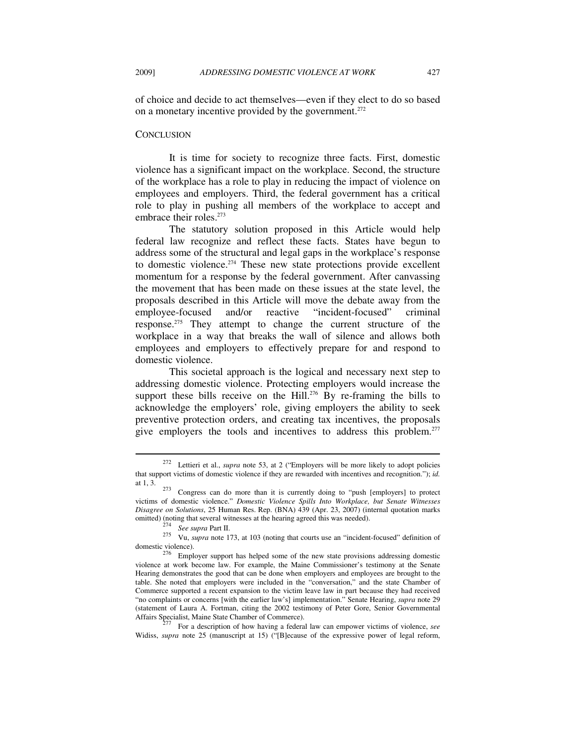of choice and decide to act themselves—even if they elect to do so based on a monetary incentive provided by the government.[272]

## CONCLUSION

It is time for society to recognize three facts. First, domestic violence has a significant impact on the workplace. Second, the structure of the workplace has a role to play in reducing the impact of violence on employees and employers. Third, the federal government has a critical role to play in pushing all members of the workplace to accept and embrace their roles.[273]

The statutory solution proposed in this Article would help federal law recognize and reflect these facts. States have begun to address some of the structural and legal gaps in the workplace's response to domestic violence.[274] These new state protections provide excellent momentum for a response by the federal government. After canvassing the movement that has been made on these issues at the state level, the proposals described in this Article will move the debate away from the employee-focused and/or reactive "incident-focused" criminal response.[275] They attempt to change the current structure of the workplace in a way that breaks the wall of silence and allows both employees and employers to effectively prepare for and respond to domestic violence.

This societal approach is the logical and necessary next step to addressing domestic violence. Protecting employers would increase the support these bills receive on the Hill.[276] By re-framing the bills to acknowledge the employers' role, giving employers the ability to seek preventive protection orders, and creating tax incentives, the proposals give employers the tools and incentives to address this problem.[277]

---

[272] Lettieri et al., *supra* note 53, at 2 ("Employers will be more likely to adopt policies that support victims of domestic violence if they are rewarded with incentives and recognition."); *id.* at 1, 3.

[273] Congress can do more than it is currently doing to "push [employers] to protect victims of domestic violence." *Domestic Violence Spills Into Workplace, but Senate Witnesses Disagree on Solutions*, 25 Human Res. Rep. (BNA) 439 (Apr. 23, 2007) (internal quotation marks omitted) (noting that several witnesses at the hearing agreed this was needed).

[274] *See supra* Part II.

[275] Vu, *supra* note 173, at 103 (noting that courts use an "incident-focused" definition of domestic violence).

[276] Employer support has helped some of the new state provisions addressing domestic violence at work become law. For example, the Maine Commissioner's testimony at the Senate Hearing demonstrates the good that can be done when employers and employees are brought to the table. She noted that employers were included in the "conversation," and the state Chamber of Commerce supported a recent expansion to the victim leave law in part because they had received "no complaints or concerns [with the earlier law's] implementation." Senate Hearing, *supra* note 29 (statement of Laura A. Fortman, citing the 2002 testimony of Peter Gore, Senior Governmental Affairs Specialist, Maine State Chamber of Commerce).

[277] For a description of how having a federal law can empower victims of violence, *see* Widiss, *supra* note 25 (manuscript at 15) ("[B]ecause of the expressive power of legal reform,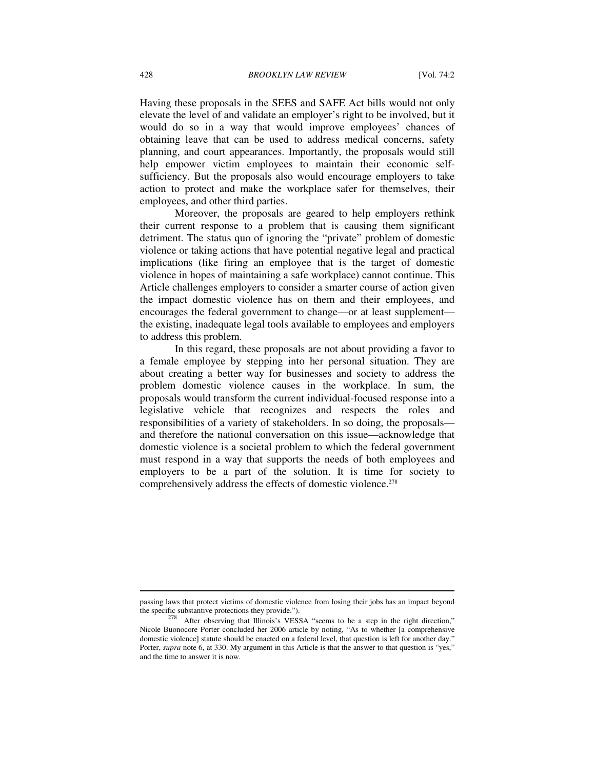Having these proposals in the SEES and SAFE Act bills would not only elevate the level of and validate an employer's right to be involved, but it would do so in a way that would improve employees' chances of obtaining leave that can be used to address medical concerns, safety planning, and court appearances. Importantly, the proposals would still help empower victim employees to maintain their economic self-sufficiency. But the proposals also would encourage employers to take action to protect and make the workplace safer for themselves, their employees, and other third parties.

Moreover, the proposals are geared to help employers rethink their current response to a problem that is causing them significant detriment. The status quo of ignoring the "private" problem of domestic violence or taking actions that have potential negative legal and practical implications (like firing an employee that is the target of domestic violence in hopes of maintaining a safe workplace) cannot continue. This Article challenges employers to consider a smarter course of action given the impact domestic violence has on them and their employees, and encourages the federal government to change—or at least supplement—the existing, inadequate legal tools available to employees and employers to address this problem.

In this regard, these proposals are not about providing a favor to a female employee by stepping into her personal situation. They are about creating a better way for businesses and society to address the problem domestic violence causes in the workplace. In sum, the proposals would transform the current individual-focused response into a legislative vehicle that recognizes and respects the roles and responsibilities of a variety of stakeholders. In so doing, the proposals—and therefore the national conversation on this issue—acknowledge that domestic violence is a societal problem to which the federal government must respond in a way that supports the needs of both employees and employers to be a part of the solution. It is time for society to comprehensively address the effects of domestic violence.[278]

---

passing laws that protect victims of domestic violence from losing their jobs has an impact beyond the specific substantive protections they provide.").

[278] After observing that Illinois's VESSA "seems to be a step in the right direction," Nicole Buonocore Porter concluded her 2006 article by noting, "As to whether [a comprehensive domestic violence] statute should be enacted on a federal level, that question is left for another day." Porter, *supra* note 6, at 330. My argument in this Article is that the answer to that question is "yes," and the time to answer it is now.